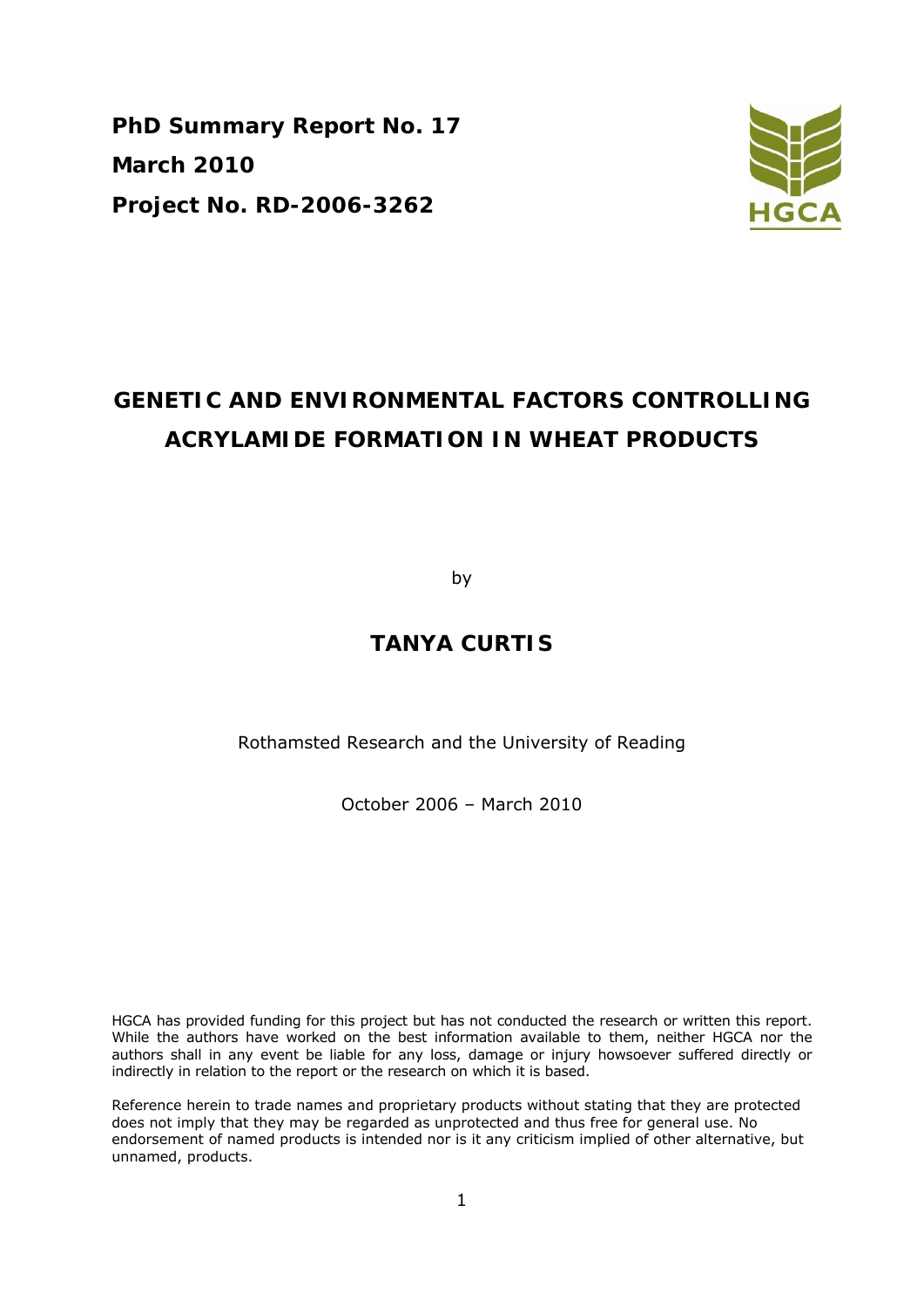**PhD Summary Report No. 17**

**March 2010**

**Project No. RD-2006-3262**

HGCA

# GENETIC AND ENVIRONMENTAL FACTORS CONTROLLING ACRYLAMIDE FORMATION IN WHEAT PRODUCTS

by

## TANYA CURTIS

Rothamsted Research and the University of Reading

October 2006 – March 2010

HGCA has provided funding for this project but has not conducted the research or written this report. While the authors have worked on the best information available to them, neither HGCA nor the authors shall in any event be liable for any loss, damage or injury howsoever suffered directly or indirectly in relation to the report or the research on which it is based.

Reference herein to trade names and proprietary products without stating that they are protected does not imply that they may be regarded as unprotected and thus free for general use. No endorsement of named products is intended nor is it any criticism implied of other alternative, but unnamed, products.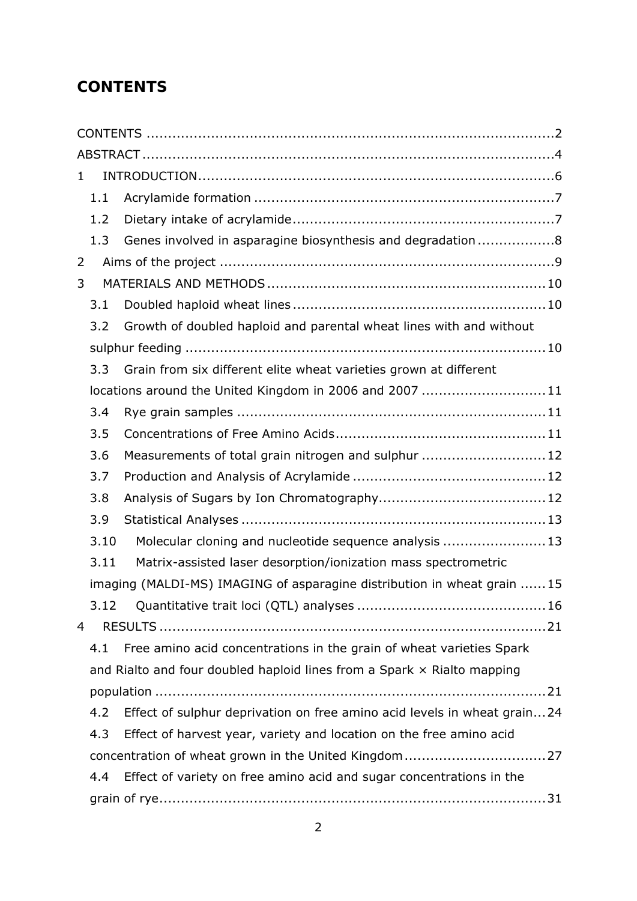# CONTENTS

CONTENTS ..........................................................................................2
ABSTRACT ..........................................................................................4
1 INTRODUCTION..................................................................................6
  1.1 Acrylamide formation ......................................................................7
  1.2 Dietary intake of acrylamide.............................................................7
  1.3 Genes involved in asparagine biosynthesis and degradation ..................8
2 Aims of the project .............................................................................9
3 MATERIALS AND METHODS .................................................................10
  3.1 Doubled haploid wheat lines ...........................................................10
  3.2 Growth of doubled haploid and parental wheat lines with and without sulphur feeding ...................................................................................10
  3.3 Grain from six different elite wheat varieties grown at different locations around the United Kingdom in 2006 and 2007 .............................11
  3.4 Rye grain samples ........................................................................11
  3.5 Concentrations of Free Amino Acids.................................................11
  3.6 Measurements of total grain nitrogen and sulphur .............................12
  3.7 Production and Analysis of Acrylamide .............................................12
  3.8 Analysis of Sugars by Ion Chromatography.......................................12
  3.9 Statistical Analyses .......................................................................13
  3.10 Molecular cloning and nucleotide sequence analysis ........................13
  3.11 Matrix-assisted laser desorption/ionization mass spectrometric imaging (MALDI-MS) IMAGING of asparagine distribution in wheat grain ......15
  3.12 Quantitative trait loci (QTL) analyses ............................................16
4 RESULTS ..........................................................................................21
  4.1 Free amino acid concentrations in the grain of wheat varieties Spark and Rialto and four doubled haploid lines from a Spark × Rialto mapping population ............................................................................................21
  4.2 Effect of sulphur deprivation on free amino acid levels in wheat grain...24
  4.3 Effect of harvest year, variety and location on the free amino acid concentration of wheat grown in the United Kingdom.................................27
  4.4 Effect of variety on free amino acid and sugar concentrations in the grain of rye...........................................................................................31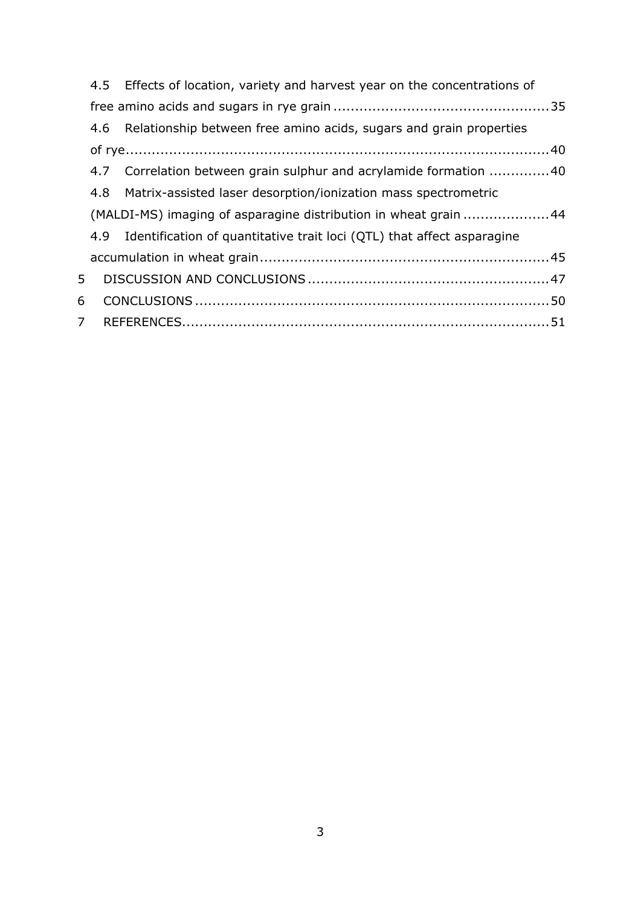4.5 Effects of location, variety and harvest year on the concentrations of free amino acids and sugars in rye grain .................................................35

4.6 Relationship between free amino acids, sugars and grain properties of rye.......................................................................................................40

4.7 Correlation between grain sulphur and acrylamide formation .............40

4.8 Matrix-assisted laser desorption/ionization mass spectrometric (MALDI-MS) imaging of asparagine distribution in wheat grain ....................44

4.9 Identification of quantitative trait loci (QTL) that affect asparagine accumulation in wheat grain...................................................................45

5 DISCUSSION AND CONCLUSIONS........................................................47

6 CONCLUSIONS..................................................................................50

7 REFERENCES.....................................................................................51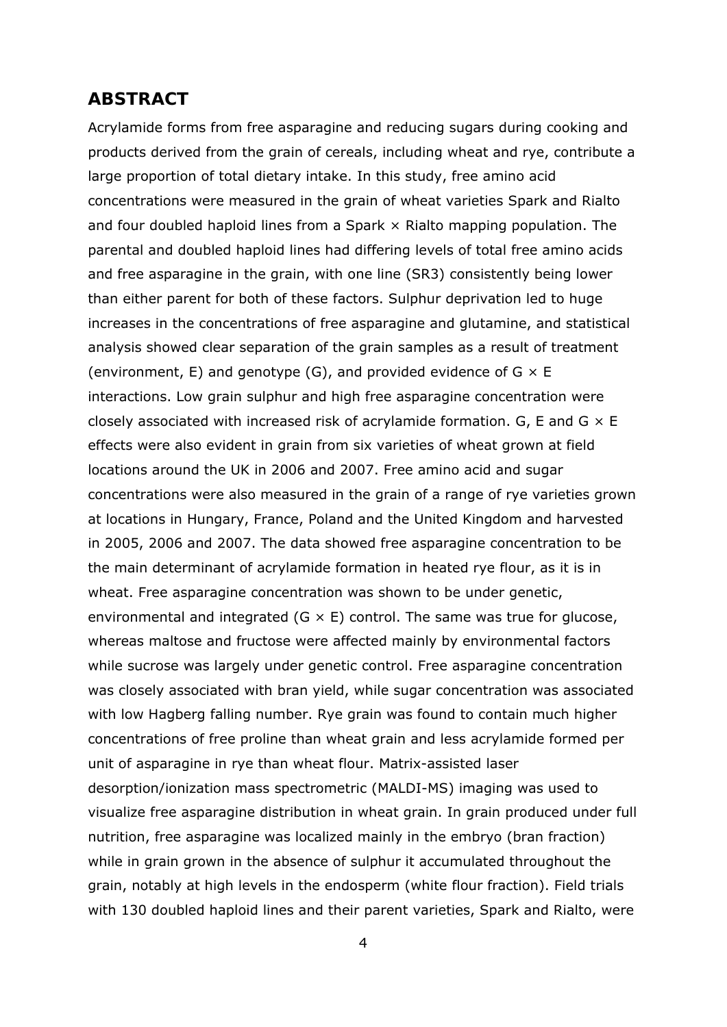## ABSTRACT

Acrylamide forms from free asparagine and reducing sugars during cooking and products derived from the grain of cereals, including wheat and rye, contribute a large proportion of total dietary intake. In this study, free amino acid concentrations were measured in the grain of wheat varieties Spark and Rialto and four doubled haploid lines from a Spark × Rialto mapping population. The parental and doubled haploid lines had differing levels of total free amino acids and free asparagine in the grain, with one line (SR3) consistently being lower than either parent for both of these factors. Sulphur deprivation led to huge increases in the concentrations of free asparagine and glutamine, and statistical analysis showed clear separation of the grain samples as a result of treatment (environment, E) and genotype (G), and provided evidence of G × E interactions. Low grain sulphur and high free asparagine concentration were closely associated with increased risk of acrylamide formation. G, E and G × E effects were also evident in grain from six varieties of wheat grown at field locations around the UK in 2006 and 2007. Free amino acid and sugar concentrations were also measured in the grain of a range of rye varieties grown at locations in Hungary, France, Poland and the United Kingdom and harvested in 2005, 2006 and 2007. The data showed free asparagine concentration to be the main determinant of acrylamide formation in heated rye flour, as it is in wheat. Free asparagine concentration was shown to be under genetic, environmental and integrated (G × E) control. The same was true for glucose, whereas maltose and fructose were affected mainly by environmental factors while sucrose was largely under genetic control. Free asparagine concentration was closely associated with bran yield, while sugar concentration was associated with low Hagberg falling number. Rye grain was found to contain much higher concentrations of free proline than wheat grain and less acrylamide formed per unit of asparagine in rye than wheat flour. Matrix-assisted laser desorption/ionization mass spectrometric (MALDI-MS) imaging was used to visualize free asparagine distribution in wheat grain. In grain produced under full nutrition, free asparagine was localized mainly in the embryo (bran fraction) while in grain grown in the absence of sulphur it accumulated throughout the grain, notably at high levels in the endosperm (white flour fraction). Field trials with 130 doubled haploid lines and their parent varieties, Spark and Rialto, were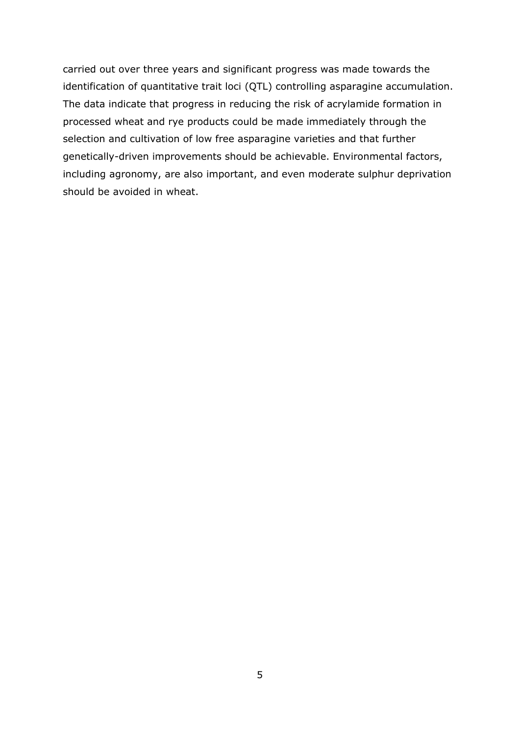carried out over three years and significant progress was made towards the identification of quantitative trait loci (QTL) controlling asparagine accumulation. The data indicate that progress in reducing the risk of acrylamide formation in processed wheat and rye products could be made immediately through the selection and cultivation of low free asparagine varieties and that further genetically-driven improvements should be achievable. Environmental factors, including agronomy, are also important, and even moderate sulphur deprivation should be avoided in wheat.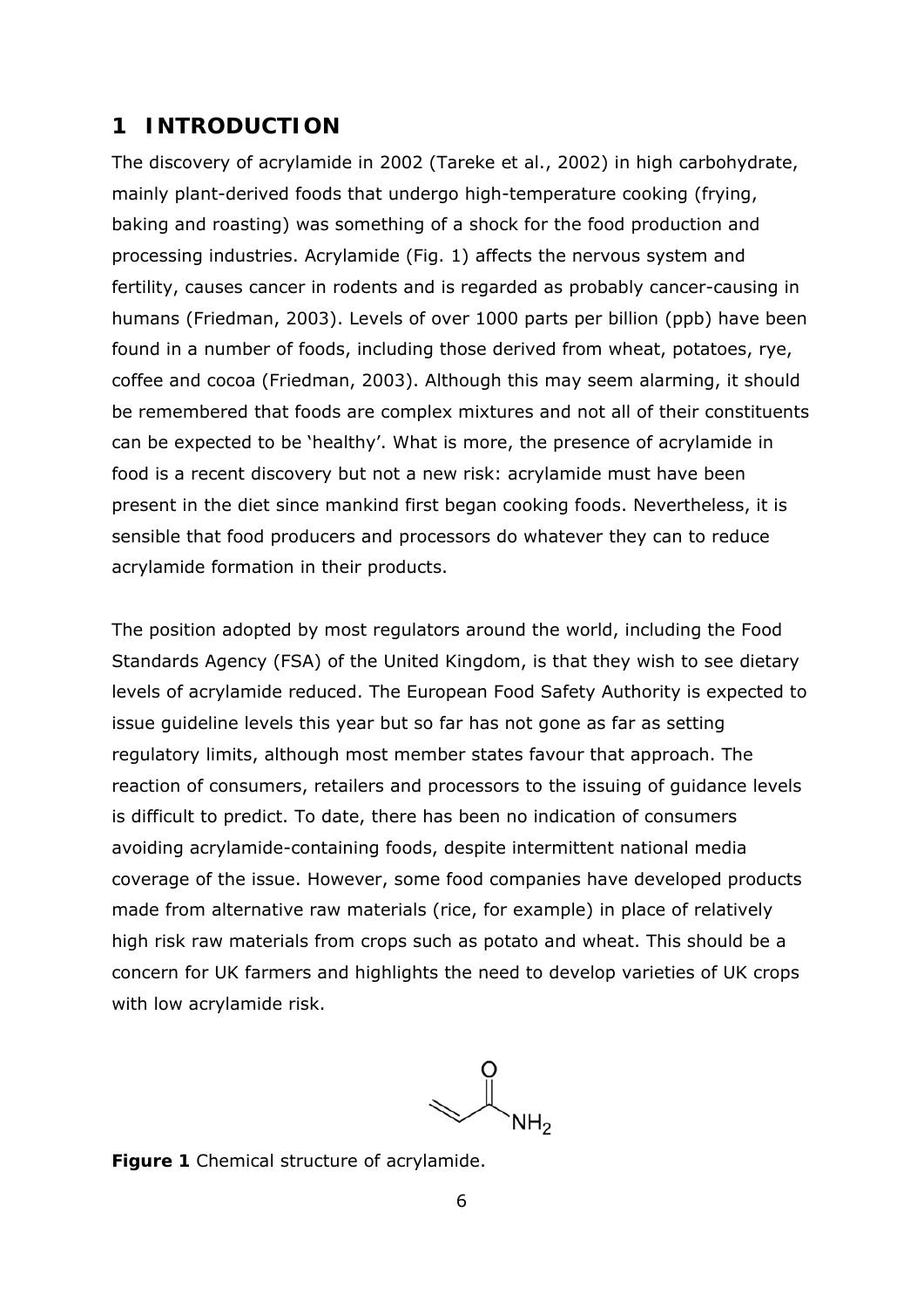# 1 INTRODUCTION

The discovery of acrylamide in 2002 (Tareke et al., 2002) in high carbohydrate, mainly plant-derived foods that undergo high-temperature cooking (frying, baking and roasting) was something of a shock for the food production and processing industries. Acrylamide (Fig. 1) affects the nervous system and fertility, causes cancer in rodents and is regarded as probably cancer-causing in humans (Friedman, 2003). Levels of over 1000 parts per billion (ppb) have been found in a number of foods, including those derived from wheat, potatoes, rye, coffee and cocoa (Friedman, 2003). Although this may seem alarming, it should be remembered that foods are complex mixtures and not all of their constituents can be expected to be 'healthy'. What is more, the presence of acrylamide in food is a recent discovery but not a new risk: acrylamide must have been present in the diet since mankind first began cooking foods. Nevertheless, it is sensible that food producers and processors do whatever they can to reduce acrylamide formation in their products.

The position adopted by most regulators around the world, including the Food Standards Agency (FSA) of the United Kingdom, is that they wish to see dietary levels of acrylamide reduced. The European Food Safety Authority is expected to issue guideline levels this year but so far has not gone as far as setting regulatory limits, although most member states favour that approach. The reaction of consumers, retailers and processors to the issuing of guidance levels is difficult to predict. To date, there has been no indication of consumers avoiding acrylamide-containing foods, despite intermittent national media coverage of the issue. However, some food companies have developed products made from alternative raw materials (rice, for example) in place of relatively high risk raw materials from crops such as potato and wheat. This should be a concern for UK farmers and highlights the need to develop varieties of UK crops with low acrylamide risk.

**Figure 1** Chemical structure of acrylamide.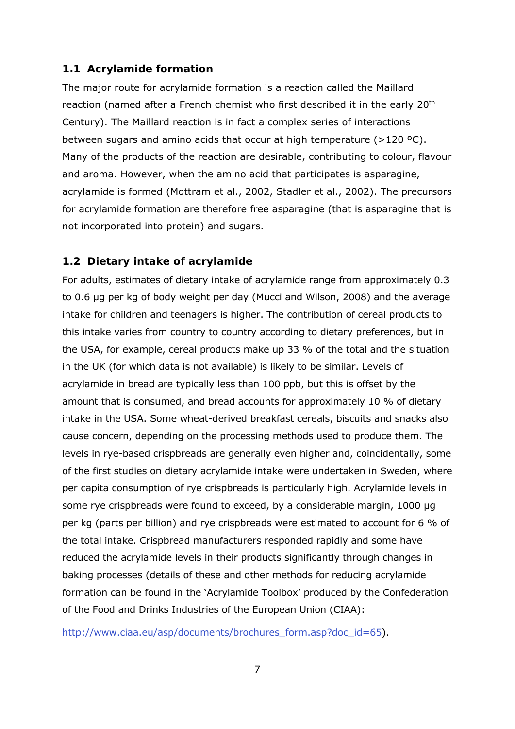### 1.1 Acrylamide formation

The major route for acrylamide formation is a reaction called the Maillard reaction (named after a French chemist who first described it in the early 20th Century). The Maillard reaction is in fact a complex series of interactions between sugars and amino acids that occur at high temperature (>120 ºC). Many of the products of the reaction are desirable, contributing to colour, flavour and aroma. However, when the amino acid that participates is asparagine, acrylamide is formed (Mottram et al., 2002, Stadler et al., 2002). The precursors for acrylamide formation are therefore free asparagine (that is asparagine that is not incorporated into protein) and sugars.

### 1.2 Dietary intake of acrylamide

For adults, estimates of dietary intake of acrylamide range from approximately 0.3 to 0.6 µg per kg of body weight per day (Mucci and Wilson, 2008) and the average intake for children and teenagers is higher. The contribution of cereal products to this intake varies from country to country according to dietary preferences, but in the USA, for example, cereal products make up 33 % of the total and the situation in the UK (for which data is not available) is likely to be similar. Levels of acrylamide in bread are typically less than 100 ppb, but this is offset by the amount that is consumed, and bread accounts for approximately 10 % of dietary intake in the USA. Some wheat-derived breakfast cereals, biscuits and snacks also cause concern, depending on the processing methods used to produce them. The levels in rye-based crispbreads are generally even higher and, coincidentally, some of the first studies on dietary acrylamide intake were undertaken in Sweden, where per capita consumption of rye crispbreads is particularly high. Acrylamide levels in some rye crispbreads were found to exceed, by a considerable margin, 1000 µg per kg (parts per billion) and rye crispbreads were estimated to account for 6 % of the total intake. Crispbread manufacturers responded rapidly and some have reduced the acrylamide levels in their products significantly through changes in baking processes (details of these and other methods for reducing acrylamide formation can be found in the 'Acrylamide Toolbox' produced by the Confederation of the Food and Drinks Industries of the European Union (CIAA):

http://www.ciaa.eu/asp/documents/brochures_form.asp?doc_id=65).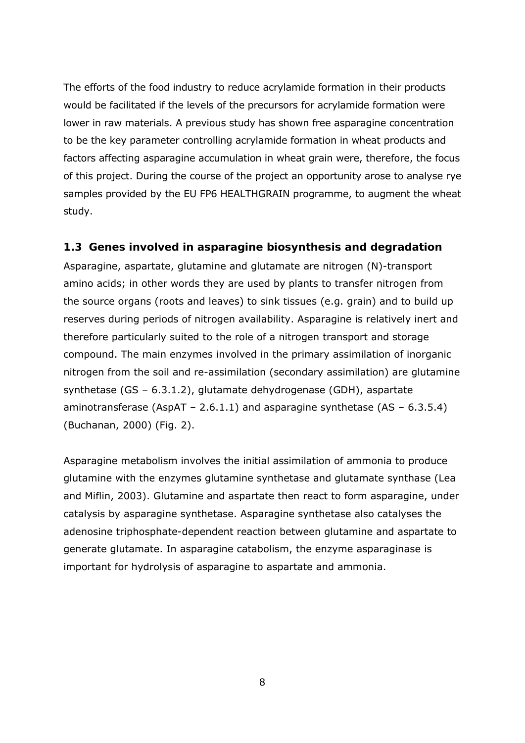The efforts of the food industry to reduce acrylamide formation in their products would be facilitated if the levels of the precursors for acrylamide formation were lower in raw materials. A previous study has shown free asparagine concentration to be the key parameter controlling acrylamide formation in wheat products and factors affecting asparagine accumulation in wheat grain were, therefore, the focus of this project. During the course of the project an opportunity arose to analyse rye samples provided by the EU FP6 HEALTHGRAIN programme, to augment the wheat study.

### 1.3 Genes involved in asparagine biosynthesis and degradation

Asparagine, aspartate, glutamine and glutamate are nitrogen (N)-transport amino acids; in other words they are used by plants to transfer nitrogen from the source organs (roots and leaves) to sink tissues (e.g. grain) and to build up reserves during periods of nitrogen availability. Asparagine is relatively inert and therefore particularly suited to the role of a nitrogen transport and storage compound. The main enzymes involved in the primary assimilation of inorganic nitrogen from the soil and re-assimilation (secondary assimilation) are glutamine synthetase (GS – 6.3.1.2), glutamate dehydrogenase (GDH), aspartate aminotransferase (AspAT – 2.6.1.1) and asparagine synthetase (AS – 6.3.5.4) (Buchanan, 2000) (Fig. 2).

Asparagine metabolism involves the initial assimilation of ammonia to produce glutamine with the enzymes glutamine synthetase and glutamate synthase (Lea and Miflin, 2003). Glutamine and aspartate then react to form asparagine, under catalysis by asparagine synthetase. Asparagine synthetase also catalyses the adenosine triphosphate-dependent reaction between glutamine and aspartate to generate glutamate. In asparagine catabolism, the enzyme asparaginase is important for hydrolysis of asparagine to aspartate and ammonia.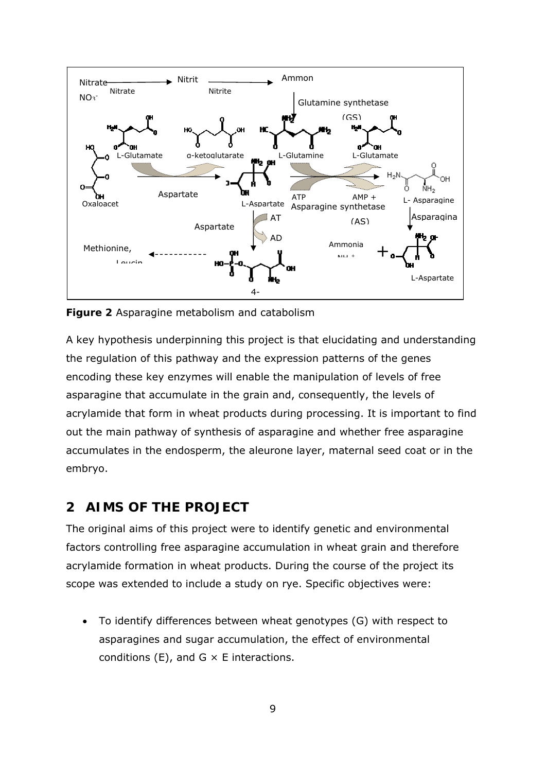**Figure 2** Asparagine metabolism and catabolism

A key hypothesis underpinning this project is that elucidating and understanding the regulation of this pathway and the expression patterns of the genes encoding these key enzymes will enable the manipulation of levels of free asparagine that accumulate in the grain and, consequently, the levels of acrylamide that form in wheat products during processing. It is important to find out the main pathway of synthesis of asparagine and whether free asparagine accumulates in the endosperm, the aleurone layer, maternal seed coat or in the embryo.

## 2 AIMS OF THE PROJECT

The original aims of this project were to identify genetic and environmental factors controlling free asparagine accumulation in wheat grain and therefore acrylamide formation in wheat products. During the course of the project its scope was extended to include a study on rye. Specific objectives were:

- To identify differences between wheat genotypes (G) with respect to asparagines and sugar accumulation, the effect of environmental conditions (E), and G × E interactions.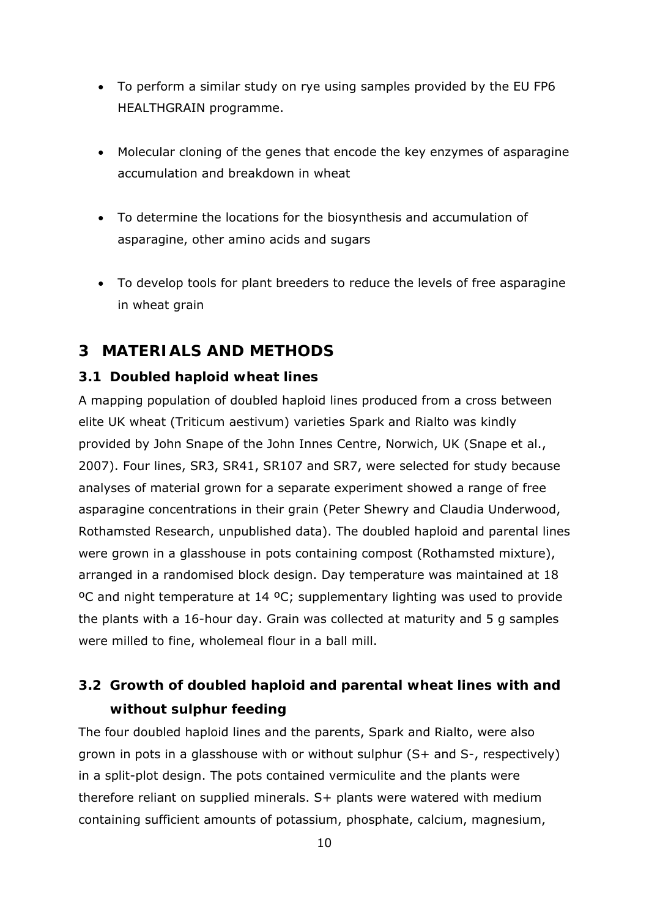- To perform a similar study on rye using samples provided by the EU FP6 HEALTHGRAIN programme.
- Molecular cloning of the genes that encode the key enzymes of asparagine accumulation and breakdown in wheat
- To determine the locations for the biosynthesis and accumulation of asparagine, other amino acids and sugars
- To develop tools for plant breeders to reduce the levels of free asparagine in wheat grain

# 3 MATERIALS AND METHODS

## 3.1 Doubled haploid wheat lines

A mapping population of doubled haploid lines produced from a cross between elite UK wheat (*Triticum aestivum*) varieties Spark and Rialto was kindly provided by John Snape of the John Innes Centre, Norwich, UK (Snape et al., 2007). Four lines, SR3, SR41, SR107 and SR7, were selected for study because analyses of material grown for a separate experiment showed a range of free asparagine concentrations in their grain (Peter Shewry and Claudia Underwood, Rothamsted Research, unpublished data). The doubled haploid and parental lines were grown in a glasshouse in pots containing compost (Rothamsted mixture), arranged in a randomised block design. Day temperature was maintained at 18 ºC and night temperature at 14 ºC; supplementary lighting was used to provide the plants with a 16-hour day. Grain was collected at maturity and 5 g samples were milled to fine, wholemeal flour in a ball mill.

## 3.2 Growth of doubled haploid and parental wheat lines with and without sulphur feeding

The four doubled haploid lines and the parents, Spark and Rialto, were also grown in pots in a glasshouse with or without sulphur (S+ and S-, respectively) in a split-plot design. The pots contained vermiculite and the plants were therefore reliant on supplied minerals. S+ plants were watered with medium containing sufficient amounts of potassium, phosphate, calcium, magnesium,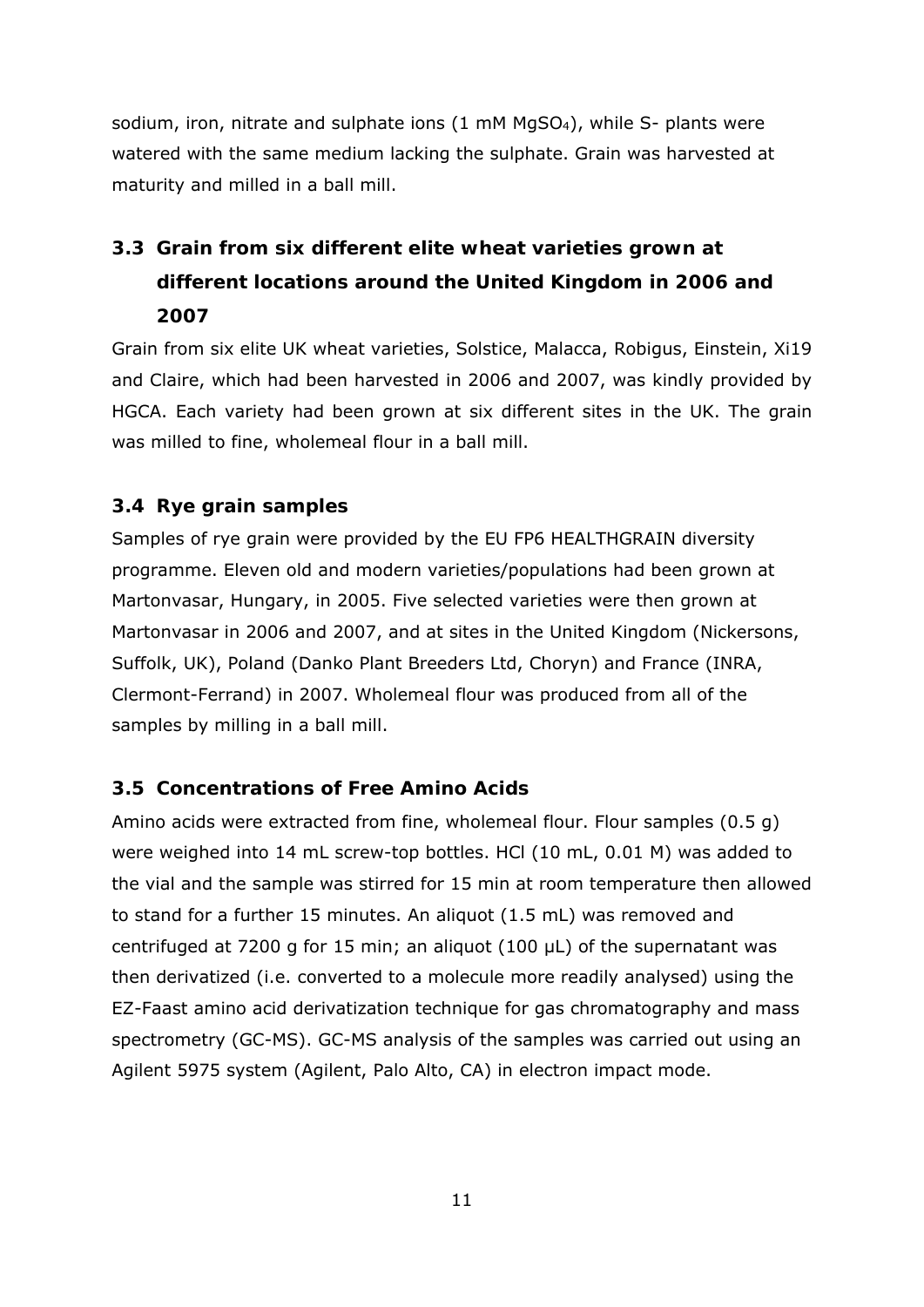sodium, iron, nitrate and sulphate ions (1 mM $MgSO_4$), while S- plants were watered with the same medium lacking the sulphate. Grain was harvested at maturity and milled in a ball mill.

## 3.3 Grain from six different elite wheat varieties grown at different locations around the United Kingdom in 2006 and 2007

Grain from six elite UK wheat varieties, Solstice, Malacca, Robigus, Einstein, Xi19 and Claire, which had been harvested in 2006 and 2007, was kindly provided by HGCA. Each variety had been grown at six different sites in the UK. The grain was milled to fine, wholemeal flour in a ball mill.

## 3.4 Rye grain samples

Samples of rye grain were provided by the EU FP6 HEALTHGRAIN diversity programme. Eleven old and modern varieties/populations had been grown at Martonvasar, Hungary, in 2005. Five selected varieties were then grown at Martonvasar in 2006 and 2007, and at sites in the United Kingdom (Nickersons, Suffolk, UK), Poland (Danko Plant Breeders Ltd, Choryn) and France (INRA, Clermont-Ferrand) in 2007. Wholemeal flour was produced from all of the samples by milling in a ball mill.

## 3.5 Concentrations of Free Amino Acids

Amino acids were extracted from fine, wholemeal flour. Flour samples (0.5 g) were weighed into 14 mL screw-top bottles. HCl (10 mL, 0.01 M) was added to the vial and the sample was stirred for 15 min at room temperature then allowed to stand for a further 15 minutes. An aliquot (1.5 mL) was removed and centrifuged at 7200 g for 15 min; an aliquot (100 µL) of the supernatant was then derivatized (i.e. converted to a molecule more readily analysed) using the EZ-Faast amino acid derivatization technique for gas chromatography and mass spectrometry (GC-MS). GC-MS analysis of the samples was carried out using an Agilent 5975 system (Agilent, Palo Alto, CA) in electron impact mode.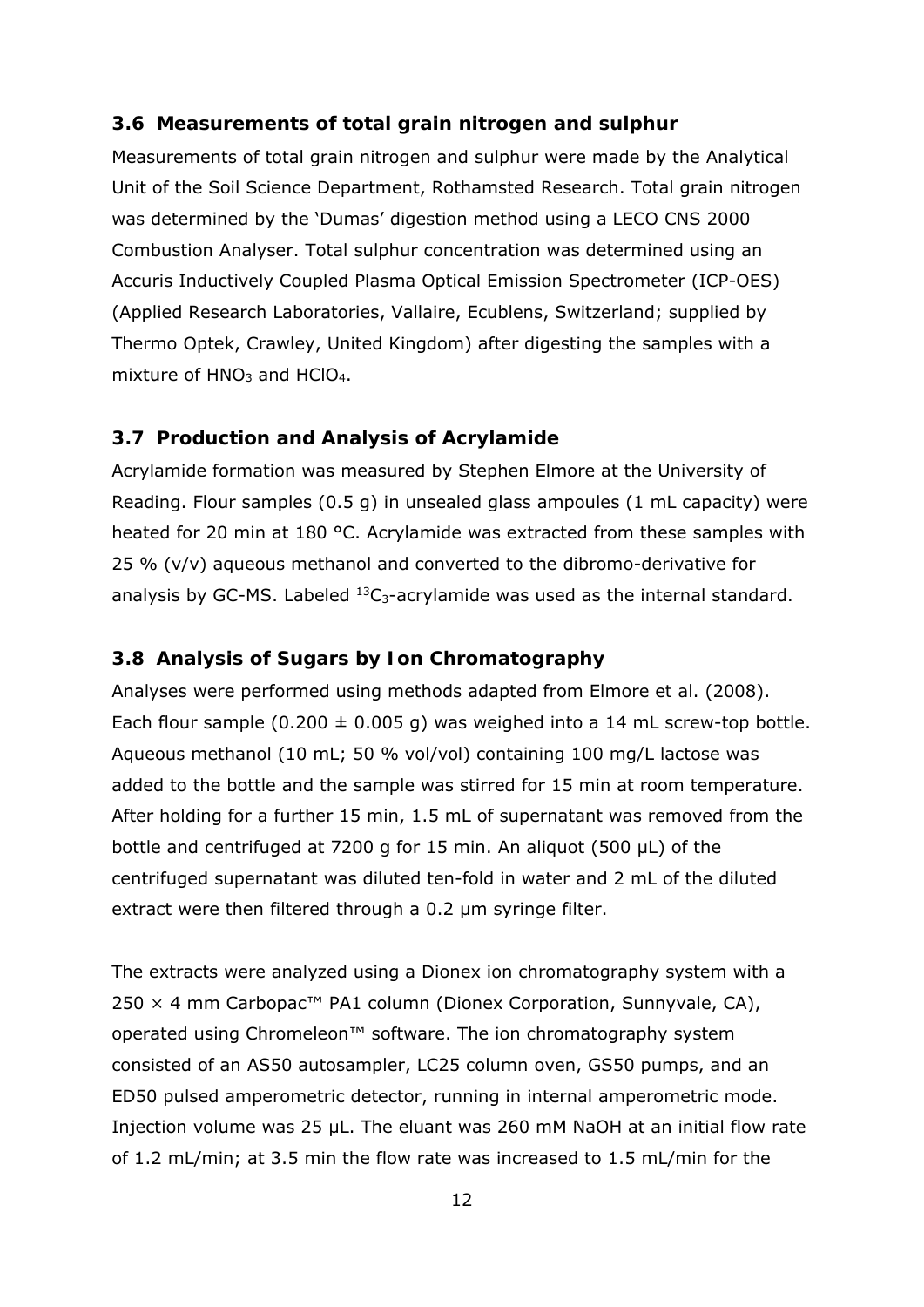### 3.6 Measurements of total grain nitrogen and sulphur

Measurements of total grain nitrogen and sulphur were made by the Analytical Unit of the Soil Science Department, Rothamsted Research. Total grain nitrogen was determined by the 'Dumas' digestion method using a LECO CNS 2000 Combustion Analyser. Total sulphur concentration was determined using an Accuris Inductively Coupled Plasma Optical Emission Spectrometer (ICP-OES) (Applied Research Laboratories, Vallaire, Ecublens, Switzerland; supplied by Thermo Optek, Crawley, United Kingdom) after digesting the samples with a mixture of $HNO_3$ and $HClO_4$.

### 3.7 Production and Analysis of Acrylamide

Acrylamide formation was measured by Stephen Elmore at the University of Reading. Flour samples (0.5 g) in unsealed glass ampoules (1 mL capacity) were heated for 20 min at 180 °C. Acrylamide was extracted from these samples with 25 % (v/v) aqueous methanol and converted to the dibromo-derivative for analysis by GC-MS. Labeled $^{13}C_3$-acrylamide was used as the internal standard.

### 3.8 Analysis of Sugars by Ion Chromatography

Analyses were performed using methods adapted from Elmore et al. (2008). Each flour sample (0.200 ± 0.005 g) was weighed into a 14 mL screw-top bottle. Aqueous methanol (10 mL; 50 % vol/vol) containing 100 mg/L lactose was added to the bottle and the sample was stirred for 15 min at room temperature. After holding for a further 15 min, 1.5 mL of supernatant was removed from the bottle and centrifuged at 7200 g for 15 min. An aliquot (500 µL) of the centrifuged supernatant was diluted ten-fold in water and 2 mL of the diluted extract were then filtered through a 0.2 µm syringe filter.

The extracts were analyzed using a Dionex ion chromatography system with a 250 × 4 mm Carbopac™ PA1 column (Dionex Corporation, Sunnyvale, CA), operated using Chromeleon™ software. The ion chromatography system consisted of an AS50 autosampler, LC25 column oven, GS50 pumps, and an ED50 pulsed amperometric detector, running in internal amperometric mode. Injection volume was 25 µL. The eluant was 260 mM NaOH at an initial flow rate of 1.2 mL/min; at 3.5 min the flow rate was increased to 1.5 mL/min for the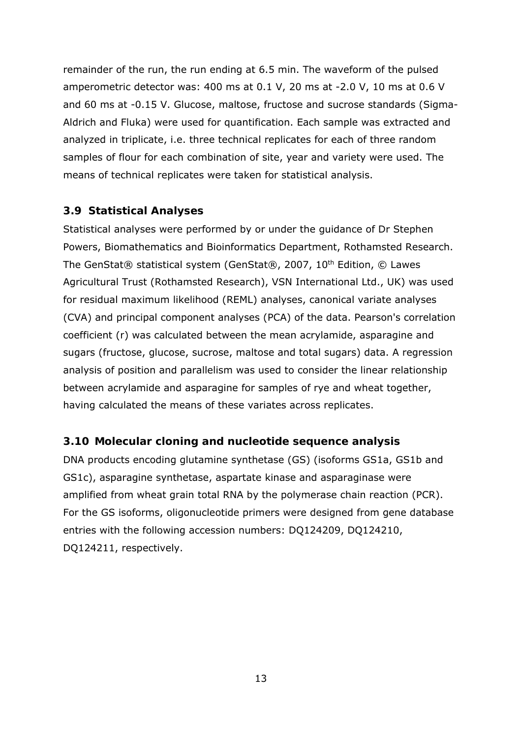remainder of the run, the run ending at 6.5 min. The waveform of the pulsed amperometric detector was: 400 ms at 0.1 V, 20 ms at -2.0 V, 10 ms at 0.6 V and 60 ms at -0.15 V. Glucose, maltose, fructose and sucrose standards (Sigma-Aldrich and Fluka) were used for quantification. Each sample was extracted and analyzed in triplicate, i.e. three technical replicates for each of three random samples of flour for each combination of site, year and variety were used. The means of technical replicates were taken for statistical analysis.

### 3.9 Statistical Analyses

Statistical analyses were performed by or under the guidance of Dr Stephen Powers, Biomathematics and Bioinformatics Department, Rothamsted Research. The GenStat® statistical system (GenStat®, 2007, 10th Edition, © Lawes Agricultural Trust (Rothamsted Research), VSN International Ltd., UK) was used for residual maximum likelihood (REML) analyses, canonical variate analyses (CVA) and principal component analyses (PCA) of the data. Pearson's correlation coefficient (r) was calculated between the mean acrylamide, asparagine and sugars (fructose, glucose, sucrose, maltose and total sugars) data. A regression analysis of position and parallelism was used to consider the linear relationship between acrylamide and asparagine for samples of rye and wheat together, having calculated the means of these variates across replicates.

### 3.10 Molecular cloning and nucleotide sequence analysis

DNA products encoding glutamine synthetase (GS) (isoforms GS1a, GS1b and GS1c), asparagine synthetase, aspartate kinase and asparaginase were amplified from wheat grain total RNA by the polymerase chain reaction (PCR). For the GS isoforms, oligonucleotide primers were designed from gene database entries with the following accession numbers: DQ124209, DQ124210, DQ124211, respectively.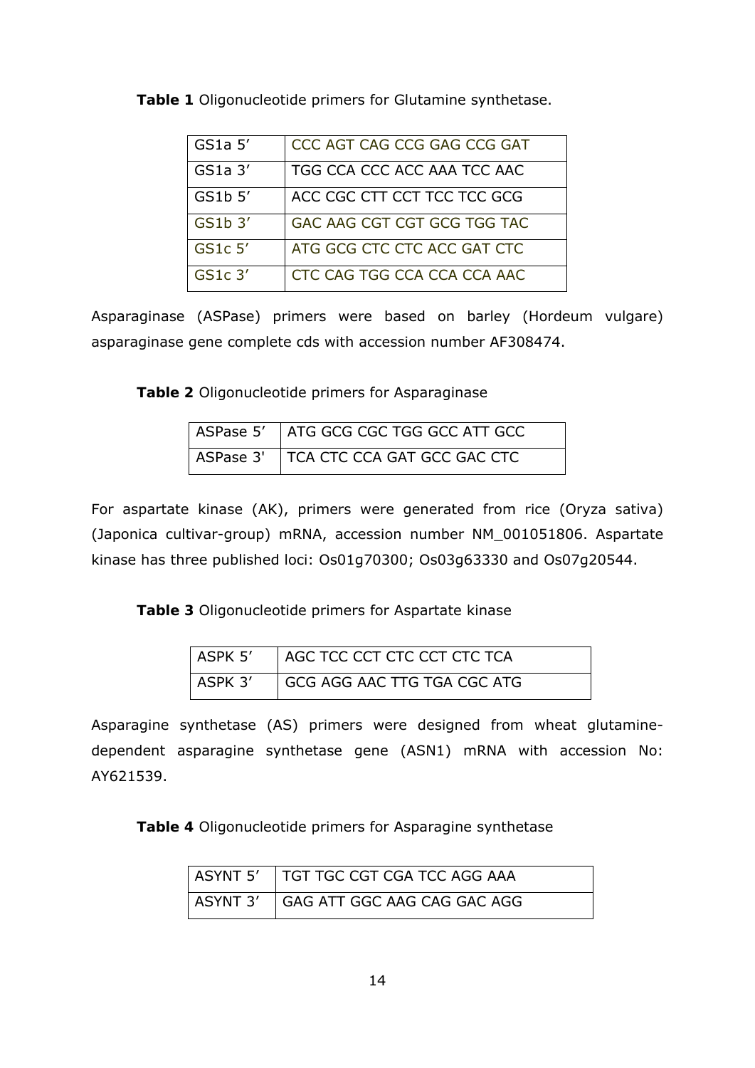**Table 1** Oligonucleotide primers for Glutamine synthetase.

| | |
|---|---|
| GS1a 5' | CCC AGT CAG CCG GAG CCG GAT |
| GS1a 3' | TGG CCA CCC ACC AAA TCC AAC |
| GS1b 5' | ACC CGC CTT CCT TCC TCC GCG |
| GS1b 3' | GAC AAG CGT CGT GCG TGG TAC |
| GS1c 5' | ATG GCG CTC CTC ACC GAT CTC |
| GS1c 3' | CTC CAG TGG CCA CCA CCA AAC |

Asparaginase (ASPase) primers were based on barley (Hordeum vulgare) asparaginase gene complete cds with accession number AF308474.

**Table 2** Oligonucleotide primers for Asparaginase

| | |
|---|---|
| ASPase 5' | ATG GCG CGC TGG GCC ATT GCC |
| ASPase 3' | TCA CTC CCA GAT GCC GAC CTC |

For aspartate kinase (AK), primers were generated from rice (Oryza sativa) (Japonica cultivar-group) mRNA, accession number NM_001051806. Aspartate kinase has three published loci: Os01g70300; Os03g63330 and Os07g20544.

**Table 3** Oligonucleotide primers for Aspartate kinase

| | |
|---|---|
| ASPK 5' | AGC TCC CCT CTC CCT CTC TCA |
| ASPK 3' | GCG AGG AAC TTG TGA CGC ATG |

Asparagine synthetase (AS) primers were designed from wheat glutamine-dependent asparagine synthetase gene (ASN1) mRNA with accession No: AY621539.

**Table 4** Oligonucleotide primers for Asparagine synthetase

| | |
|---|---|
| ASYNT 5' | TGT TGC CGT CGA TCC AGG AAA |
| ASYNT 3' | GAG ATT GGC AAG CAG GAC AGG |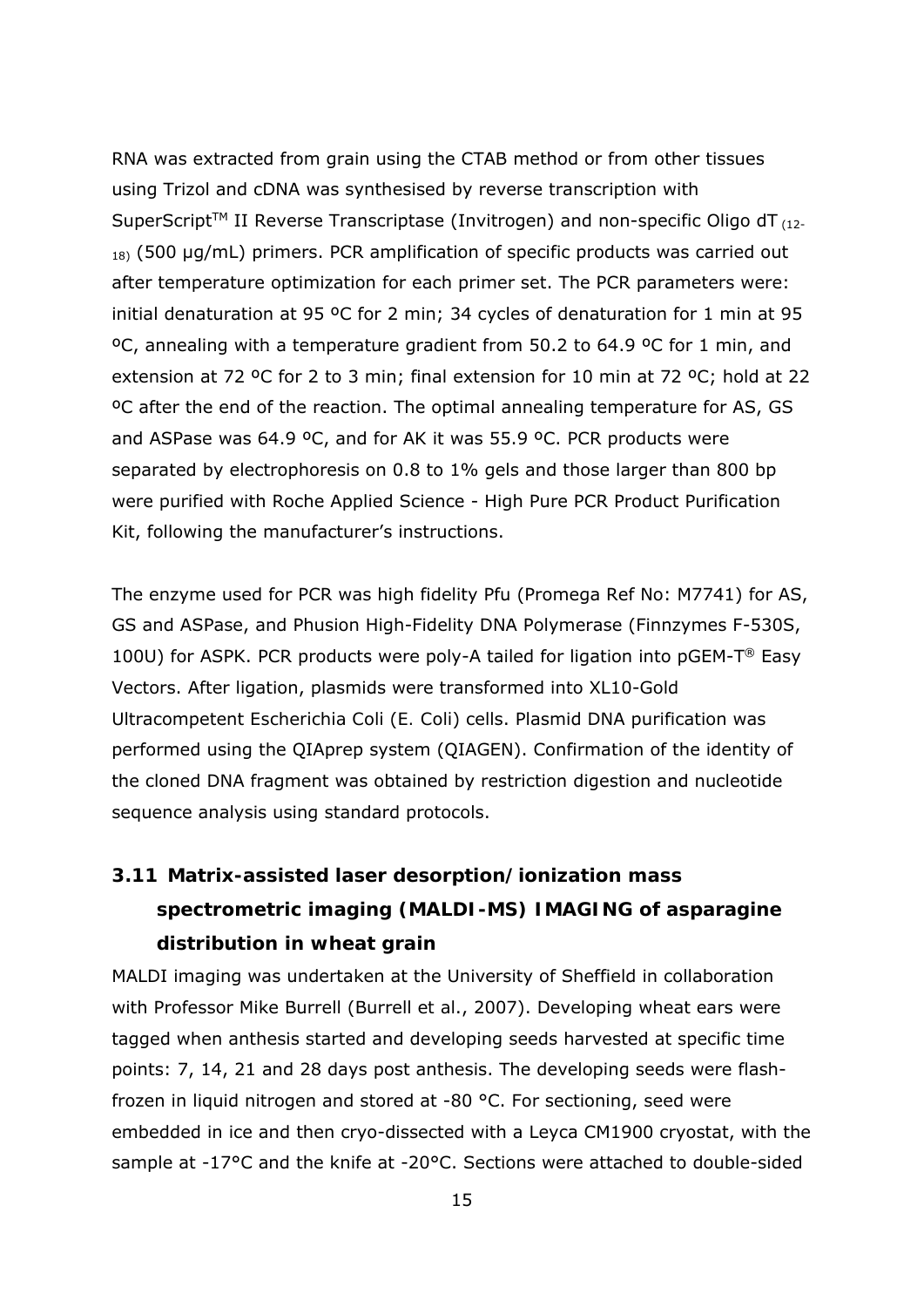RNA was extracted from grain using the CTAB method or from other tissues using Trizol and cDNA was synthesised by reverse transcription with SuperScript™ II Reverse Transcriptase (Invitrogen) and non-specific Oligo dT $_{(12-18)}$ (500 µg/mL) primers. PCR amplification of specific products was carried out after temperature optimization for each primer set. The PCR parameters were: initial denaturation at 95 ºC for 2 min; 34 cycles of denaturation for 1 min at 95 ºC, annealing with a temperature gradient from 50.2 to 64.9 ºC for 1 min, and extension at 72 ºC for 2 to 3 min; final extension for 10 min at 72 ºC; hold at 22 ºC after the end of the reaction. The optimal annealing temperature for AS, GS and ASPase was 64.9 ºC, and for AK it was 55.9 ºC. PCR products were separated by electrophoresis on 0.8 to 1% gels and those larger than 800 bp were purified with Roche Applied Science - High Pure PCR Product Purification Kit, following the manufacturer's instructions.

The enzyme used for PCR was high fidelity Pfu (Promega Ref No: M7741) for AS, GS and ASPase, and Phusion High-Fidelity DNA Polymerase (Finnzymes F-530S, 100U) for ASPK. PCR products were poly-A tailed for ligation into pGEM-T® Easy Vectors. After ligation, plasmids were transformed into XL10-Gold Ultracompetent Escherichia Coli (E. Coli) cells. Plasmid DNA purification was performed using the QIAprep system (QIAGEN). Confirmation of the identity of the cloned DNA fragment was obtained by restriction digestion and nucleotide sequence analysis using standard protocols.

## 3.11 Matrix-assisted laser desorption/ionization mass spectrometric imaging (MALDI-MS) IMAGING of asparagine distribution in wheat grain

MALDI imaging was undertaken at the University of Sheffield in collaboration with Professor Mike Burrell (Burrell et al., 2007). Developing wheat ears were tagged when anthesis started and developing seeds harvested at specific time points: 7, 14, 21 and 28 days post anthesis. The developing seeds were flash-frozen in liquid nitrogen and stored at -80 °C. For sectioning, seed were embedded in ice and then cryo-dissected with a Leyca CM1900 cryostat, with the sample at -17°C and the knife at -20°C. Sections were attached to double-sided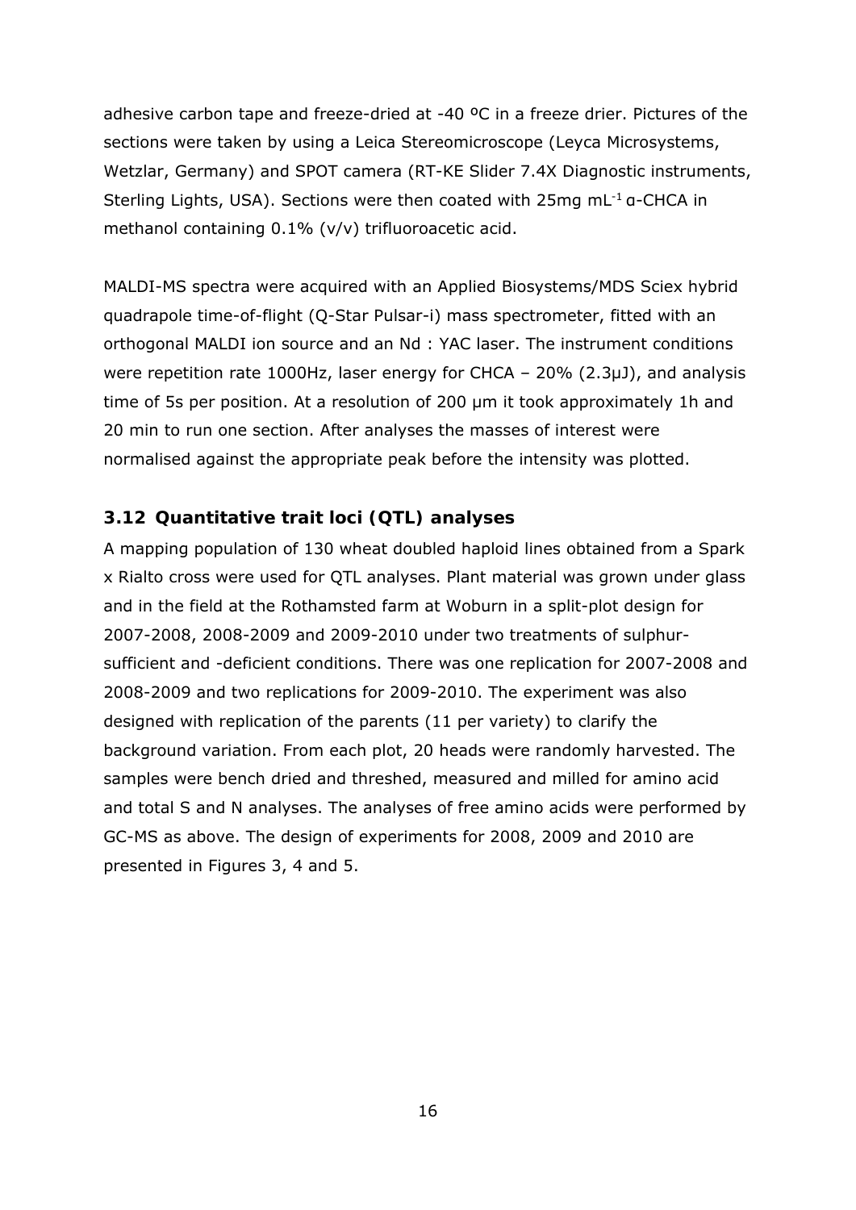adhesive carbon tape and freeze-dried at -40 ºC in a freeze drier. Pictures of the sections were taken by using a Leica Stereomicroscope (Leyca Microsystems, Wetzlar, Germany) and SPOT camera (RT-KE Slider 7.4X Diagnostic instruments, Sterling Lights, USA). Sections were then coated with 25mg $mL^{-1}$ α-CHCA in methanol containing 0.1% (v/v) trifluoroacetic acid.

MALDI-MS spectra were acquired with an Applied Biosystems/MDS Sciex hybrid quadrapole time-of-flight (Q-Star Pulsar-i) mass spectrometer, fitted with an orthogonal MALDI ion source and an Nd : YAC laser. The instrument conditions were repetition rate 1000Hz, laser energy for CHCA – 20% (2.3μJ), and analysis time of 5s per position. At a resolution of 200 μm it took approximately 1h and 20 min to run one section. After analyses the masses of interest were normalised against the appropriate peak before the intensity was plotted.

### 3.12 Quantitative trait loci (QTL) analyses

A mapping population of 130 wheat doubled haploid lines obtained from a Spark x Rialto cross were used for QTL analyses. Plant material was grown under glass and in the field at the Rothamsted farm at Woburn in a split-plot design for 2007-2008, 2008-2009 and 2009-2010 under two treatments of sulphur-sufficient and -deficient conditions. There was one replication for 2007-2008 and 2008-2009 and two replications for 2009-2010. The experiment was also designed with replication of the parents (11 per variety) to clarify the background variation. From each plot, 20 heads were randomly harvested. The samples were bench dried and threshed, measured and milled for amino acid and total S and N analyses. The analyses of free amino acids were performed by GC-MS as above. The design of experiments for 2008, 2009 and 2010 are presented in Figures 3, 4 and 5.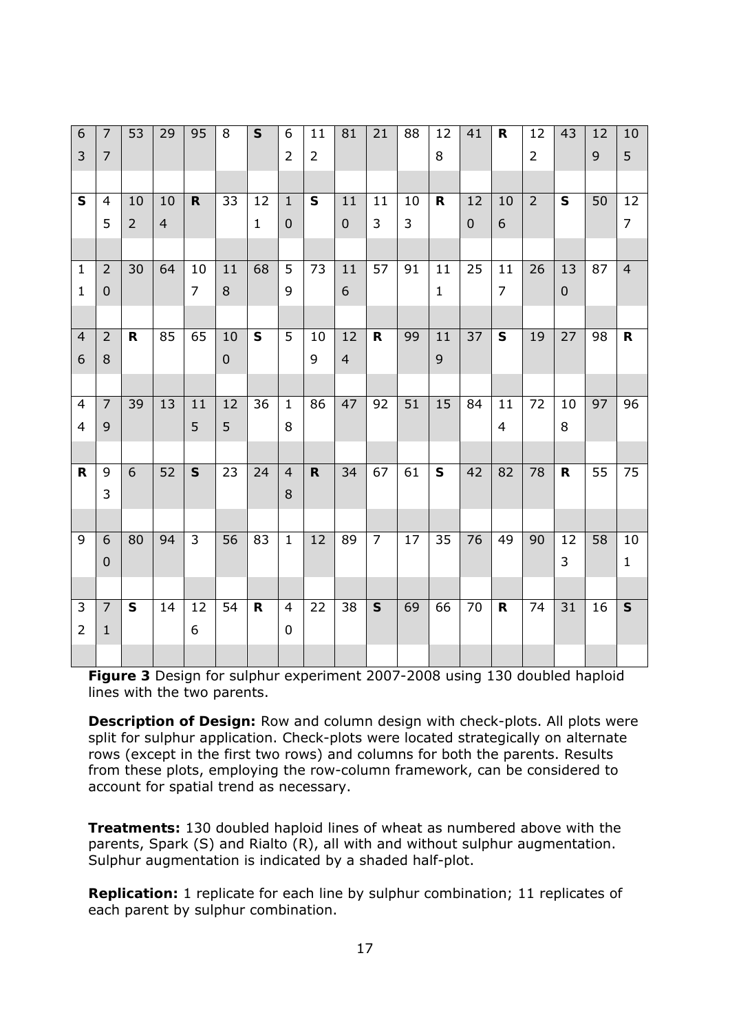| 63 | 77 | 53 | 29 | 95 | 8 | **S** | 62 | 112 | 81 | 21 | 88 | 128 | 41 | **R** | 122 | 43 | 129 | 105 |
|---|---|---|---|---|---|---|---|---|---|---|---|---|---|---|---|---|---|---|
| **S** | 45 | 102 | 104 | **R** | 33 | 121 | 10 | **S** | 110 | 113 | 103 | **R** | 120 | 106 | 2 | **S** | 50 | 127 |
| 11 | 20 | 30 | 64 | 107 | 118 | 68 | 59 | 73 | 116 | 57 | 91 | 111 | 25 | 117 | 26 | 130 | 87 | 4 |
| 46 | 28 | **R** | 85 | 65 | 100 | **S** | 5 | 109 | 124 | **R** | 99 | 119 | 37 | **S** | 19 | 27 | 98 | **R** |
| 44 | 79 | 39 | 13 | 115 | 125 | 36 | 18 | 86 | 47 | 92 | 51 | 15 | 84 | 114 | 72 | 108 | 97 | 96 |
| **R** | 93 | 6 | 52 | **S** | 23 | 24 | 48 | **R** | 34 | 67 | 61 | **S** | 42 | 82 | 78 | **R** | 55 | 75 |
| 9 | 60 | 80 | 94 | 3 | 56 | 83 | 1 | 12 | 89 | 7 | 17 | 35 | 76 | 49 | 90 | 123 | 58 | 101 |
| 32 | 71 | **S** | 14 | 126 | 54 | **R** | 40 | 22 | 38 | **S** | 69 | 66 | 70 | **R** | 74 | 31 | 16 | **S** |

**Figure 3** Design for sulphur experiment 2007-2008 using 130 doubled haploid lines with the two parents.

**Description of Design:** Row and column design with check-plots. All plots were split for sulphur application. Check-plots were located strategically on alternate rows (except in the first two rows) and columns for both the parents. Results from these plots, employing the row-column framework, can be considered to account for spatial trend as necessary.

**Treatments:** 130 doubled haploid lines of wheat as numbered above with the parents, Spark (S) and Rialto (R), all with and without sulphur augmentation. Sulphur augmentation is indicated by a shaded half-plot.

**Replication:** 1 replicate for each line by sulphur combination; 11 replicates of each parent by sulphur combination.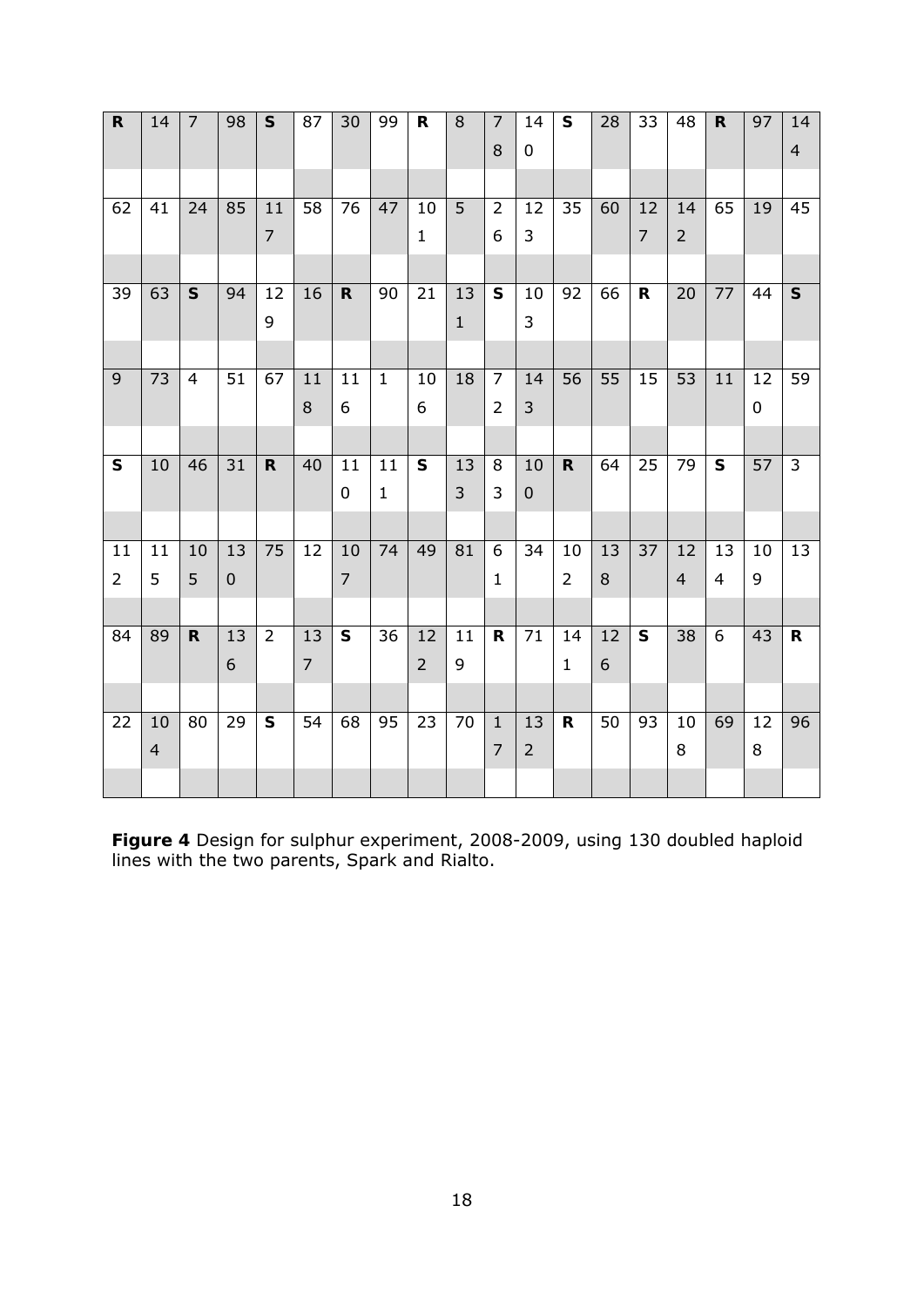| R | 14 | 7 | 98 | S | 87 | 30 | 99 | R | 8 | 78 | 140 | S | 28 | 33 | 48 | R | 97 | 144 |
|---|---|---|---|---|---|---|---|---|---|---|---|---|---|---|---|---|---|---|
| 62 | 41 | 24 | 85 | 117 | 58 | 76 | 47 | 101 | 5 | 26 | 123 | 35 | 60 | 127 | 142 | 65 | 19 | 45 |
| 39 | 63 | S | 94 | 129 | 16 | R | 90 | 21 | 131 | S | 103 | 92 | 66 | R | 20 | 77 | 44 | S |
| 9 | 73 | 4 | 51 | 67 | 118 | 116 | 1 | 106 | 18 | 72 | 143 | 56 | 55 | 15 | 53 | 11 | 120 | 59 |
| S | 10 | 46 | 31 | R | 40 | 110 | 111 | S | 133 | 83 | 100 | R | 64 | 25 | 79 | S | 57 | 3 |
| 112 | 115 | 105 | 130 | 75 | 12 | 107 | 74 | 49 | 81 | 61 | 34 | 102 | 138 | 37 | 124 | 134 | 109 | 13 |
| 84 | 89 | R | 136 | 2 | 137 | S | 36 | 122 | 119 | R | 71 | 141 | 126 | S | 38 | 6 | 43 | R |
| 22 | 104 | 80 | 29 | S | 54 | 68 | 95 | 23 | 70 | 17 | 132 | R | 50 | 93 | 108 | 69 | 128 | 96 |

**Figure 4** Design for sulphur experiment, 2008-2009, using 130 doubled haploid lines with the two parents, Spark and Rialto.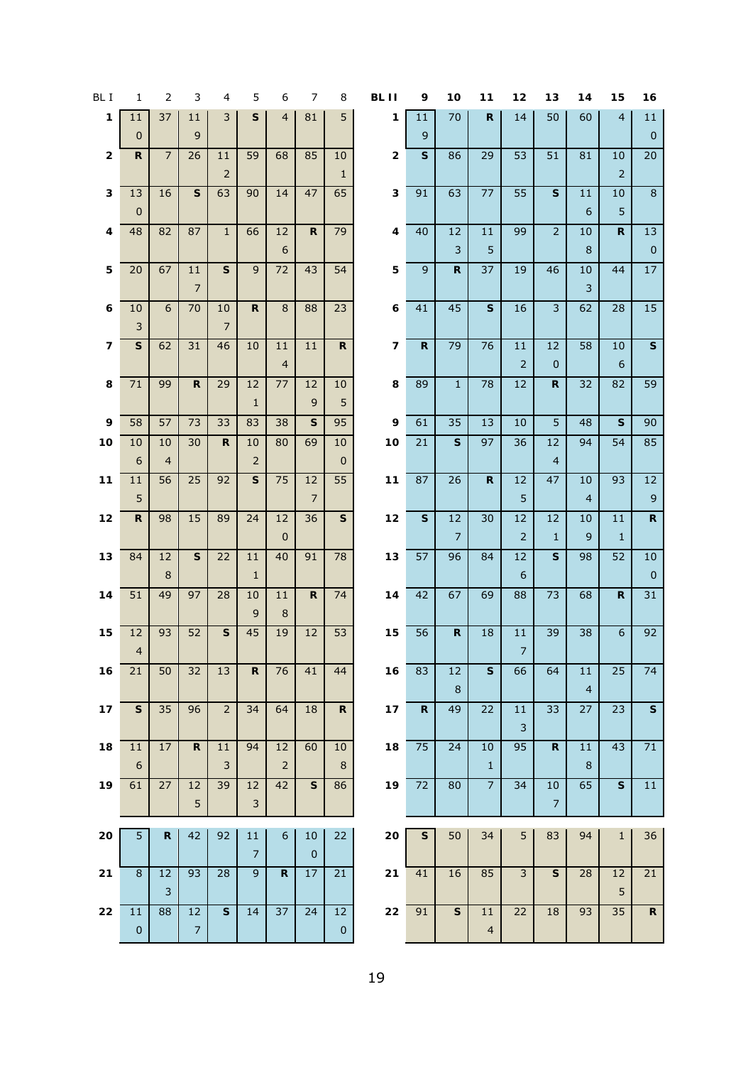| BL I | 1 | 2 | 3 | 4 | 5 | 6 | 7 | 8 |
|---|---|---|---|---|---|---|---|---|
| **1** | 110 | 37 | 119 | 3 | **S** | 4 | 81 | 5 |
| **2** | **R** | 7 | 26 | 112 | 59 | 68 | 85 | 101 |
| **3** | 130 | 16 | **S** | 63 | 90 | 14 | 47 | 65 |
| **4** | 48 | 82 | 87 | 1 | 66 | 126 | **R** | 79 |
| **5** | 20 | 67 | 117 | **S** | 9 | 72 | 43 | 54 |
| **6** | 103 | 6 | 70 | 107 | **R** | 8 | 88 | 23 |
| **7** | **S** | 62 | 31 | 46 | 10 | 114 | 11 | **R** |
| **8** | 71 | 99 | **R** | 29 | 121 | 77 | 129 | 105 |
| **9** | 58 | 57 | 73 | 33 | 83 | 38 | **S** | 95 |
| **10** | 106 | 104 | 30 | **R** | 102 | 80 | 69 | 100 |
| **11** | 115 | 56 | 25 | 92 | **S** | 75 | 127 | 55 |
| **12** | **R** | 98 | 15 | 89 | 24 | 120 | 36 | **S** |
| **13** | 84 | 128 | **S** | 22 | 111 | 40 | 91 | 78 |
| **14** | 51 | 49 | 97 | 28 | 109 | 118 | **R** | 74 |
| **15** | 124 | 93 | 52 | **S** | 45 | 19 | 12 | 53 |
| **16** | 21 | 50 | 32 | 13 | **R** | 76 | 41 | 44 |
| **17** | **S** | 35 | 96 | 2 | 34 | 64 | 18 | **R** |
| **18** | 116 | 17 | **R** | 113 | 94 | 122 | 60 | 108 |
| **19** | 61 | 27 | 125 | 39 | 123 | 42 | **S** | 86 |
| **20** | 5 | **R** | 42 | 92 | 117 | 6 | 100 | 22 |
| **21** | 8 | 123 | 93 | 28 | 9 | **R** | 17 | 21 |
| **22** | 110 | 88 | 127 | **S** | 14 | 37 | 24 | 120 |

| BL II | 9 | 10 | 11 | 12 | 13 | 14 | 15 | 16 |
|---|---|---|---|---|---|---|---|---|
| **1** | 119 | 70 | **R** | 14 | 50 | 60 | 4 | 110 |
| **2** | **S** | 86 | 29 | 53 | 51 | 81 | 102 | 20 |
| **3** | 91 | 63 | 77 | 55 | **S** | 116 | 105 | 8 |
| **4** | 40 | 123 | 115 | 99 | 2 | 108 | **R** | 130 |
| **5** | 9 | **R** | 37 | 19 | 46 | 103 | 44 | 17 |
| **6** | 41 | 45 | **S** | 16 | 3 | 62 | 28 | 15 |
| **7** | **R** | 79 | 76 | 112 | 120 | 58 | 106 | **S** |
| **8** | 89 | 1 | 78 | 12 | **R** | 32 | 82 | 59 |
| **9** | 61 | 35 | 13 | 10 | 5 | 48 | **S** | 90 |
| **10** | 21 | **S** | 97 | 36 | 124 | 94 | 54 | 85 |
| **11** | 87 | 26 | **R** | 125 | 47 | 104 | 93 | 129 |
| **12** | **S** | 127 | 30 | 122 | 121 | 109 | 111 | **R** |
| **13** | 57 | 96 | 84 | 126 | **S** | 98 | 52 | 100 |
| **14** | 42 | 67 | 69 | 88 | 73 | 68 | **R** | 31 |
| **15** | 56 | **R** | 18 | 117 | 39 | 38 | 6 | 92 |
| **16** | 83 | 128 | **S** | 66 | 64 | 114 | 25 | 74 |
| **17** | **R** | 49 | 22 | 113 | 33 | 27 | 23 | **S** |
| **18** | 75 | 24 | 101 | 95 | **R** | 118 | 43 | 71 |
| **19** | 72 | 80 | 7 | 34 | 107 | 65 | **S** | 11 |
| **20** | **S** | 50 | 34 | 5 | 83 | 94 | 1 | 36 |
| **21** | 41 | 16 | 85 | 3 | **S** | 28 | 125 | 21 |
| **22** | 91 | **S** | 114 | 22 | 18 | 93 | 35 | **R** |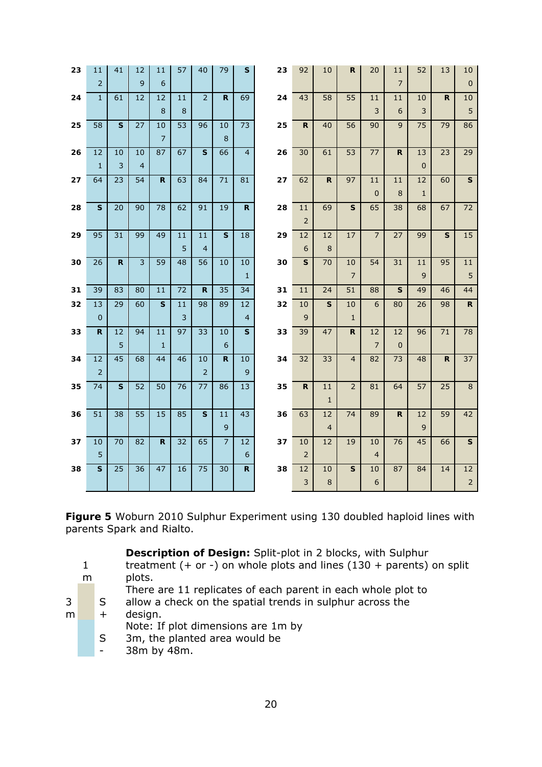| 23 | 112 | 41 | 129 | 116 | 57 | 40 | 79 | **S** |
|---|---|---|---|---|---|---|---|---|
| 24 | 1 | 61 | 12 | 128 | 118 | 2 | **R** | 69 |
| 25 | 58 | **S** | 27 | 107 | 53 | 96 | 108 | 73 |
| 26 | 121 | 103 | 104 | 87 | 67 | **S** | 66 | 4 |
| 27 | 64 | 23 | 54 | **R** | 63 | 84 | 71 | 81 |
| 28 | **S** | 20 | 90 | 78 | 62 | 91 | 19 | **R** |
| 29 | 95 | 31 | 99 | 49 | 115 | 114 | **S** | 18 |
| 30 | 26 | **R** | 3 | 59 | 48 | 56 | 10 | 101 |
| 31 | 39 | 83 | 80 | 11 | 72 | **R** | 35 | 34 |
| 32 | 130 | 29 | 60 | **S** | 113 | 98 | 89 | 124 |
| 33 | **R** | 125 | 94 | 111 | 97 | 33 | 106 | **S** |
| 34 | 122 | 45 | 68 | 44 | 46 | 102 | **R** | 109 |
| 35 | 74 | **S** | 52 | 50 | 76 | 77 | 86 | 13 |
| 36 | 51 | 38 | 55 | 15 | 85 | **S** | 119 | 43 |
| 37 | 105 | 70 | 82 | **R** | 32 | 65 | 7 | 126 |
| 38 | **S** | 25 | 36 | 47 | 16 | 75 | 30 | **R** |

| 23 | 92 | 10 | **R** | 20 | 117 | 52 | 13 | 100 |
|---|---|---|---|---|---|---|---|---|
| 24 | 43 | 58 | 55 | 113 | 116 | 103 | **R** | 105 |
| 25 | **R** | 40 | 56 | 90 | 9 | 75 | 79 | 86 |
| 26 | 30 | 61 | 53 | 77 | **R** | 130 | 23 | 29 |
| 27 | 62 | **R** | 97 | 110 | 118 | 121 | 60 | **S** |
| 28 | 112 | 69 | **S** | 65 | 38 | 68 | 67 | 72 |
| 29 | 126 | 128 | 17 | 7 | 27 | 99 | **S** | 15 |
| 30 | **S** | 70 | 107 | 54 | 31 | 119 | 95 | 115 |
| 31 | 11 | 24 | 51 | 88 | **S** | 49 | 46 | 44 |
| 32 | 109 | **S** | 101 | 6 | 80 | 26 | 98 | **R** |
| 33 | 39 | 47 | **R** | 127 | 120 | 96 | 71 | 78 |
| 34 | 32 | 33 | 4 | 82 | 73 | 48 | **R** | 37 |
| 35 | **R** | 111 | 2 | 81 | 64 | 57 | 25 | 8 |
| 36 | 63 | 124 | 74 | 89 | **R** | 129 | 59 | 42 |
| 37 | 102 | 12 | 19 | 104 | 76 | 45 | 66 | **S** |
| 38 | 123 | 108 | **S** | 106 | 87 | 84 | 14 | 122 |

**Figure 5** Woburn 2010 Sulphur Experiment using 130 doubled haploid lines with parents Spark and Rialto.

1 m

3 m

S +

S -

**Description of Design:** Split-plot in 2 blocks, with Sulphur treatment (+ or -) on whole plots and lines (130 + parents) on split plots.

There are 11 replicates of each parent in each whole plot to allow a check on the spatial trends in sulphur across the design.

Note: If plot dimensions are 1m by 3m, the planted area would be 38m by 48m.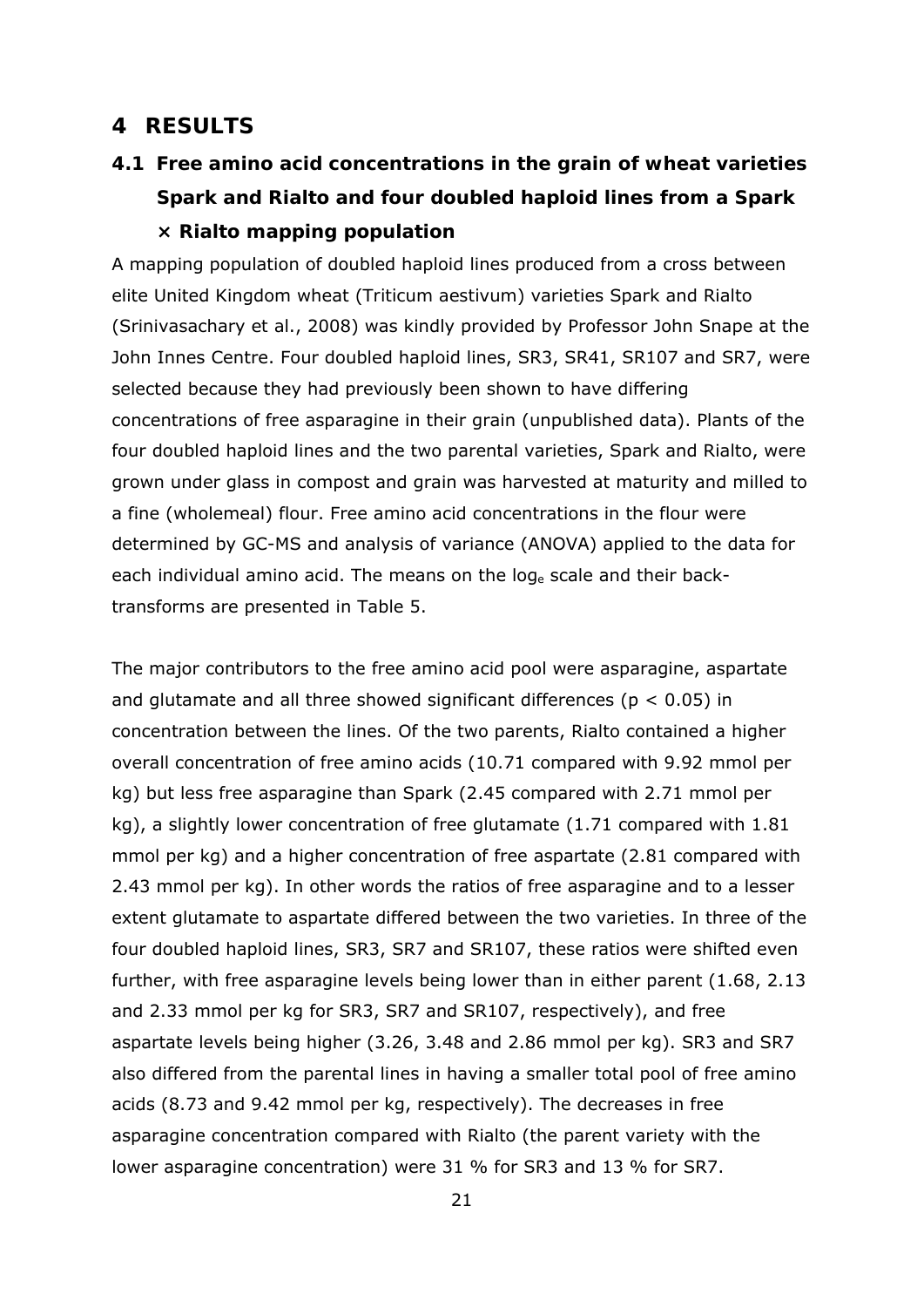# 4 RESULTS

## 4.1 Free amino acid concentrations in the grain of wheat varieties Spark and Rialto and four doubled haploid lines from a Spark × Rialto mapping population

A mapping population of doubled haploid lines produced from a cross between elite United Kingdom wheat (Triticum aestivum) varieties Spark and Rialto (Srinivasachary et al., 2008) was kindly provided by Professor John Snape at the John Innes Centre. Four doubled haploid lines, SR3, SR41, SR107 and SR7, were selected because they had previously been shown to have differing concentrations of free asparagine in their grain (unpublished data). Plants of the four doubled haploid lines and the two parental varieties, Spark and Rialto, were grown under glass in compost and grain was harvested at maturity and milled to a fine (wholemeal) flour. Free amino acid concentrations in the flour were determined by GC-MS and analysis of variance (ANOVA) applied to the data for each individual amino acid. The means on the $\log_e$ scale and their back-transforms are presented in Table 5.

The major contributors to the free amino acid pool were asparagine, aspartate and glutamate and all three showed significant differences ($p < 0.05$) in concentration between the lines. Of the two parents, Rialto contained a higher overall concentration of free amino acids (10.71 compared with 9.92 mmol per kg) but less free asparagine than Spark (2.45 compared with 2.71 mmol per kg), a slightly lower concentration of free glutamate (1.71 compared with 1.81 mmol per kg) and a higher concentration of free aspartate (2.81 compared with 2.43 mmol per kg). In other words the ratios of free asparagine and to a lesser extent glutamate to aspartate differed between the two varieties. In three of the four doubled haploid lines, SR3, SR7 and SR107, these ratios were shifted even further, with free asparagine levels being lower than in either parent (1.68, 2.13 and 2.33 mmol per kg for SR3, SR7 and SR107, respectively), and free aspartate levels being higher (3.26, 3.48 and 2.86 mmol per kg). SR3 and SR7 also differed from the parental lines in having a smaller total pool of free amino acids (8.73 and 9.42 mmol per kg, respectively). The decreases in free asparagine concentration compared with Rialto (the parent variety with the lower asparagine concentration) were 31 % for SR3 and 13 % for SR7.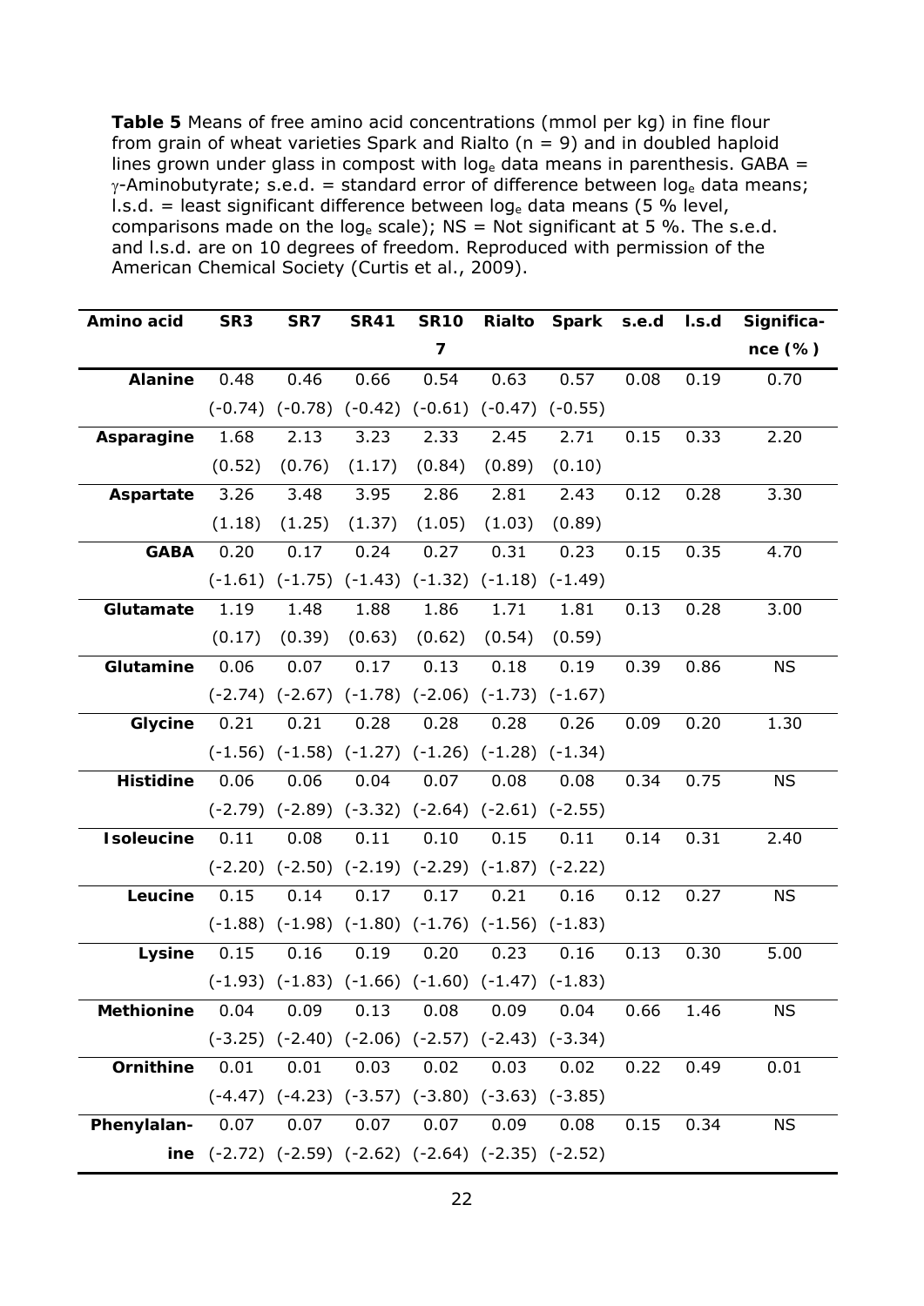**Table 5** Means of free amino acid concentrations (mmol per kg) in fine flour from grain of wheat varieties Spark and Rialto (n = 9) and in doubled haploid lines grown under glass in compost with $\log_e$ data means in parenthesis. GABA = $\gamma$-Aminobutyrate; s.e.d. = standard error of difference between $\log_e$ data means; l.s.d. = least significant difference between $\log_e$ data means (5 % level, comparisons made on the $\log_e$ scale); NS = Not significant at 5 %. The s.e.d. and l.s.d. are on 10 degrees of freedom. Reproduced with permission of the American Chemical Society (Curtis et al., 2009).

| Amino acid | SR3 | SR7 | SR41 | SR107 | Rialto | Spark | s.e.d | l.s.d | Significance (%) |
|---|---|---|---|---|---|---|---|---|---|
| **Alanine** | 0.48 | 0.46 | 0.66 | 0.54 | 0.63 | 0.57 | 0.08 | 0.19 | 0.70 |
| | (-0.74) | (-0.78) | (-0.42) | (-0.61) | (-0.47) | (-0.55) | | | |
| **Asparagine** | 1.68 | 2.13 | 3.23 | 2.33 | 2.45 | 2.71 | 0.15 | 0.33 | 2.20 |
| | (0.52) | (0.76) | (1.17) | (0.84) | (0.89) | (0.10) | | | |
| **Aspartate** | 3.26 | 3.48 | 3.95 | 2.86 | 2.81 | 2.43 | 0.12 | 0.28 | 3.30 |
| | (1.18) | (1.25) | (1.37) | (1.05) | (1.03) | (0.89) | | | |
| **GABA** | 0.20 | 0.17 | 0.24 | 0.27 | 0.31 | 0.23 | 0.15 | 0.35 | 4.70 |
| | (-1.61) | (-1.75) | (-1.43) | (-1.32) | (-1.18) | (-1.49) | | | |
| **Glutamate** | 1.19 | 1.48 | 1.88 | 1.86 | 1.71 | 1.81 | 0.13 | 0.28 | 3.00 |
| | (0.17) | (0.39) | (0.63) | (0.62) | (0.54) | (0.59) | | | |
| **Glutamine** | 0.06 | 0.07 | 0.17 | 0.13 | 0.18 | 0.19 | 0.39 | 0.86 | NS |
| | (-2.74) | (-2.67) | (-1.78) | (-2.06) | (-1.73) | (-1.67) | | | |
| **Glycine** | 0.21 | 0.21 | 0.28 | 0.28 | 0.28 | 0.26 | 0.09 | 0.20 | 1.30 |
| | (-1.56) | (-1.58) | (-1.27) | (-1.26) | (-1.28) | (-1.34) | | | |
| **Histidine** | 0.06 | 0.06 | 0.04 | 0.07 | 0.08 | 0.08 | 0.34 | 0.75 | NS |
| | (-2.79) | (-2.89) | (-3.32) | (-2.64) | (-2.61) | (-2.55) | | | |
| **Isoleucine** | 0.11 | 0.08 | 0.11 | 0.10 | 0.15 | 0.11 | 0.14 | 0.31 | 2.40 |
| | (-2.20) | (-2.50) | (-2.19) | (-2.29) | (-1.87) | (-2.22) | | | |
| **Leucine** | 0.15 | 0.14 | 0.17 | 0.17 | 0.21 | 0.16 | 0.12 | 0.27 | NS |
| | (-1.88) | (-1.98) | (-1.80) | (-1.76) | (-1.56) | (-1.83) | | | |
| **Lysine** | 0.15 | 0.16 | 0.19 | 0.20 | 0.23 | 0.16 | 0.13 | 0.30 | 5.00 |
| | (-1.93) | (-1.83) | (-1.66) | (-1.60) | (-1.47) | (-1.83) | | | |
| **Methionine** | 0.04 | 0.09 | 0.13 | 0.08 | 0.09 | 0.04 | 0.66 | 1.46 | NS |
| | (-3.25) | (-2.40) | (-2.06) | (-2.57) | (-2.43) | (-3.34) | | | |
| **Ornithine** | 0.01 | 0.01 | 0.03 | 0.02 | 0.03 | 0.02 | 0.22 | 0.49 | 0.01 |
| | (-4.47) | (-4.23) | (-3.57) | (-3.80) | (-3.63) | (-3.85) | | | |
| **Phenylalanine** | 0.07 | 0.07 | 0.07 | 0.07 | 0.09 | 0.08 | 0.15 | 0.34 | NS |
| | (-2.72) | (-2.59) | (-2.62) | (-2.64) | (-2.35) | (-2.52) | | | |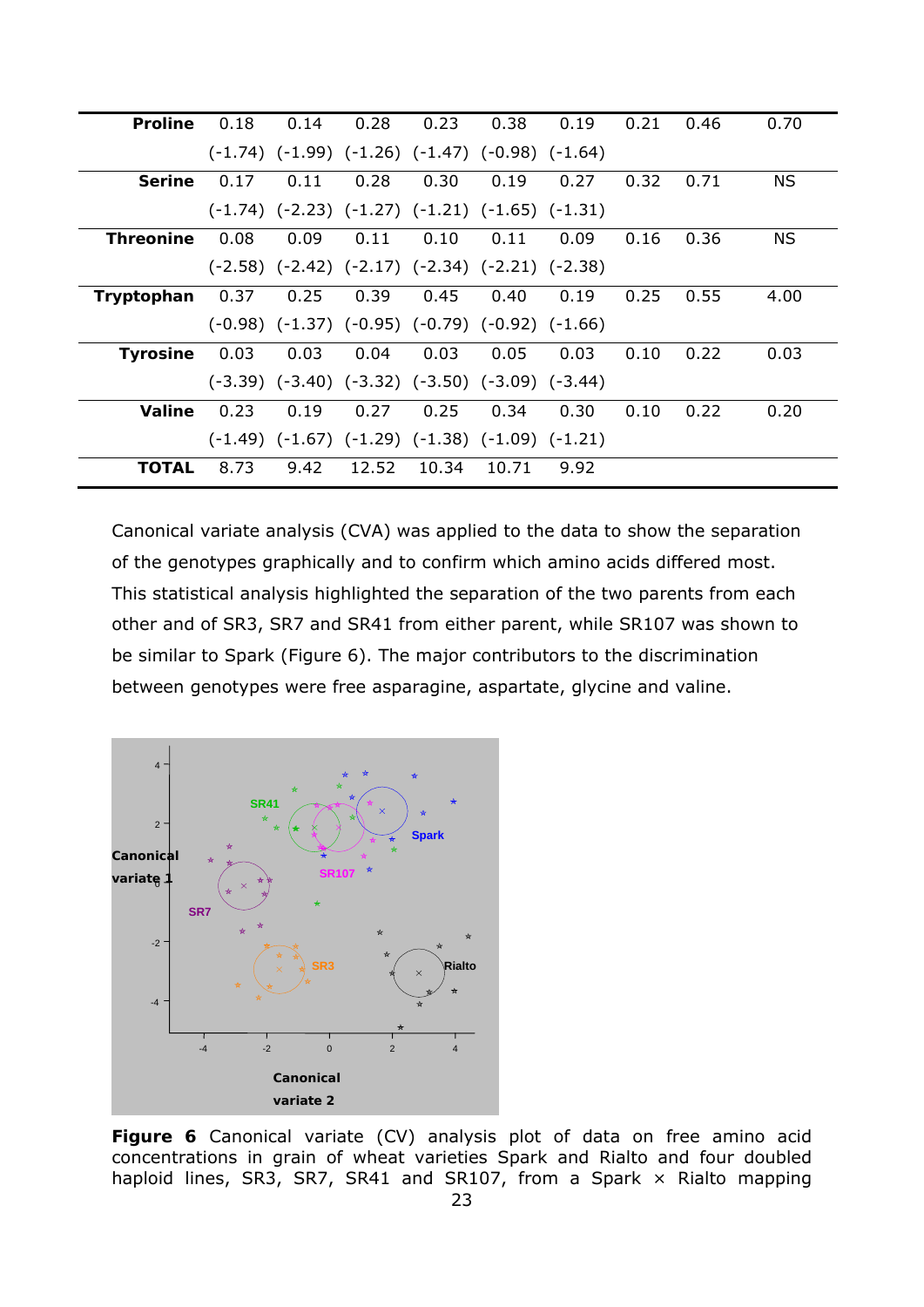| | | | | | | | | | |
|---|---|---|---|---|---|---|---|---|---|
| **Proline** | 0.18 | 0.14 | 0.28 | 0.23 | 0.38 | 0.19 | 0.21 | 0.46 | 0.70 |
| | (-1.74) | (-1.99) | (-1.26) | (-1.47) | (-0.98) | (-1.64) | | | |
| **Serine** | 0.17 | 0.11 | 0.28 | 0.30 | 0.19 | 0.27 | 0.32 | 0.71 | NS |
| | (-1.74) | (-2.23) | (-1.27) | (-1.21) | (-1.65) | (-1.31) | | | |
| **Threonine** | 0.08 | 0.09 | 0.11 | 0.10 | 0.11 | 0.09 | 0.16 | 0.36 | NS |
| | (-2.58) | (-2.42) | (-2.17) | (-2.34) | (-2.21) | (-2.38) | | | |
| **Tryptophan** | 0.37 | 0.25 | 0.39 | 0.45 | 0.40 | 0.19 | 0.25 | 0.55 | 4.00 |
| | (-0.98) | (-1.37) | (-0.95) | (-0.79) | (-0.92) | (-1.66) | | | |
| **Tyrosine** | 0.03 | 0.03 | 0.04 | 0.03 | 0.05 | 0.03 | 0.10 | 0.22 | 0.03 |
| | (-3.39) | (-3.40) | (-3.32) | (-3.50) | (-3.09) | (-3.44) | | | |
| **Valine** | 0.23 | 0.19 | 0.27 | 0.25 | 0.34 | 0.30 | 0.10 | 0.22 | 0.20 |
| | (-1.49) | (-1.67) | (-1.29) | (-1.38) | (-1.09) | (-1.21) | | | |
| **TOTAL** | 8.73 | 9.42 | 12.52 | 10.34 | 10.71 | 9.92 | | | |

Canonical variate analysis (CVA) was applied to the data to show the separation of the genotypes graphically and to confirm which amino acids differed most. This statistical analysis highlighted the separation of the two parents from each other and of SR3, SR7 and SR41 from either parent, while SR107 was shown to be similar to Spark (Figure 6). The major contributors to the discrimination between genotypes were free asparagine, aspartate, glycine and valine.

**Figure 6** Canonical variate (CV) analysis plot of data on free amino acid concentrations in grain of wheat varieties Spark and Rialto and four doubled haploid lines, SR3, SR7, SR41 and SR107, from a Spark × Rialto mapping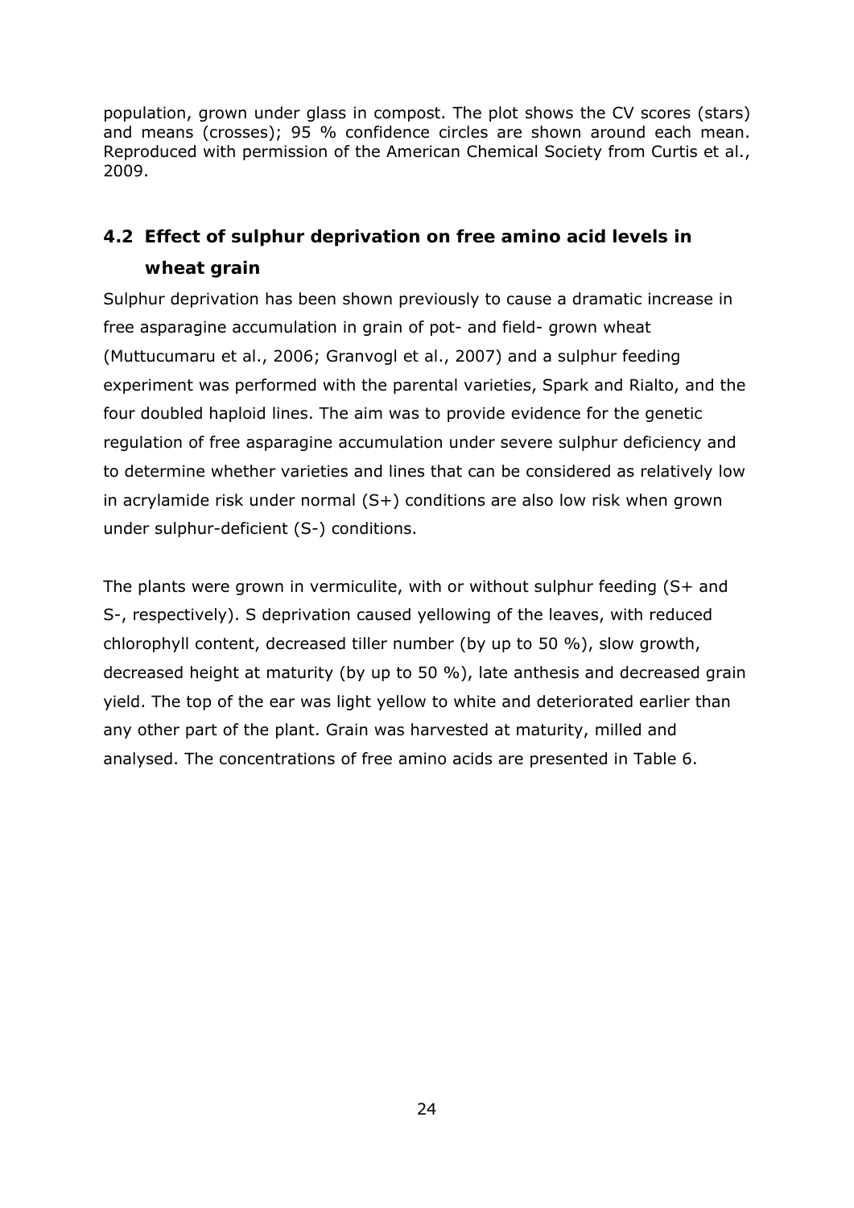population, grown under glass in compost. The plot shows the CV scores (stars) and means (crosses); 95 % confidence circles are shown around each mean. Reproduced with permission of the American Chemical Society from Curtis et al., 2009.

## 4.2 Effect of sulphur deprivation on free amino acid levels in wheat grain

Sulphur deprivation has been shown previously to cause a dramatic increase in free asparagine accumulation in grain of pot- and field- grown wheat (Muttucumaru et al., 2006; Granvogl et al., 2007) and a sulphur feeding experiment was performed with the parental varieties, Spark and Rialto, and the four doubled haploid lines. The aim was to provide evidence for the genetic regulation of free asparagine accumulation under severe sulphur deficiency and to determine whether varieties and lines that can be considered as relatively low in acrylamide risk under normal (S+) conditions are also low risk when grown under sulphur-deficient (S-) conditions.

The plants were grown in vermiculite, with or without sulphur feeding (S+ and S-, respectively). S deprivation caused yellowing of the leaves, with reduced chlorophyll content, decreased tiller number (by up to 50 %), slow growth, decreased height at maturity (by up to 50 %), late anthesis and decreased grain yield. The top of the ear was light yellow to white and deteriorated earlier than any other part of the plant. Grain was harvested at maturity, milled and analysed. The concentrations of free amino acids are presented in Table 6.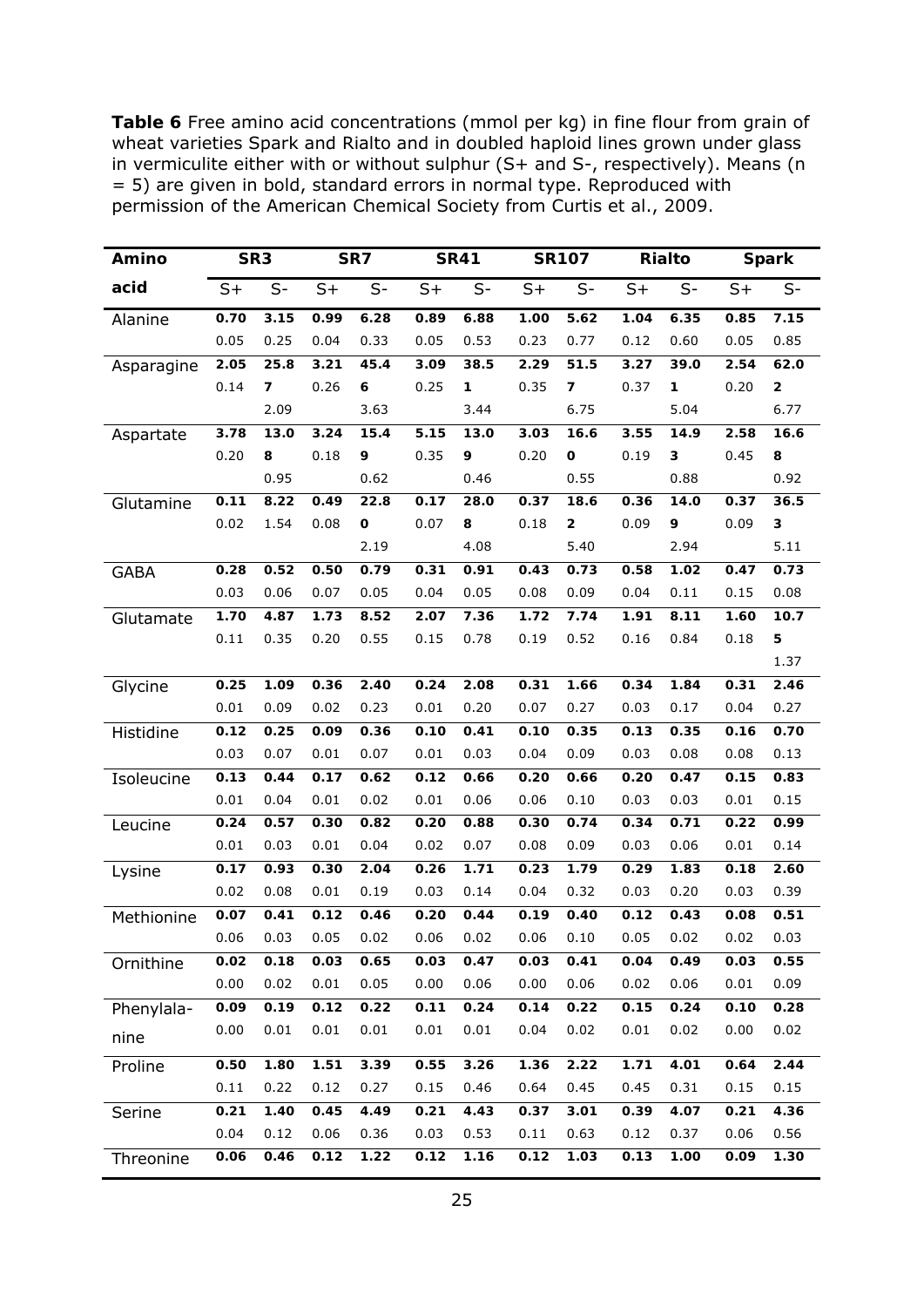**Table 6** Free amino acid concentrations (mmol per kg) in fine flour from grain of wheat varieties Spark and Rialto and in doubled haploid lines grown under glass in vermiculite either with or without sulphur (S+ and S-, respectively). Means (n = 5) are given in bold, standard errors in normal type. Reproduced with permission of the American Chemical Society from Curtis et al., 2009.

| Amino acid | SR3 | | SR7 | | SR41 | | SR107 | | Rialto | | Spark | |
|---|---|---|---|---|---|---|---|---|---|---|---|---|
| | S+ | S- | S+ | S- | S+ | S- | S+ | S- | S+ | S- | S+ | S- |
| Alanine | **0.70** | **3.15** | **0.99** | **6.28** | **0.89** | **6.88** | **1.00** | **5.62** | **1.04** | **6.35** | **0.85** | **7.15** |
| | 0.05 | 0.25 | 0.04 | 0.33 | 0.05 | 0.53 | 0.23 | 0.77 | 0.12 | 0.60 | 0.05 | 0.85 |
| Asparagine | **2.05** | **25.87** | **3.21** | **45.46** | **3.09** | **38.51** | **2.29** | **51.57** | **3.27** | **39.01** | **2.54** | **62.02** |
| | 0.14 | 2.09 | 0.26 | 3.63 | 0.25 | 3.44 | 0.35 | 6.75 | 0.37 | 5.04 | 0.20 | 6.77 |
| Aspartate | **3.78** | **13.08** | **3.24** | **15.49** | **5.15** | **13.09** | **3.03** | **16.60** | **3.55** | **14.93** | **2.58** | **16.68** |
| | 0.20 | 0.95 | 0.18 | 0.62 | 0.35 | 0.46 | 0.20 | 0.55 | 0.19 | 0.88 | 0.45 | 0.92 |
| Glutamine | **0.11** | **8.22** | **0.49** | **22.80** | **0.17** | **28.08** | **0.37** | **18.62** | **0.36** | **14.09** | **0.37** | **36.53** |
| | 0.02 | 1.54 | 0.08 | 2.19 | 0.07 | 4.08 | 0.18 | 5.40 | 0.09 | 2.94 | 0.09 | 5.11 |
| GABA | **0.28** | **0.52** | **0.50** | **0.79** | **0.31** | **0.91** | **0.43** | **0.73** | **0.58** | **1.02** | **0.47** | **0.73** |
| | 0.03 | 0.06 | 0.07 | 0.05 | 0.04 | 0.05 | 0.08 | 0.09 | 0.04 | 0.11 | 0.15 | 0.08 |
| Glutamate | **1.70** | **4.87** | **1.73** | **8.52** | **2.07** | **7.36** | **1.72** | **7.74** | **1.91** | **8.11** | **1.60** | **10.75** |
| | 0.11 | 0.35 | 0.20 | 0.55 | 0.15 | 0.78 | 0.19 | 0.52 | 0.16 | 0.84 | 0.18 | 1.37 |
| Glycine | **0.25** | **1.09** | **0.36** | **2.40** | **0.24** | **2.08** | **0.31** | **1.66** | **0.34** | **1.84** | **0.31** | **2.46** |
| | 0.01 | 0.09 | 0.02 | 0.23 | 0.01 | 0.20 | 0.07 | 0.27 | 0.03 | 0.17 | 0.04 | 0.27 |
| Histidine | **0.12** | **0.25** | **0.09** | **0.36** | **0.10** | **0.41** | **0.10** | **0.35** | **0.13** | **0.35** | **0.16** | **0.70** |
| | 0.03 | 0.07 | 0.01 | 0.07 | 0.01 | 0.03 | 0.04 | 0.09 | 0.03 | 0.08 | 0.08 | 0.13 |
| Isoleucine | **0.13** | **0.44** | **0.17** | **0.62** | **0.12** | **0.66** | **0.20** | **0.66** | **0.20** | **0.47** | **0.15** | **0.83** |
| | 0.01 | 0.04 | 0.01 | 0.02 | 0.01 | 0.06 | 0.06 | 0.10 | 0.03 | 0.03 | 0.01 | 0.15 |
| Leucine | **0.24** | **0.57** | **0.30** | **0.82** | **0.20** | **0.88** | **0.30** | **0.74** | **0.34** | **0.71** | **0.22** | **0.99** |
| | 0.01 | 0.03 | 0.01 | 0.04 | 0.02 | 0.07 | 0.08 | 0.09 | 0.03 | 0.06 | 0.01 | 0.14 |
| Lysine | **0.17** | **0.93** | **0.30** | **2.04** | **0.26** | **1.71** | **0.23** | **1.79** | **0.29** | **1.83** | **0.18** | **2.60** |
| | 0.02 | 0.08 | 0.01 | 0.19 | 0.03 | 0.14 | 0.04 | 0.32 | 0.03 | 0.20 | 0.03 | 0.39 |
| Methionine | **0.07** | **0.41** | **0.12** | **0.46** | **0.20** | **0.44** | **0.19** | **0.40** | **0.12** | **0.43** | **0.08** | **0.51** |
| | 0.06 | 0.03 | 0.05 | 0.02 | 0.06 | 0.02 | 0.06 | 0.10 | 0.05 | 0.02 | 0.02 | 0.03 |
| Ornithine | **0.02** | **0.18** | **0.03** | **0.65** | **0.03** | **0.47** | **0.03** | **0.41** | **0.04** | **0.49** | **0.03** | **0.55** |
| | 0.00 | 0.02 | 0.01 | 0.05 | 0.00 | 0.06 | 0.00 | 0.06 | 0.02 | 0.06 | 0.01 | 0.09 |
| Phenylalanine | **0.09** | **0.19** | **0.12** | **0.22** | **0.11** | **0.24** | **0.14** | **0.22** | **0.15** | **0.24** | **0.10** | **0.28** |
| | 0.00 | 0.01 | 0.01 | 0.01 | 0.01 | 0.01 | 0.04 | 0.02 | 0.01 | 0.02 | 0.00 | 0.02 |
| Proline | **0.50** | **1.80** | **1.51** | **3.39** | **0.55** | **3.26** | **1.36** | **2.22** | **1.71** | **4.01** | **0.64** | **2.44** |
| | 0.11 | 0.22 | 0.12 | 0.27 | 0.15 | 0.46 | 0.64 | 0.45 | 0.45 | 0.31 | 0.15 | 0.15 |
| Serine | **0.21** | **1.40** | **0.45** | **4.49** | **0.21** | **4.43** | **0.37** | **3.01** | **0.39** | **4.07** | **0.21** | **4.36** |
| | 0.04 | 0.12 | 0.06 | 0.36 | 0.03 | 0.53 | 0.11 | 0.63 | 0.12 | 0.37 | 0.06 | 0.56 |
| Threonine | **0.06** | **0.46** | **0.12** | **1.22** | **0.12** | **1.16** | **0.12** | **1.03** | **0.13** | **1.00** | **0.09** | **1.30** |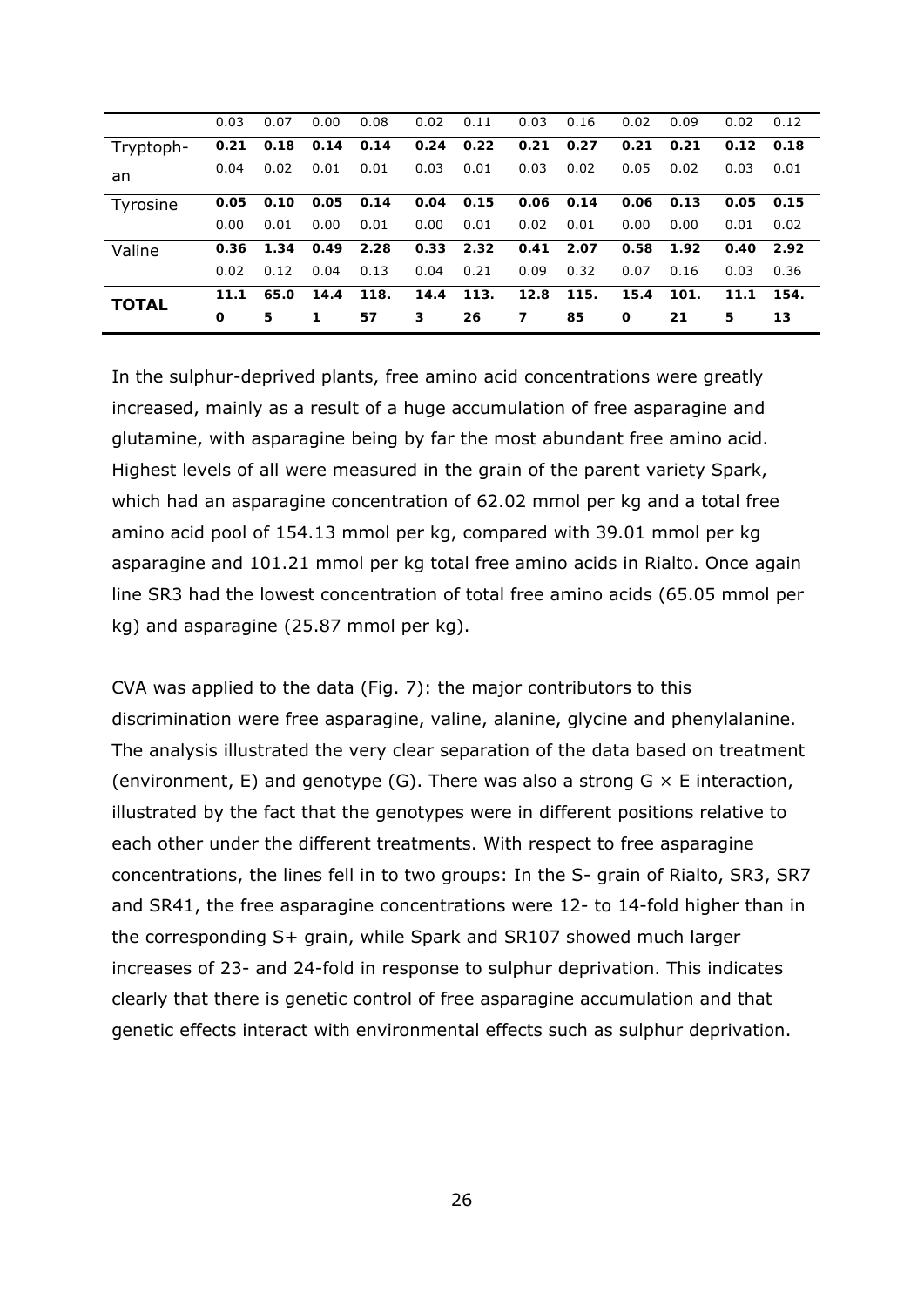| | | | | | | | | | | | | |
|---|---|---|---|---|---|---|---|---|---|---|---|---|
| | 0.03 | 0.07 | 0.00 | 0.08 | 0.02 | 0.11 | 0.03 | 0.16 | 0.02 | 0.09 | 0.02 | 0.12 |
| Tryptoph-an | **0.21** | **0.18** | **0.14** | **0.14** | **0.24** | **0.22** | **0.21** | **0.27** | **0.21** | **0.21** | **0.12** | **0.18** |
| | 0.04 | 0.02 | 0.01 | 0.01 | 0.03 | 0.01 | 0.03 | 0.02 | 0.05 | 0.02 | 0.03 | 0.01 |
| Tyrosine | **0.05** | **0.10** | **0.05** | **0.14** | **0.04** | **0.15** | **0.06** | **0.14** | **0.06** | **0.13** | **0.05** | **0.15** |
| | 0.00 | 0.01 | 0.00 | 0.01 | 0.00 | 0.01 | 0.02 | 0.01 | 0.00 | 0.00 | 0.01 | 0.02 |
| Valine | **0.36** | **1.34** | **0.49** | **2.28** | **0.33** | **2.32** | **0.41** | **2.07** | **0.58** | **1.92** | **0.40** | **2.92** |
| | 0.02 | 0.12 | 0.04 | 0.13 | 0.04 | 0.21 | 0.09 | 0.32 | 0.07 | 0.16 | 0.03 | 0.36 |
| **TOTAL** | **11.10** | **65.05** | **14.41** | **118.57** | **14.43** | **113.26** | **12.87** | **115.85** | **15.40** | **101.21** | **11.15** | **154.13** |

In the sulphur-deprived plants, free amino acid concentrations were greatly increased, mainly as a result of a huge accumulation of free asparagine and glutamine, with asparagine being by far the most abundant free amino acid. Highest levels of all were measured in the grain of the parent variety Spark, which had an asparagine concentration of 62.02 mmol per kg and a total free amino acid pool of 154.13 mmol per kg, compared with 39.01 mmol per kg asparagine and 101.21 mmol per kg total free amino acids in Rialto. Once again line SR3 had the lowest concentration of total free amino acids (65.05 mmol per kg) and asparagine (25.87 mmol per kg).

CVA was applied to the data (Fig. 7): the major contributors to this discrimination were free asparagine, valine, alanine, glycine and phenylalanine. The analysis illustrated the very clear separation of the data based on treatment (environment, E) and genotype (G). There was also a strong G × E interaction, illustrated by the fact that the genotypes were in different positions relative to each other under the different treatments. With respect to free asparagine concentrations, the lines fell in to two groups: In the S- grain of Rialto, SR3, SR7 and SR41, the free asparagine concentrations were 12- to 14-fold higher than in the corresponding S+ grain, while Spark and SR107 showed much larger increases of 23- and 24-fold in response to sulphur deprivation. This indicates clearly that there is genetic control of free asparagine accumulation and that genetic effects interact with environmental effects such as sulphur deprivation.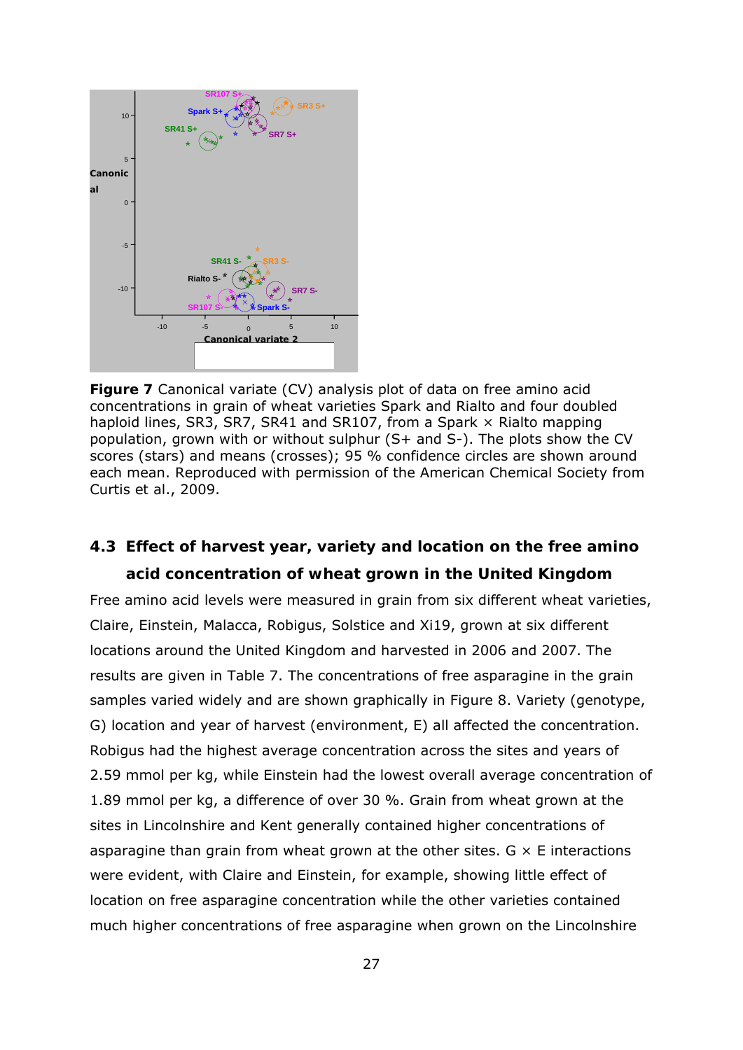**Figure 7** Canonical variate (CV) analysis plot of data on free amino acid concentrations in grain of wheat varieties Spark and Rialto and four doubled haploid lines, SR3, SR7, SR41 and SR107, from a Spark × Rialto mapping population, grown with or without sulphur (S+ and S-). The plots show the CV scores (stars) and means (crosses); 95 % confidence circles are shown around each mean. Reproduced with permission of the American Chemical Society from Curtis et al., 2009.

## 4.3 Effect of harvest year, variety and location on the free amino acid concentration of wheat grown in the United Kingdom

Free amino acid levels were measured in grain from six different wheat varieties, Claire, Einstein, Malacca, Robigus, Solstice and Xi19, grown at six different locations around the United Kingdom and harvested in 2006 and 2007. The results are given in Table 7. The concentrations of free asparagine in the grain samples varied widely and are shown graphically in Figure 8. Variety (genotype, G) location and year of harvest (environment, E) all affected the concentration. Robigus had the highest average concentration across the sites and years of 2.59 mmol per kg, while Einstein had the lowest overall average concentration of 1.89 mmol per kg, a difference of over 30 %. Grain from wheat grown at the sites in Lincolnshire and Kent generally contained higher concentrations of asparagine than grain from wheat grown at the other sites. G × E interactions were evident, with Claire and Einstein, for example, showing little effect of location on free asparagine concentration while the other varieties contained much higher concentrations of free asparagine when grown on the Lincolnshire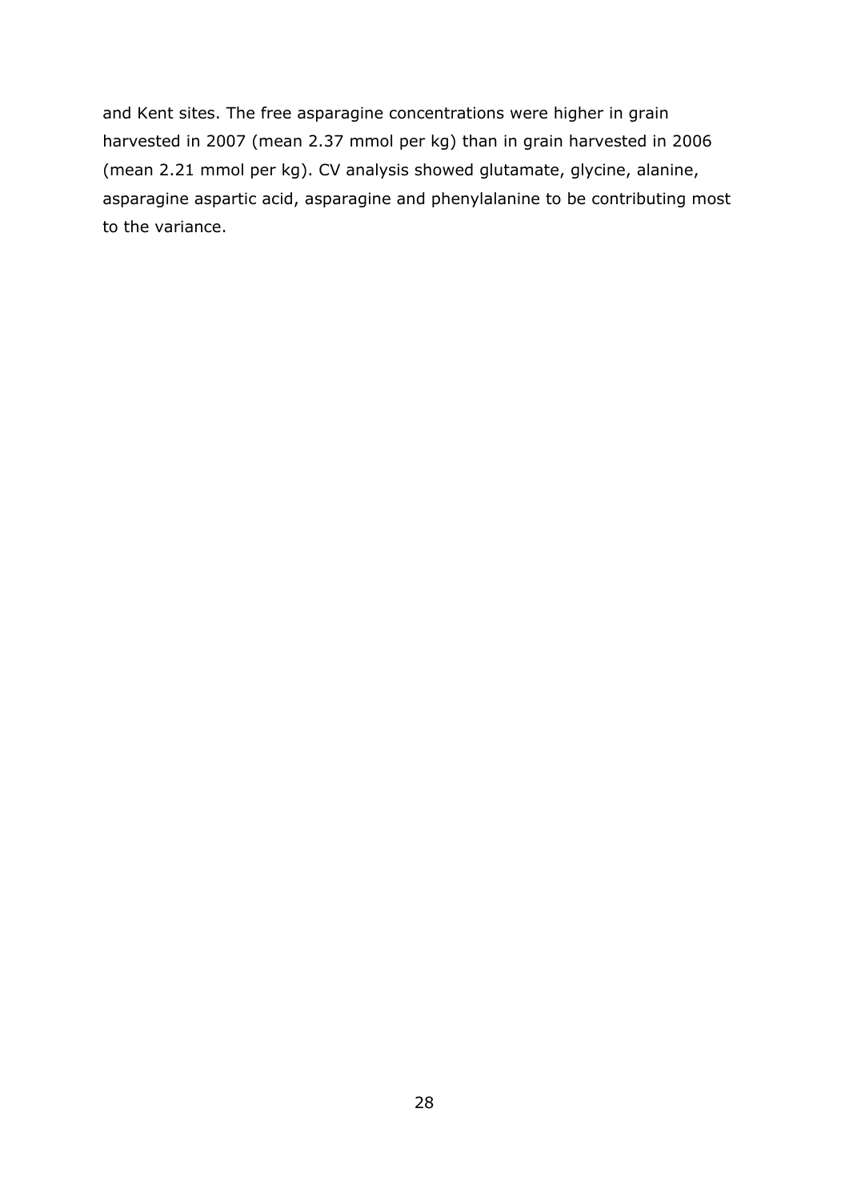and Kent sites. The free asparagine concentrations were higher in grain harvested in 2007 (mean 2.37 mmol per kg) than in grain harvested in 2006 (mean 2.21 mmol per kg). CV analysis showed glutamate, glycine, alanine, asparagine aspartic acid, asparagine and phenylalanine to be contributing most to the variance.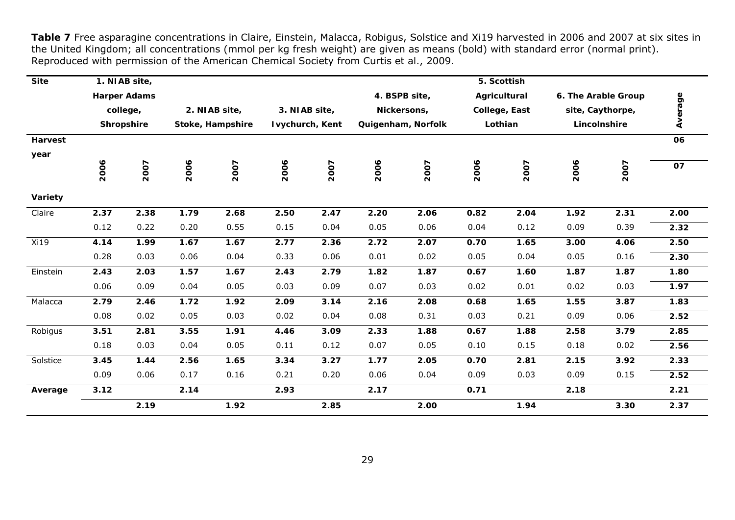**Table 7** Free asparagine concentrations in Claire, Einstein, Malacca, Robigus, Solstice and Xi19 harvested in 2006 and 2007 at six sites in the United Kingdom; all concentrations (mmol per kg fresh weight) are given as means (bold) with standard error (normal print). Reproduced with permission of the American Chemical Society from Curtis et al., 2009.

| Site | 1. NIAB site, Harper Adams college, Shropshire | | 2. NIAB site, Stoke, Hampshire | | 3. NIAB site, Ivychurch, Kent | | 4. BSPB site, Nickersons, Quigenham, Norfolk | | 5. Scottish Agricultural College, East Lothian | | 6. The Arable Group site, Caythorpe, Lincolnshire | | Average |
|---|---|---|---|---|---|---|---|---|---|---|---|---|---|
| **Harvest year** | **2006** | **2007** | **2006** | **2007** | **2006** | **2007** | **2006** | **2007** | **2006** | **2007** | **2006** | **2007** | **06** / **07** |
| **Variety** | | | | | | | | | | | | | |
| Claire | **2.37** | **2.38** | **1.79** | **2.68** | **2.50** | **2.47** | **2.20** | **2.06** | **0.82** | **2.04** | **1.92** | **2.31** | **2.00** |
| | 0.12 | 0.22 | 0.20 | 0.55 | 0.15 | 0.04 | 0.05 | 0.06 | 0.04 | 0.12 | 0.09 | 0.39 | **2.32** |
| Xi19 | **4.14** | **1.99** | **1.67** | **1.67** | **2.77** | **2.36** | **2.72** | **2.07** | **0.70** | **1.65** | **3.00** | **4.06** | **2.50** |
| | 0.28 | 0.03 | 0.06 | 0.04 | 0.33 | 0.06 | 0.01 | 0.02 | 0.05 | 0.04 | 0.05 | 0.16 | **2.30** |
| Einstein | **2.43** | **2.03** | **1.57** | **1.67** | **2.43** | **2.79** | **1.82** | **1.87** | **0.67** | **1.60** | **1.87** | **1.87** | **1.80** |
| | 0.06 | 0.09 | 0.04 | 0.05 | 0.03 | 0.09 | 0.07 | 0.03 | 0.02 | 0.01 | 0.02 | 0.03 | **1.97** |
| Malacca | **2.79** | **2.46** | **1.72** | **1.92** | **2.09** | **3.14** | **2.16** | **2.08** | **0.68** | **1.65** | **1.55** | **3.87** | **1.83** |
| | 0.08 | 0.02 | 0.05 | 0.03 | 0.02 | 0.04 | 0.08 | 0.31 | 0.03 | 0.21 | 0.09 | 0.06 | **2.52** |
| Robigus | **3.51** | **2.81** | **3.55** | **1.91** | **4.46** | **3.09** | **2.33** | **1.88** | **0.67** | **1.88** | **2.58** | **3.79** | **2.85** |
| | 0.18 | 0.03 | 0.04 | 0.05 | 0.11 | 0.12 | 0.07 | 0.05 | 0.10 | 0.15 | 0.18 | 0.02 | **2.56** |
| Solstice | **3.45** | **1.44** | **2.56** | **1.65** | **3.34** | **3.27** | **1.77** | **2.05** | **0.70** | **2.81** | **2.15** | **3.92** | **2.33** |
| | 0.09 | 0.06 | 0.17 | 0.16 | 0.21 | 0.20 | 0.06 | 0.04 | 0.09 | 0.03 | 0.09 | 0.15 | **2.52** |
| **Average** | **3.12** | | **2.14** | | **2.93** | | **2.17** | | **0.71** | | **2.18** | | **2.21** |
| | | **2.19** | | **1.92** | | **2.85** | | **2.00** | | **1.94** | | **3.30** | **2.37** |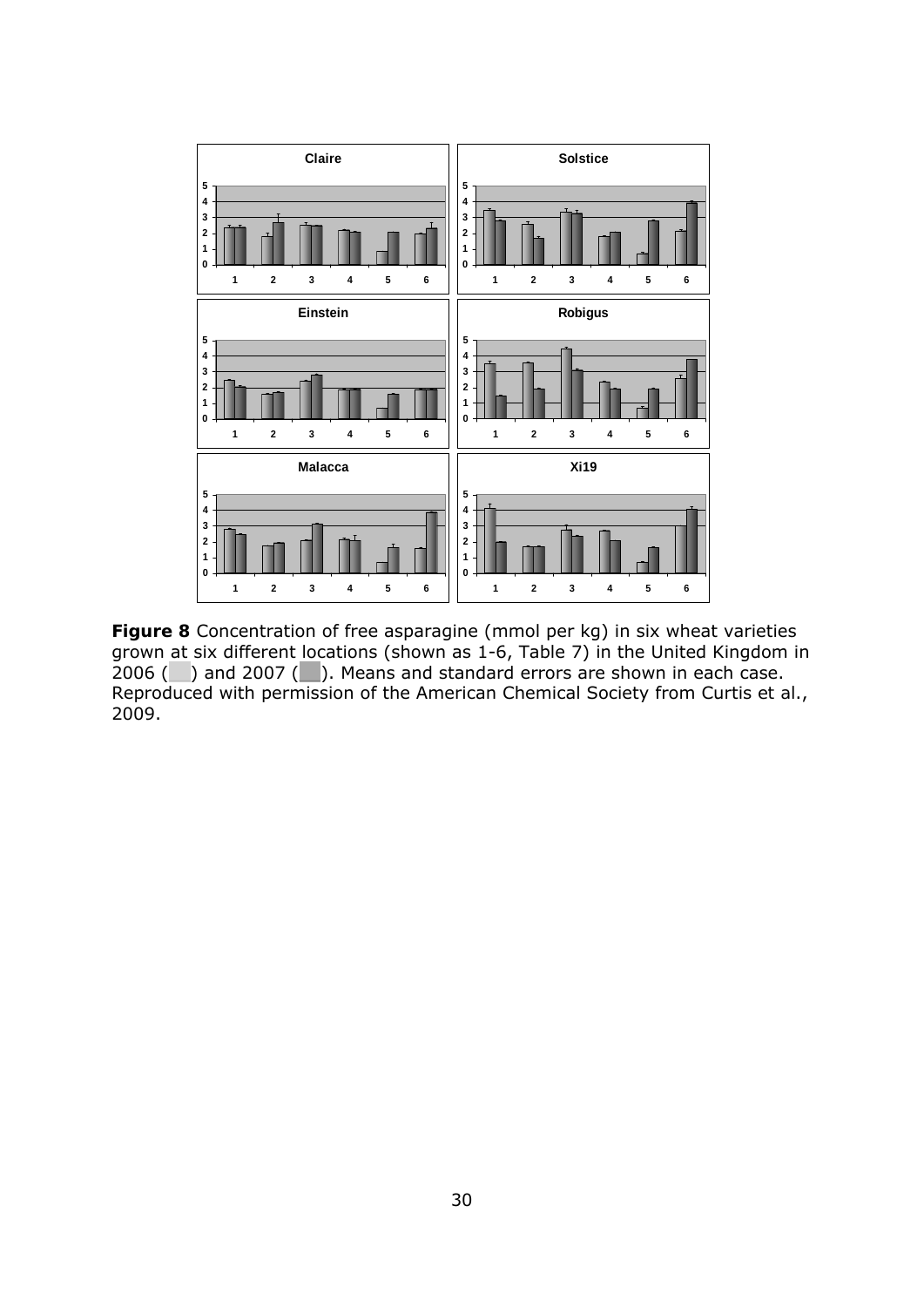**Figure 8** Concentration of free asparagine (mmol per kg) in six wheat varieties grown at six different locations (shown as 1-6, Table 7) in the United Kingdom in 2006 ( ) and 2007 ( ). Means and standard errors are shown in each case. Reproduced with permission of the American Chemical Society from Curtis et al., 2009.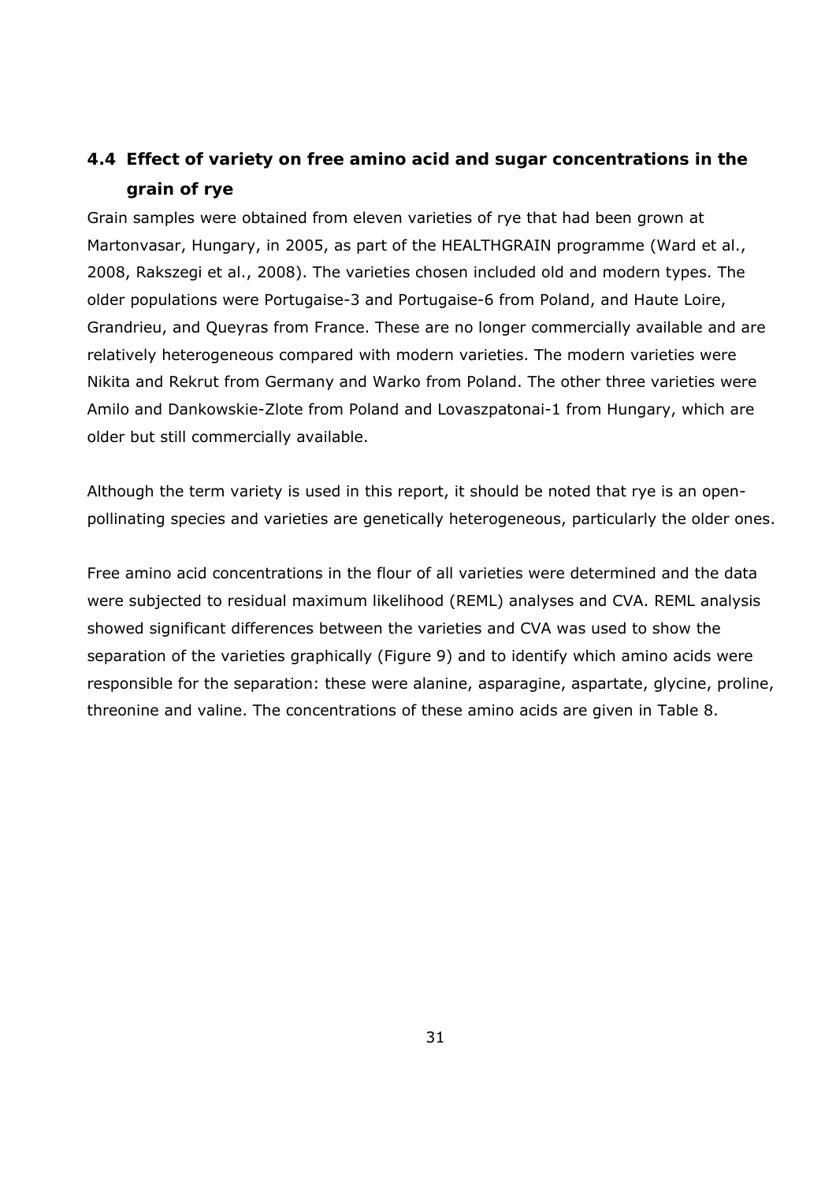## 4.4 Effect of variety on free amino acid and sugar concentrations in the grain of rye

Grain samples were obtained from eleven varieties of rye that had been grown at Martonvasar, Hungary, in 2005, as part of the HEALTHGRAIN programme (Ward et al., 2008, Rakszegi et al., 2008). The varieties chosen included old and modern types. The older populations were Portugaise-3 and Portugaise-6 from Poland, and Haute Loire, Grandrieu, and Queyras from France. These are no longer commercially available and are relatively heterogeneous compared with modern varieties. The modern varieties were Nikita and Rekrut from Germany and Warko from Poland. The other three varieties were Amilo and Dankowskie-Zlote from Poland and Lovaszpatonai-1 from Hungary, which are older but still commercially available.

Although the term variety is used in this report, it should be noted that rye is an open-pollinating species and varieties are genetically heterogeneous, particularly the older ones.

Free amino acid concentrations in the flour of all varieties were determined and the data were subjected to residual maximum likelihood (REML) analyses and CVA. REML analysis showed significant differences between the varieties and CVA was used to show the separation of the varieties graphically (Figure 9) and to identify which amino acids were responsible for the separation: these were alanine, asparagine, aspartate, glycine, proline, threonine and valine. The concentrations of these amino acids are given in Table 8.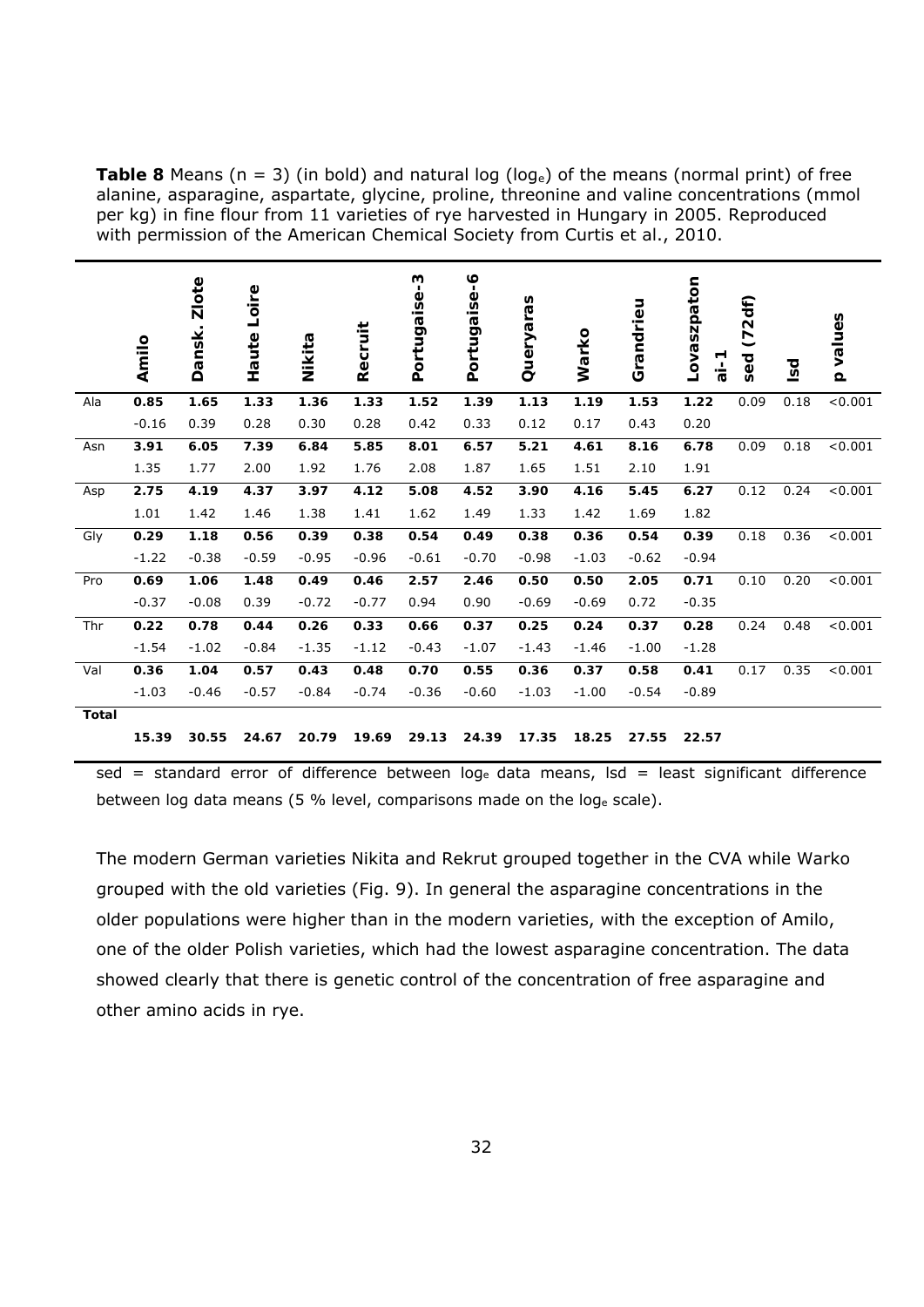**Table 8** Means (n = 3) (in bold) and natural log ($\log_e$) of the means (normal print) of free alanine, asparagine, aspartate, glycine, proline, threonine and valine concentrations (mmol per kg) in fine flour from 11 varieties of rye harvested in Hungary in 2005. Reproduced with permission of the American Chemical Society from Curtis et al., 2010.

| | Amilo | Dansk. Zlote | Haute Loire | Nikita | Recruit | Portugaise-3 | Portugaise-6 | Queryaras | Warko | Grandrieu | Lovaszpatonai-1 | sed (72df) | lsd | p values |
|---|---|---|---|---|---|---|---|---|---|---|---|---|---|---|
| Ala | **0.85** | **1.65** | **1.33** | **1.36** | **1.33** | **1.52** | **1.39** | **1.13** | **1.19** | **1.53** | **1.22** | 0.09 | 0.18 | <0.001 |
| | -0.16 | 0.39 | 0.28 | 0.30 | 0.28 | 0.42 | 0.33 | 0.12 | 0.17 | 0.43 | 0.20 | | | |
| Asn | **3.91** | **6.05** | **7.39** | **6.84** | **5.85** | **8.01** | **6.57** | **5.21** | **4.61** | **8.16** | **6.78** | 0.09 | 0.18 | <0.001 |
| | 1.35 | 1.77 | 2.00 | 1.92 | 1.76 | 2.08 | 1.87 | 1.65 | 1.51 | 2.10 | 1.91 | | | |
| Asp | **2.75** | **4.19** | **4.37** | **3.97** | **4.12** | **5.08** | **4.52** | **3.90** | **4.16** | **5.45** | **6.27** | 0.12 | 0.24 | <0.001 |
| | 1.01 | 1.42 | 1.46 | 1.38 | 1.41 | 1.62 | 1.49 | 1.33 | 1.42 | 1.69 | 1.82 | | | |
| Gly | **0.29** | **1.18** | **0.56** | **0.39** | **0.38** | **0.54** | **0.49** | **0.38** | **0.36** | **0.54** | **0.39** | 0.18 | 0.36 | <0.001 |
| | -1.22 | -0.38 | -0.59 | -0.95 | -0.96 | -0.61 | -0.70 | -0.98 | -1.03 | -0.62 | -0.94 | | | |
| Pro | **0.69** | **1.06** | **1.48** | **0.49** | **0.46** | **2.57** | **2.46** | **0.50** | **0.50** | **2.05** | **0.71** | 0.10 | 0.20 | <0.001 |
| | -0.37 | -0.08 | 0.39 | -0.72 | -0.77 | 0.94 | 0.90 | -0.69 | -0.69 | 0.72 | -0.35 | | | |
| Thr | **0.22** | **0.78** | **0.44** | **0.26** | **0.33** | **0.66** | **0.37** | **0.25** | **0.24** | **0.37** | **0.28** | 0.24 | 0.48 | <0.001 |
| | -1.54 | -1.02 | -0.84 | -1.35 | -1.12 | -0.43 | -1.07 | -1.43 | -1.46 | -1.00 | -1.28 | | | |
| Val | **0.36** | **1.04** | **0.57** | **0.43** | **0.48** | **0.70** | **0.55** | **0.36** | **0.37** | **0.58** | **0.41** | 0.17 | 0.35 | <0.001 |
| | -1.03 | -0.46 | -0.57 | -0.84 | -0.74 | -0.36 | -0.60 | -1.03 | -1.00 | -0.54 | -0.89 | | | |
| **Total** | | | | | | | | | | | | | | |
| | **15.39** | **30.55** | **24.67** | **20.79** | **19.69** | **29.13** | **24.39** | **17.35** | **18.25** | **27.55** | **22.57** | | | |

sed = standard error of difference between $\log_e$ data means, lsd = least significant difference between log data means (5 % level, comparisons made on the $\log_e$ scale).

The modern German varieties Nikita and Rekrut grouped together in the CVA while Warko grouped with the old varieties (Fig. 9). In general the asparagine concentrations in the older populations were higher than in the modern varieties, with the exception of Amilo, one of the older Polish varieties, which had the lowest asparagine concentration. The data showed clearly that there is genetic control of the concentration of free asparagine and other amino acids in rye.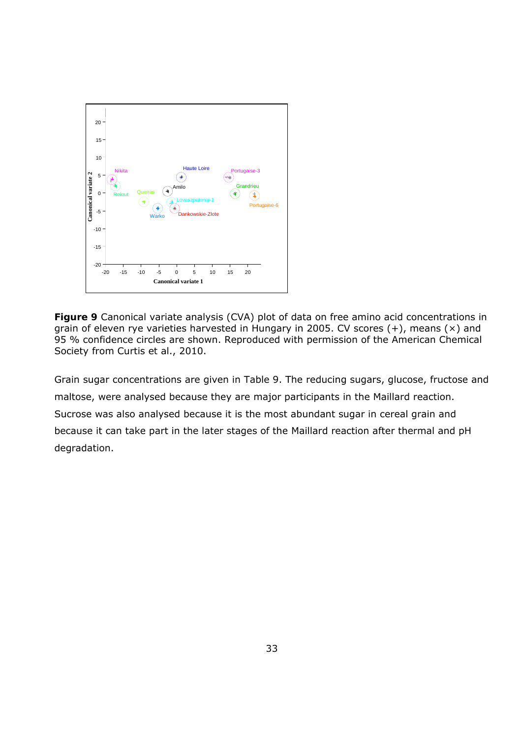**Figure 9** Canonical variate analysis (CVA) plot of data on free amino acid concentrations in grain of eleven rye varieties harvested in Hungary in 2005. CV scores (+), means (×) and 95 % confidence circles are shown. Reproduced with permission of the American Chemical Society from Curtis et al., 2010.

Grain sugar concentrations are given in Table 9. The reducing sugars, glucose, fructose and maltose, were analysed because they are major participants in the Maillard reaction. Sucrose was also analysed because it is the most abundant sugar in cereal grain and because it can take part in the later stages of the Maillard reaction after thermal and pH degradation.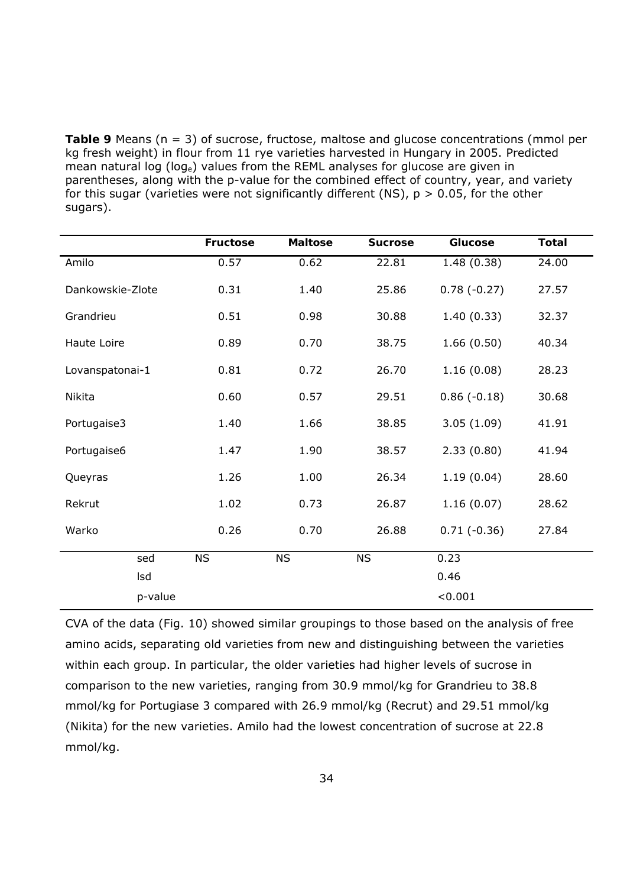**Table 9** Means (n = 3) of sucrose, fructose, maltose and glucose concentrations (mmol per kg fresh weight) in flour from 11 rye varieties harvested in Hungary in 2005. Predicted mean natural log ($\log_e$) values from the REML analyses for glucose are given in parentheses, along with the p-value for the combined effect of country, year, and variety for this sugar (varieties were not significantly different (NS), $p > 0.05$, for the other sugars).

| | Fructose | Maltose | Sucrose | Glucose | Total |
|---|---|---|---|---|---|
| Amilo | 0.57 | 0.62 | 22.81 | 1.48 (0.38) | 24.00 |
| Dankowskie-Zlote | 0.31 | 1.40 | 25.86 | 0.78 (-0.27) | 27.57 |
| Grandrieu | 0.51 | 0.98 | 30.88 | 1.40 (0.33) | 32.37 |
| Haute Loire | 0.89 | 0.70 | 38.75 | 1.66 (0.50) | 40.34 |
| Lovanspatonai-1 | 0.81 | 0.72 | 26.70 | 1.16 (0.08) | 28.23 |
| Nikita | 0.60 | 0.57 | 29.51 | 0.86 (-0.18) | 30.68 |
| Portugaise3 | 1.40 | 1.66 | 38.85 | 3.05 (1.09) | 41.91 |
| Portugaise6 | 1.47 | 1.90 | 38.57 | 2.33 (0.80) | 41.94 |
| Queyras | 1.26 | 1.00 | 26.34 | 1.19 (0.04) | 28.60 |
| Rekrut | 1.02 | 0.73 | 26.87 | 1.16 (0.07) | 28.62 |
| Warko | 0.26 | 0.70 | 26.88 | 0.71 (-0.36) | 27.84 |
| sed | NS | NS | NS | 0.23 | |
| lsd | | | | 0.46 | |
| p-value | | | | <0.001 | |

CVA of the data (Fig. 10) showed similar groupings to those based on the analysis of free amino acids, separating old varieties from new and distinguishing between the varieties within each group. In particular, the older varieties had higher levels of sucrose in comparison to the new varieties, ranging from 30.9 mmol/kg for Grandrieu to 38.8 mmol/kg for Portugiase 3 compared with 26.9 mmol/kg (Recrut) and 29.51 mmol/kg (Nikita) for the new varieties. Amilo had the lowest concentration of sucrose at 22.8 mmol/kg.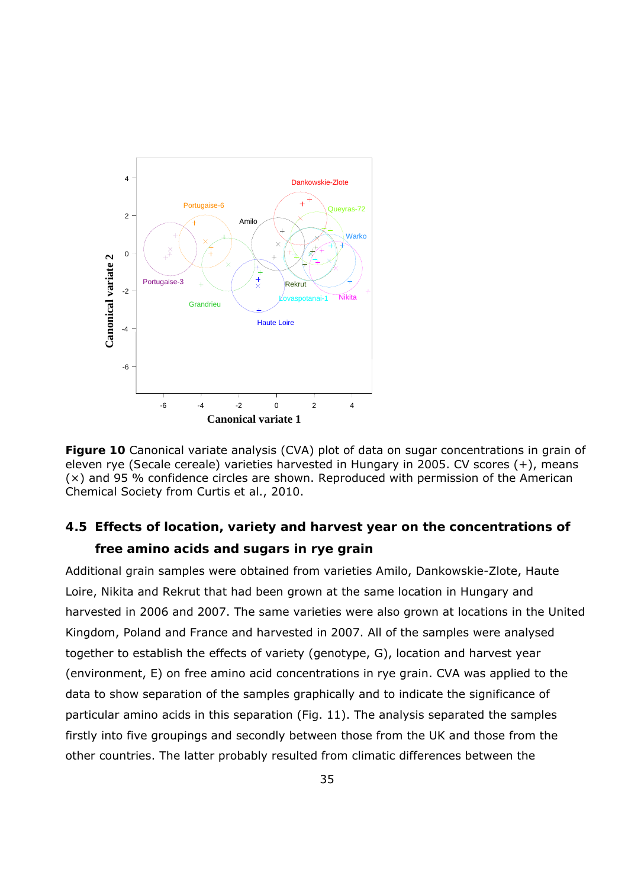**Figure 10** Canonical variate analysis (CVA) plot of data on sugar concentrations in grain of eleven rye (Secale cereale) varieties harvested in Hungary in 2005. CV scores (+), means (×) and 95 % confidence circles are shown. Reproduced with permission of the American Chemical Society from Curtis et al., 2010.

## 4.5 Effects of location, variety and harvest year on the concentrations of free amino acids and sugars in rye grain

Additional grain samples were obtained from varieties Amilo, Dankowskie-Zlote, Haute Loire, Nikita and Rekrut that had been grown at the same location in Hungary and harvested in 2006 and 2007. The same varieties were also grown at locations in the United Kingdom, Poland and France and harvested in 2007. All of the samples were analysed together to establish the effects of variety (genotype, G), location and harvest year (environment, E) on free amino acid concentrations in rye grain. CVA was applied to the data to show separation of the samples graphically and to indicate the significance of particular amino acids in this separation (Fig. 11). The analysis separated the samples firstly into five groupings and secondly between those from the UK and those from the other countries. The latter probably resulted from climatic differences between the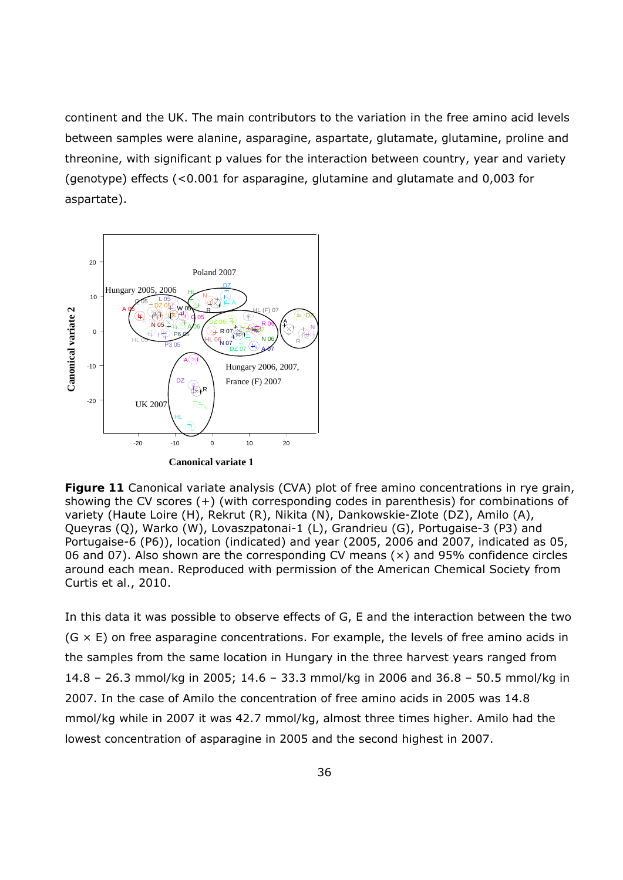continent and the UK. The main contributors to the variation in the free amino acid levels between samples were alanine, asparagine, aspartate, glutamate, glutamine, proline and threonine, with significant p values for the interaction between country, year and variety (genotype) effects (<0.001 for asparagine, glutamine and glutamate and 0,003 for aspartate).

**Figure 11** Canonical variate analysis (CVA) plot of free amino concentrations in rye grain, showing the CV scores (+) (with corresponding codes in parenthesis) for combinations of variety (Haute Loire (H), Rekrut (R), Nikita (N), Dankowskie-Zlote (DZ), Amilo (A), Queyras (Q), Warko (W), Lovaszpatonai-1 (L), Grandrieu (G), Portugaise-3 (P3) and Portugaise-6 (P6)), location (indicated) and year (2005, 2006 and 2007, indicated as 05, 06 and 07). Also shown are the corresponding CV means (×) and 95% confidence circles around each mean. Reproduced with permission of the American Chemical Society from Curtis et al., 2010.

In this data it was possible to observe effects of G, E and the interaction between the two (G × E) on free asparagine concentrations. For example, the levels of free amino acids in the samples from the same location in Hungary in the three harvest years ranged from 14.8 – 26.3 mmol/kg in 2005; 14.6 – 33.3 mmol/kg in 2006 and 36.8 – 50.5 mmol/kg in 2007. In the case of Amilo the concentration of free amino acids in 2005 was 14.8 mmol/kg while in 2007 it was 42.7 mmol/kg, almost three times higher. Amilo had the lowest concentration of asparagine in 2005 and the second highest in 2007.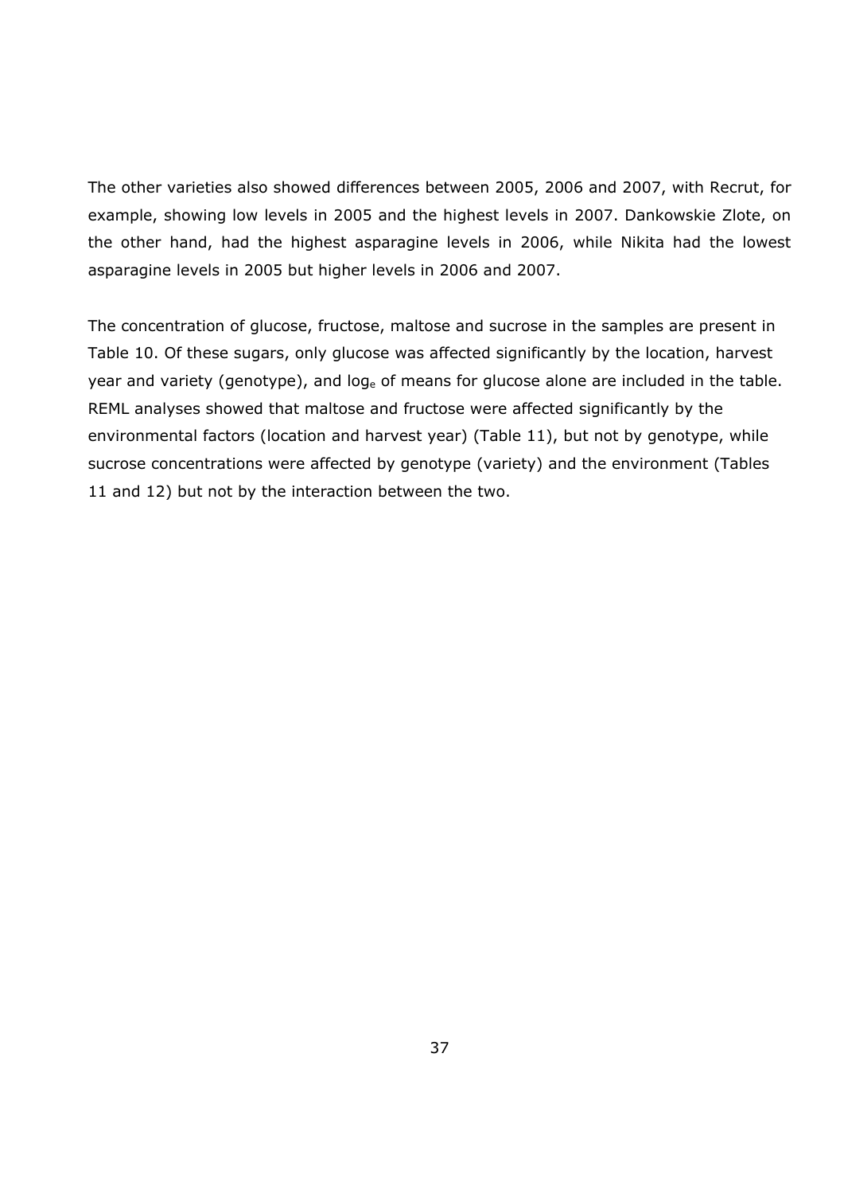The other varieties also showed differences between 2005, 2006 and 2007, with Recrut, for example, showing low levels in 2005 and the highest levels in 2007. Dankowskie Zlote, on the other hand, had the highest asparagine levels in 2006, while Nikita had the lowest asparagine levels in 2005 but higher levels in 2006 and 2007.

The concentration of glucose, fructose, maltose and sucrose in the samples are present in Table 10. Of these sugars, only glucose was affected significantly by the location, harvest year and variety (genotype), and $\log_e$ of means for glucose alone are included in the table. REML analyses showed that maltose and fructose were affected significantly by the environmental factors (location and harvest year) (Table 11), but not by genotype, while sucrose concentrations were affected by genotype (variety) and the environment (Tables 11 and 12) but not by the interaction between the two.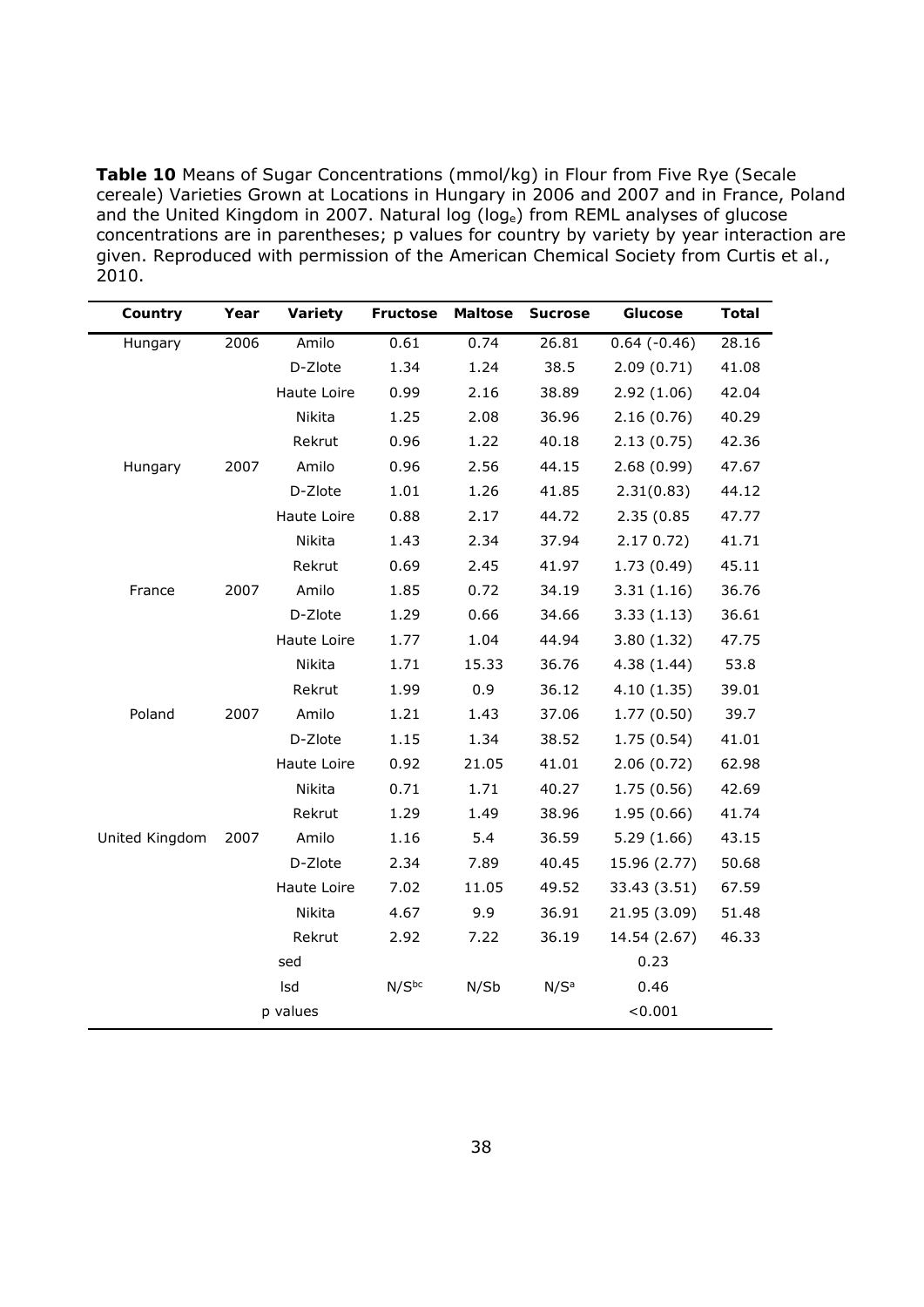**Table 10** Means of Sugar Concentrations (mmol/kg) in Flour from Five Rye (*Secale cereale*) Varieties Grown at Locations in Hungary in 2006 and 2007 and in France, Poland and the United Kingdom in 2007. Natural log ($\log_e$) from REML analyses of glucose concentrations are in parentheses; p values for country by variety by year interaction are given. Reproduced with permission of the American Chemical Society from Curtis et al., 2010.

| Country | Year | Variety | Fructose | Maltose | Sucrose | Glucose | Total |
|---|---|---|---|---|---|---|---|
| Hungary | 2006 | Amilo | 0.61 | 0.74 | 26.81 | 0.64 (-0.46) | 28.16 |
| | | D-Zlote | 1.34 | 1.24 | 38.5 | 2.09 (0.71) | 41.08 |
| | | Haute Loire | 0.99 | 2.16 | 38.89 | 2.92 (1.06) | 42.04 |
| | | Nikita | 1.25 | 2.08 | 36.96 | 2.16 (0.76) | 40.29 |
| | | Rekrut | 0.96 | 1.22 | 40.18 | 2.13 (0.75) | 42.36 |
| Hungary | 2007 | Amilo | 0.96 | 2.56 | 44.15 | 2.68 (0.99) | 47.67 |
| | | D-Zlote | 1.01 | 1.26 | 41.85 | 2.31(0.83) | 44.12 |
| | | Haute Loire | 0.88 | 2.17 | 44.72 | 2.35 (0.85 | 47.77 |
| | | Nikita | 1.43 | 2.34 | 37.94 | 2.17 0.72) | 41.71 |
| | | Rekrut | 0.69 | 2.45 | 41.97 | 1.73 (0.49) | 45.11 |
| France | 2007 | Amilo | 1.85 | 0.72 | 34.19 | 3.31 (1.16) | 36.76 |
| | | D-Zlote | 1.29 | 0.66 | 34.66 | 3.33 (1.13) | 36.61 |
| | | Haute Loire | 1.77 | 1.04 | 44.94 | 3.80 (1.32) | 47.75 |
| | | Nikita | 1.71 | 15.33 | 36.76 | 4.38 (1.44) | 53.8 |
| | | Rekrut | 1.99 | 0.9 | 36.12 | 4.10 (1.35) | 39.01 |
| Poland | 2007 | Amilo | 1.21 | 1.43 | 37.06 | 1.77 (0.50) | 39.7 |
| | | D-Zlote | 1.15 | 1.34 | 38.52 | 1.75 (0.54) | 41.01 |
| | | Haute Loire | 0.92 | 21.05 | 41.01 | 2.06 (0.72) | 62.98 |
| | | Nikita | 0.71 | 1.71 | 40.27 | 1.75 (0.56) | 42.69 |
| | | Rekrut | 1.29 | 1.49 | 38.96 | 1.95 (0.66) | 41.74 |
| United Kingdom | 2007 | Amilo | 1.16 | 5.4 | 36.59 | 5.29 (1.66) | 43.15 |
| | | D-Zlote | 2.34 | 7.89 | 40.45 | 15.96 (2.77) | 50.68 |
| | | Haute Loire | 7.02 | 11.05 | 49.52 | 33.43 (3.51) | 67.59 |
| | | Nikita | 4.67 | 9.9 | 36.91 | 21.95 (3.09) | 51.48 |
| | | Rekrut | 2.92 | 7.22 | 36.19 | 14.54 (2.67) | 46.33 |
| | sed | | | | | 0.23 | |
| | lsd | | N/S[bc] | N/Sb | N/S[a] | 0.46 | |
| | p values | | | | | <0.001 | |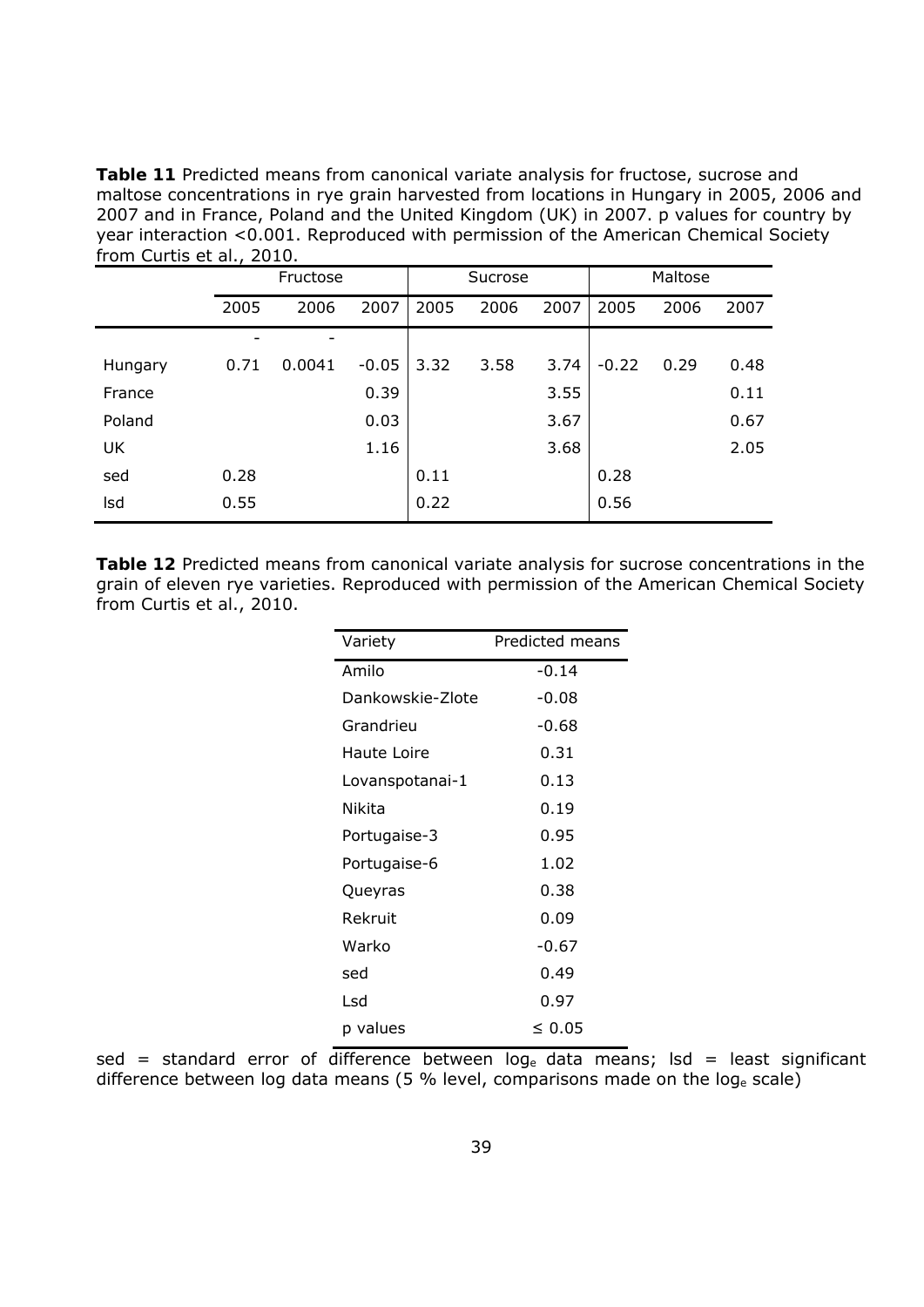**Table 11** Predicted means from canonical variate analysis for fructose, sucrose and maltose concentrations in rye grain harvested from locations in Hungary in 2005, 2006 and 2007 and in France, Poland and the United Kingdom (UK) in 2007. p values for country by year interaction <0.001. Reproduced with permission of the American Chemical Society from Curtis et al., 2010.

| | Fructose | | | Sucrose | | | Maltose | | |
|---|---|---|---|---|---|---|---|---|---|
| | 2005 | 2006 | 2007 | 2005 | 2006 | 2007 | 2005 | 2006 | 2007 |
| | - | - | | | | | | | |
| Hungary | 0.71 | 0.0041 | -0.05 | 3.32 | 3.58 | 3.74 | -0.22 | 0.29 | 0.48 |
| France | | | 0.39 | | | 3.55 | | | 0.11 |
| Poland | | | 0.03 | | | 3.67 | | | 0.67 |
| UK | | | 1.16 | | | 3.68 | | | 2.05 |
| sed | 0.28 | | | 0.11 | | | 0.28 | | |
| lsd | 0.55 | | | 0.22 | | | 0.56 | | |

**Table 12** Predicted means from canonical variate analysis for sucrose concentrations in the grain of eleven rye varieties. Reproduced with permission of the American Chemical Society from Curtis et al., 2010.

| Variety | Predicted means |
|---|---|
| Amilo | -0.14 |
| Dankowskie-Zlote | -0.08 |
| Grandrieu | -0.68 |
| Haute Loire | 0.31 |
| Lovanspotanai-1 | 0.13 |
| Nikita | 0.19 |
| Portugaise-3 | 0.95 |
| Portugaise-6 | 1.02 |
| Queyras | 0.38 |
| Rekruit | 0.09 |
| Warko | -0.67 |
| sed | 0.49 |
| Lsd | 0.97 |
| p values | ≤ 0.05 |

sed = standard error of difference between $\log_e$ data means; lsd = least significant difference between log data means (5 % level, comparisons made on the $\log_e$ scale)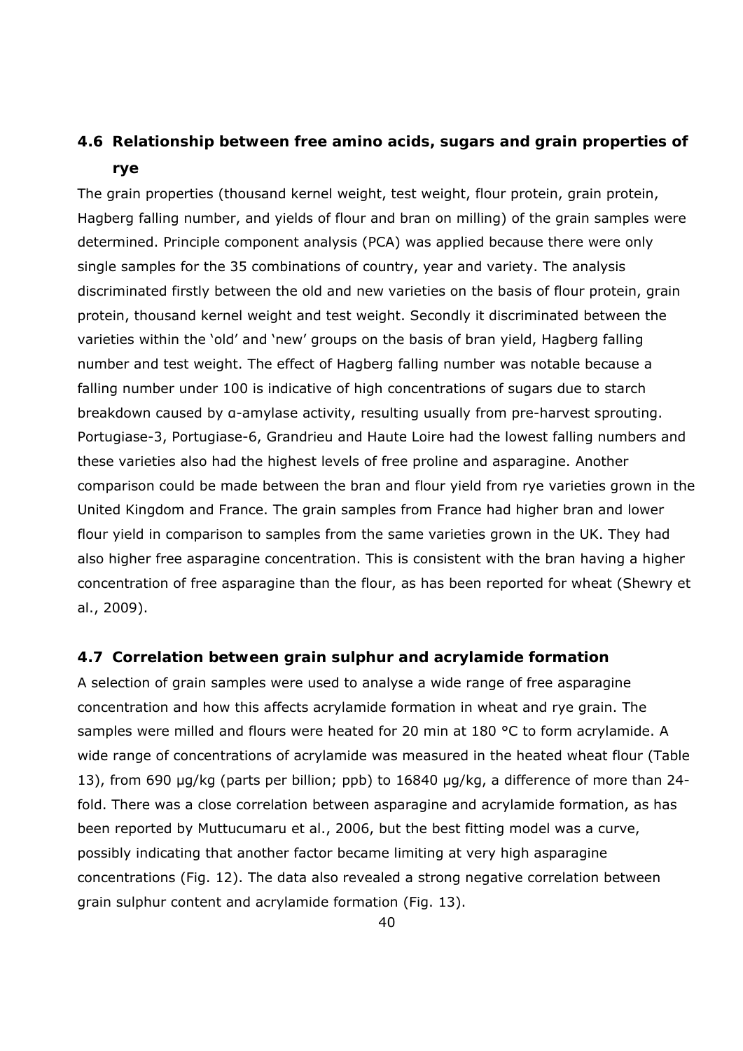## 4.6 Relationship between free amino acids, sugars and grain properties of rye

The grain properties (thousand kernel weight, test weight, flour protein, grain protein, Hagberg falling number, and yields of flour and bran on milling) of the grain samples were determined. Principle component analysis (PCA) was applied because there were only single samples for the 35 combinations of country, year and variety. The analysis discriminated firstly between the old and new varieties on the basis of flour protein, grain protein, thousand kernel weight and test weight. Secondly it discriminated between the varieties within the 'old' and 'new' groups on the basis of bran yield, Hagberg falling number and test weight. The effect of Hagberg falling number was notable because a falling number under 100 is indicative of high concentrations of sugars due to starch breakdown caused by α-amylase activity, resulting usually from pre-harvest sprouting. Portugiase-3, Portugiase-6, Grandrieu and Haute Loire had the lowest falling numbers and these varieties also had the highest levels of free proline and asparagine. Another comparison could be made between the bran and flour yield from rye varieties grown in the United Kingdom and France. The grain samples from France had higher bran and lower flour yield in comparison to samples from the same varieties grown in the UK. They had also higher free asparagine concentration. This is consistent with the bran having a higher concentration of free asparagine than the flour, as has been reported for wheat (Shewry et al., 2009).

## 4.7 Correlation between grain sulphur and acrylamide formation

A selection of grain samples were used to analyse a wide range of free asparagine concentration and how this affects acrylamide formation in wheat and rye grain. The samples were milled and flours were heated for 20 min at 180 °C to form acrylamide. A wide range of concentrations of acrylamide was measured in the heated wheat flour (Table 13), from 690 µg/kg (parts per billion; ppb) to 16840 µg/kg, a difference of more than 24-fold. There was a close correlation between asparagine and acrylamide formation, as has been reported by Muttucumaru et al., 2006, but the best fitting model was a curve, possibly indicating that another factor became limiting at very high asparagine concentrations (Fig. 12). The data also revealed a strong negative correlation between grain sulphur content and acrylamide formation (Fig. 13).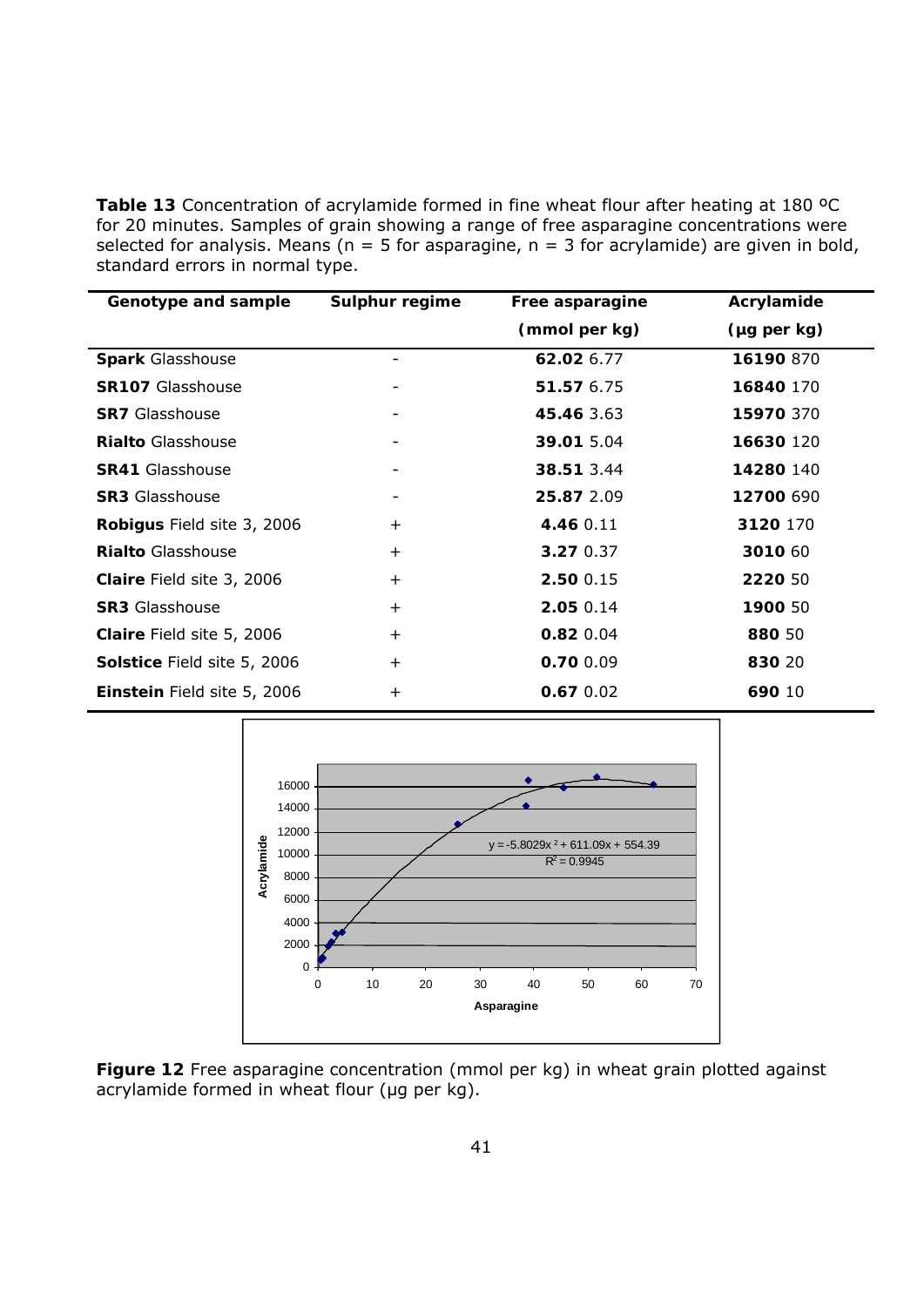**Table 13** Concentration of acrylamide formed in fine wheat flour after heating at 180 ºC for 20 minutes. Samples of grain showing a range of free asparagine concentrations were selected for analysis. Means (n = 5 for asparagine, n = 3 for acrylamide) are given in bold, standard errors in normal type.

| Genotype and sample | Sulphur regime | Free asparagine (mmol per kg) | Acrylamide (µg per kg) |
|---|---|---|---|
| **Spark** Glasshouse | - | **62.02** 6.77 | **16190** 870 |
| **SR107** Glasshouse | - | **51.57** 6.75 | **16840** 170 |
| **SR7** Glasshouse | - | **45.46** 3.63 | **15970** 370 |
| **Rialto** Glasshouse | - | **39.01** 5.04 | **16630** 120 |
| **SR41** Glasshouse | - | **38.51** 3.44 | **14280** 140 |
| **SR3** Glasshouse | - | **25.87** 2.09 | **12700** 690 |
| **Robigus** Field site 3, 2006 | + | **4.46** 0.11 | **3120** 170 |
| **Rialto** Glasshouse | + | **3.27** 0.37 | **3010** 60 |
| **Claire** Field site 3, 2006 | + | **2.50** 0.15 | **2220** 50 |
| **SR3** Glasshouse | + | **2.05** 0.14 | **1900** 50 |
| **Claire** Field site 5, 2006 | + | **0.82** 0.04 | **880** 50 |
| **Solstice** Field site 5, 2006 | + | **0.70** 0.09 | **830** 20 |
| **Einstein** Field site 5, 2006 | + | **0.67** 0.02 | **690** 10 |

**Figure 12** Free asparagine concentration (mmol per kg) in wheat grain plotted against acrylamide formed in wheat flour (µg per kg).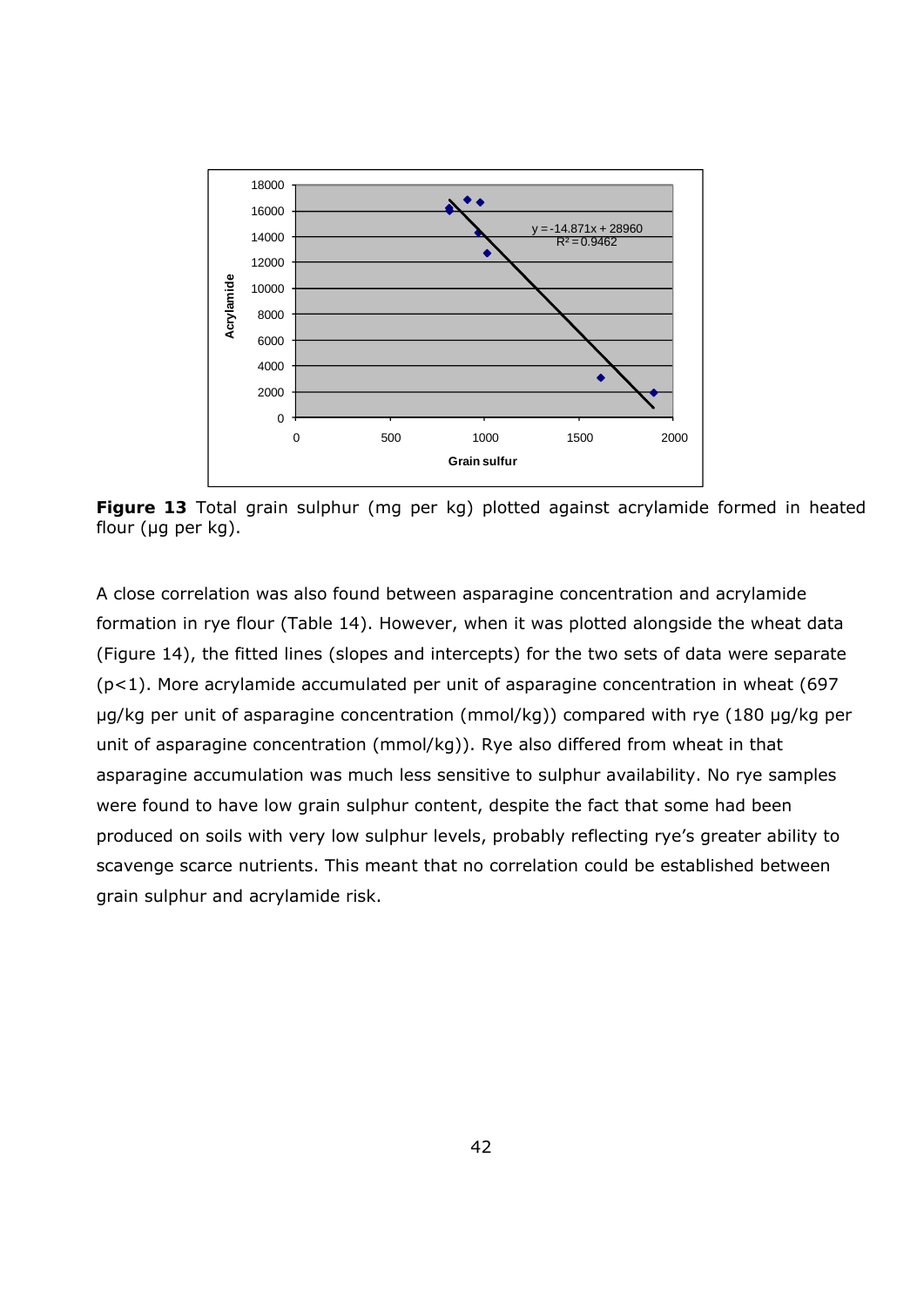**Figure 13** Total grain sulphur (mg per kg) plotted against acrylamide formed in heated flour (μg per kg).

A close correlation was also found between asparagine concentration and acrylamide formation in rye flour (Table 14). However, when it was plotted alongside the wheat data (Figure 14), the fitted lines (slopes and intercepts) for the two sets of data were separate ($p<1$). More acrylamide accumulated per unit of asparagine concentration in wheat (697 μg/kg per unit of asparagine concentration (mmol/kg)) compared with rye (180 μg/kg per unit of asparagine concentration (mmol/kg)). Rye also differed from wheat in that asparagine accumulation was much less sensitive to sulphur availability. No rye samples were found to have low grain sulphur content, despite the fact that some had been produced on soils with very low sulphur levels, probably reflecting rye's greater ability to scavenge scarce nutrients. This meant that no correlation could be established between grain sulphur and acrylamide risk.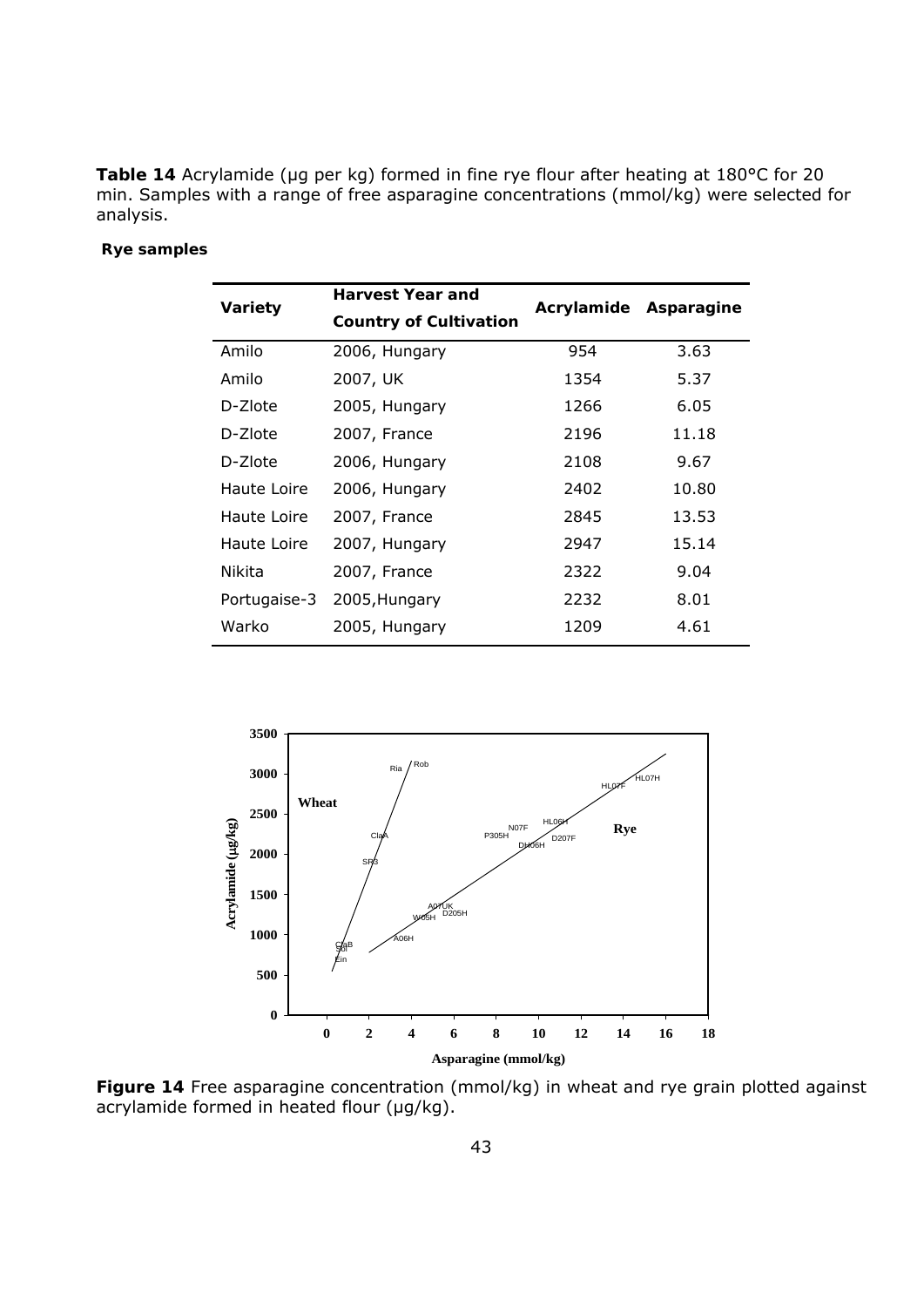**Table 14** Acrylamide (µg per kg) formed in fine rye flour after heating at 180°C for 20 min. Samples with a range of free asparagine concentrations (mmol/kg) were selected for analysis.

**Rye samples**

| Variety | Harvest Year and Country of Cultivation | Acrylamide | Asparagine |
|---|---|---|---|
| Amilo | 2006, Hungary | 954 | 3.63 |
| Amilo | 2007, UK | 1354 | 5.37 |
| D-Zlote | 2005, Hungary | 1266 | 6.05 |
| D-Zlote | 2007, France | 2196 | 11.18 |
| D-Zlote | 2006, Hungary | 2108 | 9.67 |
| Haute Loire | 2006, Hungary | 2402 | 10.80 |
| Haute Loire | 2007, France | 2845 | 13.53 |
| Haute Loire | 2007, Hungary | 2947 | 15.14 |
| Nikita | 2007, France | 2322 | 9.04 |
| Portugaise-3 | 2005,Hungary | 2232 | 8.01 |
| Warko | 2005, Hungary | 1209 | 4.61 |

**Figure 14** Free asparagine concentration (mmol/kg) in wheat and rye grain plotted against acrylamide formed in heated flour (µg/kg).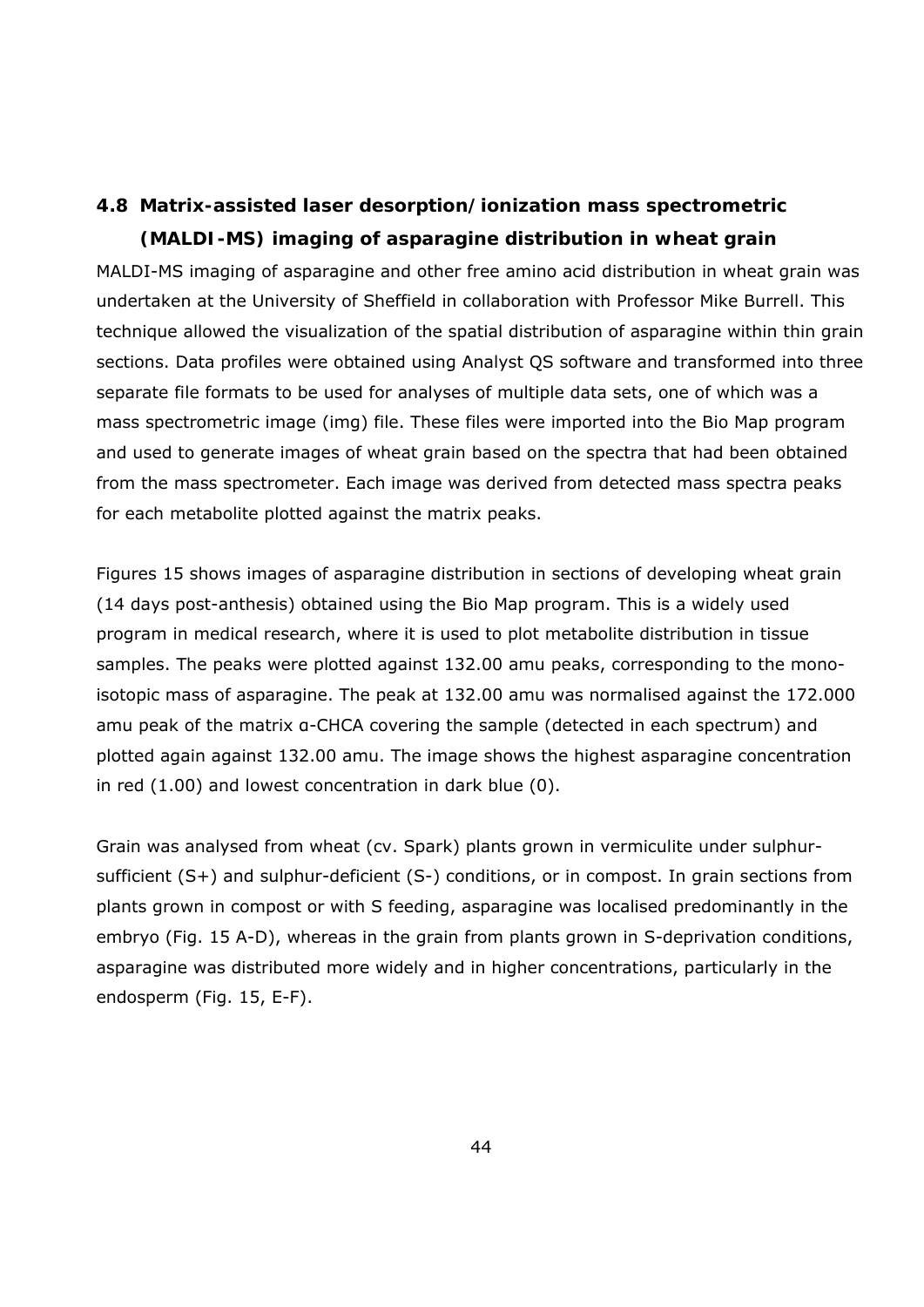## 4.8 Matrix-assisted laser desorption/ionization mass spectrometric (MALDI-MS) imaging of asparagine distribution in wheat grain

MALDI-MS imaging of asparagine and other free amino acid distribution in wheat grain was undertaken at the University of Sheffield in collaboration with Professor Mike Burrell. This technique allowed the visualization of the spatial distribution of asparagine within thin grain sections. Data profiles were obtained using Analyst QS software and transformed into three separate file formats to be used for analyses of multiple data sets, one of which was a mass spectrometric image (img) file. These files were imported into the Bio Map program and used to generate images of wheat grain based on the spectra that had been obtained from the mass spectrometer. Each image was derived from detected mass spectra peaks for each metabolite plotted against the matrix peaks.

Figures 15 shows images of asparagine distribution in sections of developing wheat grain (14 days post-anthesis) obtained using the Bio Map program. This is a widely used program in medical research, where it is used to plot metabolite distribution in tissue samples. The peaks were plotted against 132.00 amu peaks, corresponding to the mono-isotopic mass of asparagine. The peak at 132.00 amu was normalised against the 172.000 amu peak of the matrix α-CHCA covering the sample (detected in each spectrum) and plotted again against 132.00 amu. The image shows the highest asparagine concentration in red (1.00) and lowest concentration in dark blue (0).

Grain was analysed from wheat (cv. Spark) plants grown in vermiculite under sulphur-sufficient (S+) and sulphur-deficient (S-) conditions, or in compost. In grain sections from plants grown in compost or with S feeding, asparagine was localised predominantly in the embryo (Fig. 15 A-D), whereas in the grain from plants grown in S-deprivation conditions, asparagine was distributed more widely and in higher concentrations, particularly in the endosperm (Fig. 15, E-F).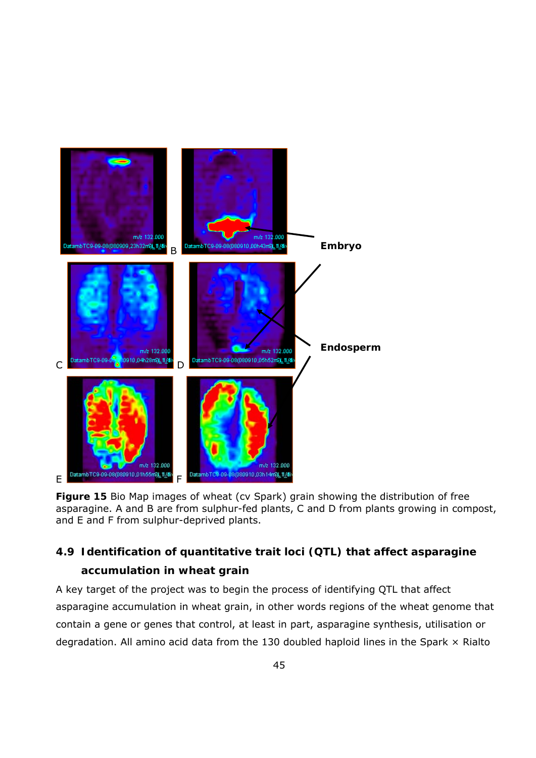**Figure 15** Bio Map images of wheat (cv Spark) grain showing the distribution of free asparagine. A and B are from sulphur-fed plants, C and D from plants growing in compost, and E and F from sulphur-deprived plants.

## 4.9 Identification of quantitative trait loci (QTL) that affect asparagine accumulation in wheat grain

A key target of the project was to begin the process of identifying QTL that affect asparagine accumulation in wheat grain, in other words regions of the wheat genome that contain a gene or genes that control, at least in part, asparagine synthesis, utilisation or degradation. All amino acid data from the 130 doubled haploid lines in the Spark × Rialto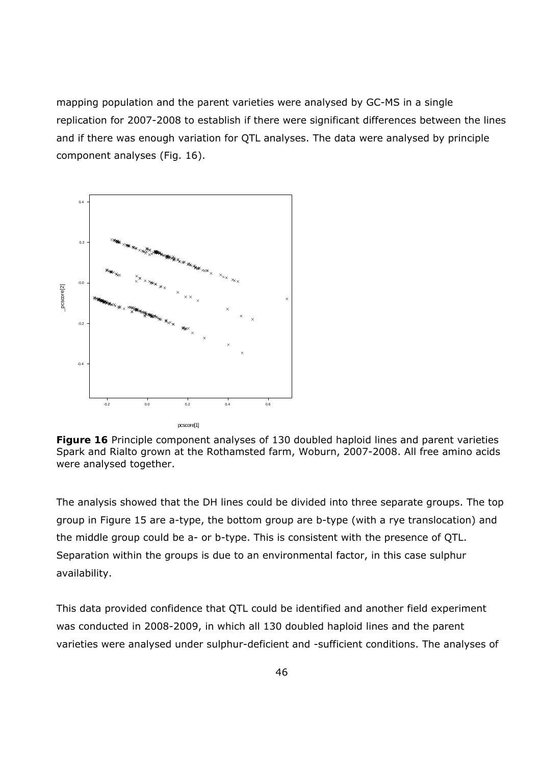mapping population and the parent varieties were analysed by GC-MS in a single replication for 2007-2008 to establish if there were significant differences between the lines and if there was enough variation for QTL analyses. The data were analysed by principle component analyses (Fig. 16).

**Figure 16** Principle component analyses of 130 doubled haploid lines and parent varieties Spark and Rialto grown at the Rothamsted farm, Woburn, 2007-2008. All free amino acids were analysed together.

The analysis showed that the DH lines could be divided into three separate groups. The top group in Figure 15 are a-type, the bottom group are b-type (with a rye translocation) and the middle group could be a- or b-type. This is consistent with the presence of QTL. Separation within the groups is due to an environmental factor, in this case sulphur availability.

This data provided confidence that QTL could be identified and another field experiment was conducted in 2008-2009, in which all 130 doubled haploid lines and the parent varieties were analysed under sulphur-deficient and -sufficient conditions. The analyses of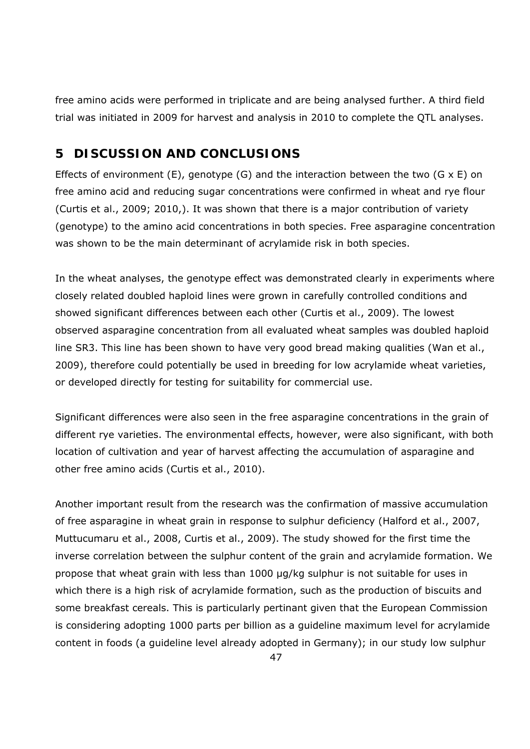free amino acids were performed in triplicate and are being analysed further. A third field trial was initiated in 2009 for harvest and analysis in 2010 to complete the QTL analyses.

# 5 DISCUSSION AND CONCLUSIONS

Effects of environment (E), genotype (G) and the interaction between the two (G x E) on free amino acid and reducing sugar concentrations were confirmed in wheat and rye flour (Curtis et al., 2009; 2010,). It was shown that there is a major contribution of variety (genotype) to the amino acid concentrations in both species. Free asparagine concentration was shown to be the main determinant of acrylamide risk in both species.

In the wheat analyses, the genotype effect was demonstrated clearly in experiments where closely related doubled haploid lines were grown in carefully controlled conditions and showed significant differences between each other (Curtis et al., 2009). The lowest observed asparagine concentration from all evaluated wheat samples was doubled haploid line SR3. This line has been shown to have very good bread making qualities (Wan et al., 2009), therefore could potentially be used in breeding for low acrylamide wheat varieties, or developed directly for testing for suitability for commercial use.

Significant differences were also seen in the free asparagine concentrations in the grain of different rye varieties. The environmental effects, however, were also significant, with both location of cultivation and year of harvest affecting the accumulation of asparagine and other free amino acids (Curtis et al., 2010).

Another important result from the research was the confirmation of massive accumulation of free asparagine in wheat grain in response to sulphur deficiency (Halford et al., 2007, Muttucumaru et al., 2008, Curtis et al., 2009). The study showed for the first time the inverse correlation between the sulphur content of the grain and acrylamide formation. We propose that wheat grain with less than 1000 µg/kg sulphur is not suitable for uses in which there is a high risk of acrylamide formation, such as the production of biscuits and some breakfast cereals. This is particularly pertinant given that the European Commission is considering adopting 1000 parts per billion as a guideline maximum level for acrylamide content in foods (a guideline level already adopted in Germany); in our study low sulphur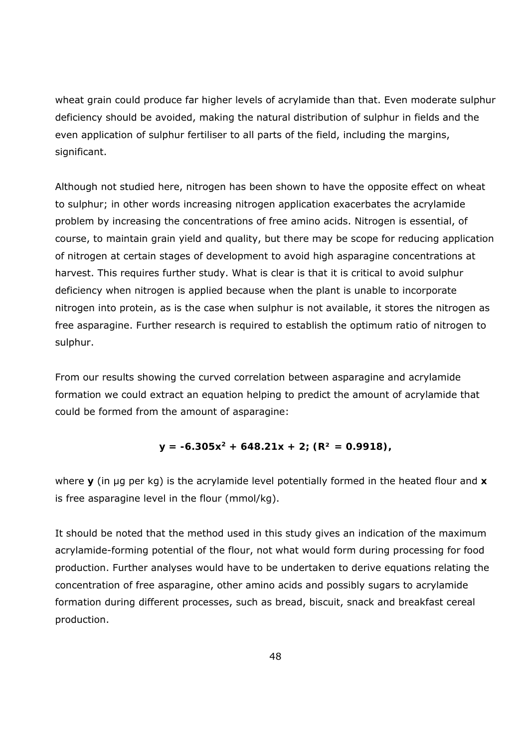wheat grain could produce far higher levels of acrylamide than that. Even moderate sulphur deficiency should be avoided, making the natural distribution of sulphur in fields and the even application of sulphur fertiliser to all parts of the field, including the margins, significant.

Although not studied here, nitrogen has been shown to have the opposite effect on wheat to sulphur; in other words increasing nitrogen application exacerbates the acrylamide problem by increasing the concentrations of free amino acids. Nitrogen is essential, of course, to maintain grain yield and quality, but there may be scope for reducing application of nitrogen at certain stages of development to avoid high asparagine concentrations at harvest. This requires further study. What is clear is that it is critical to avoid sulphur deficiency when nitrogen is applied because when the plant is unable to incorporate nitrogen into protein, as is the case when sulphur is not available, it stores the nitrogen as free asparagine. Further research is required to establish the optimum ratio of nitrogen to sulphur.

From our results showing the curved correlation between asparagine and acrylamide formation we could extract an equation helping to predict the amount of acrylamide that could be formed from the amount of asparagine:

$$\mathbf{y = -6.305x^2 + 648.21x + 2; (R^2 = 0.9918),}$$

where **y** (in µg per kg) is the acrylamide level potentially formed in the heated flour and **x** is free asparagine level in the flour (mmol/kg).

It should be noted that the method used in this study gives an indication of the maximum acrylamide-forming potential of the flour, not what would form during processing for food production. Further analyses would have to be undertaken to derive equations relating the concentration of free asparagine, other amino acids and possibly sugars to acrylamide formation during different processes, such as bread, biscuit, snack and breakfast cereal production.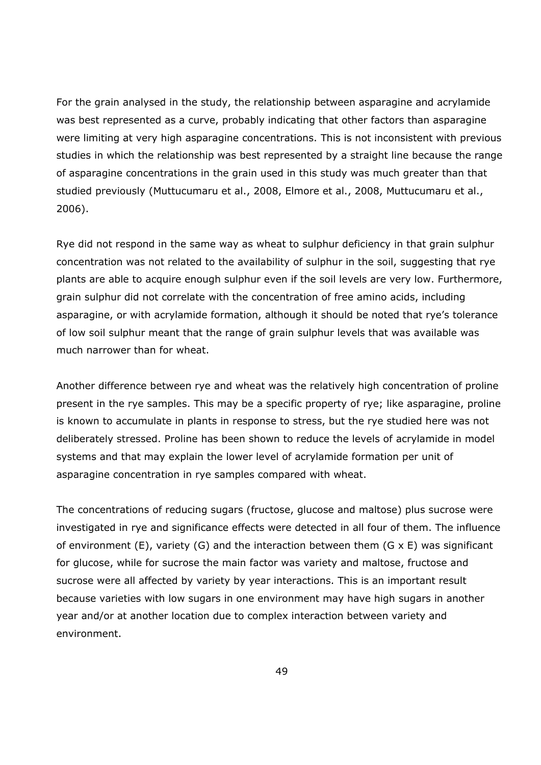For the grain analysed in the study, the relationship between asparagine and acrylamide was best represented as a curve, probably indicating that other factors than asparagine were limiting at very high asparagine concentrations. This is not inconsistent with previous studies in which the relationship was best represented by a straight line because the range of asparagine concentrations in the grain used in this study was much greater than that studied previously (Muttucumaru et al., 2008, Elmore et al., 2008, Muttucumaru et al., 2006).

Rye did not respond in the same way as wheat to sulphur deficiency in that grain sulphur concentration was not related to the availability of sulphur in the soil, suggesting that rye plants are able to acquire enough sulphur even if the soil levels are very low. Furthermore, grain sulphur did not correlate with the concentration of free amino acids, including asparagine, or with acrylamide formation, although it should be noted that rye's tolerance of low soil sulphur meant that the range of grain sulphur levels that was available was much narrower than for wheat.

Another difference between rye and wheat was the relatively high concentration of proline present in the rye samples. This may be a specific property of rye; like asparagine, proline is known to accumulate in plants in response to stress, but the rye studied here was not deliberately stressed. Proline has been shown to reduce the levels of acrylamide in model systems and that may explain the lower level of acrylamide formation per unit of asparagine concentration in rye samples compared with wheat.

The concentrations of reducing sugars (fructose, glucose and maltose) plus sucrose were investigated in rye and significance effects were detected in all four of them. The influence of environment (E), variety (G) and the interaction between them (G x E) was significant for glucose, while for sucrose the main factor was variety and maltose, fructose and sucrose were all affected by variety by year interactions. This is an important result because varieties with low sugars in one environment may have high sugars in another year and/or at another location due to complex interaction between variety and environment.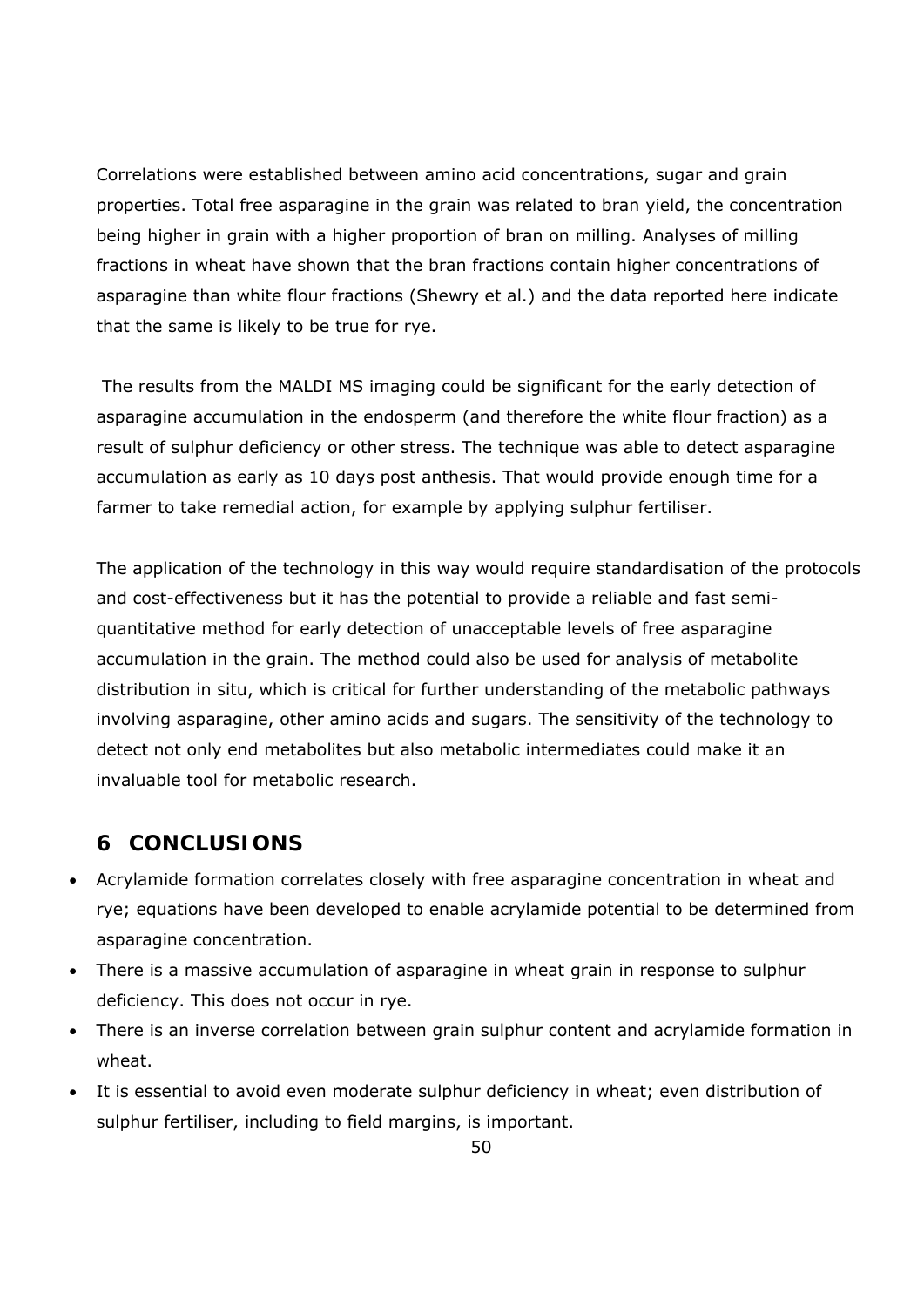Correlations were established between amino acid concentrations, sugar and grain properties. Total free asparagine in the grain was related to bran yield, the concentration being higher in grain with a higher proportion of bran on milling. Analyses of milling fractions in wheat have shown that the bran fractions contain higher concentrations of asparagine than white flour fractions (Shewry et al.) and the data reported here indicate that the same is likely to be true for rye.

The results from the MALDI MS imaging could be significant for the early detection of asparagine accumulation in the endosperm (and therefore the white flour fraction) as a result of sulphur deficiency or other stress. The technique was able to detect asparagine accumulation as early as 10 days post anthesis. That would provide enough time for a farmer to take remedial action, for example by applying sulphur fertiliser.

The application of the technology in this way would require standardisation of the protocols and cost-effectiveness but it has the potential to provide a reliable and fast semi-quantitative method for early detection of unacceptable levels of free asparagine accumulation in the grain. The method could also be used for analysis of metabolite distribution in situ, which is critical for further understanding of the metabolic pathways involving asparagine, other amino acids and sugars. The sensitivity of the technology to detect not only end metabolites but also metabolic intermediates could make it an invaluable tool for metabolic research.

# 6 CONCLUSIONS

- Acrylamide formation correlates closely with free asparagine concentration in wheat and rye; equations have been developed to enable acrylamide potential to be determined from asparagine concentration.
- There is a massive accumulation of asparagine in wheat grain in response to sulphur deficiency. This does not occur in rye.
- There is an inverse correlation between grain sulphur content and acrylamide formation in wheat.
- It is essential to avoid even moderate sulphur deficiency in wheat; even distribution of sulphur fertiliser, including to field margins, is important.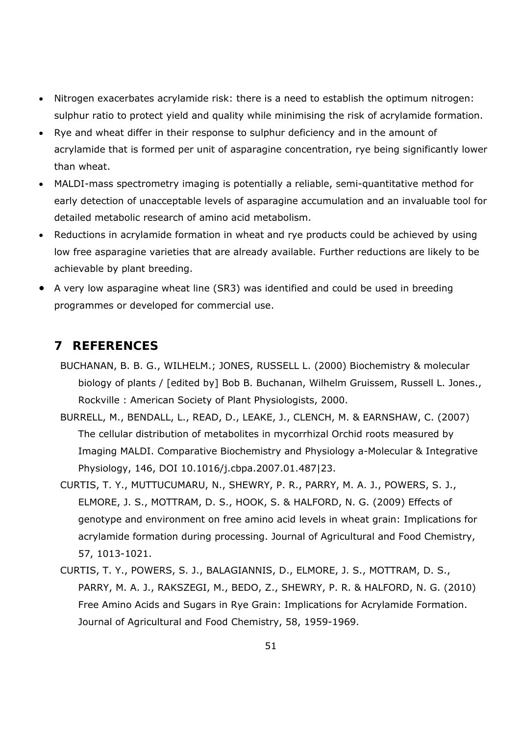- Nitrogen exacerbates acrylamide risk: there is a need to establish the optimum nitrogen: sulphur ratio to protect yield and quality while minimising the risk of acrylamide formation.
- Rye and wheat differ in their response to sulphur deficiency and in the amount of acrylamide that is formed per unit of asparagine concentration, rye being significantly lower than wheat.
- MALDI-mass spectrometry imaging is potentially a reliable, semi-quantitative method for early detection of unacceptable levels of asparagine accumulation and an invaluable tool for detailed metabolic research of amino acid metabolism.
- Reductions in acrylamide formation in wheat and rye products could be achieved by using low free asparagine varieties that are already available. Further reductions are likely to be achievable by plant breeding.
- A very low asparagine wheat line (SR3) was identified and could be used in breeding programmes or developed for commercial use.

## 7 REFERENCES

BUCHANAN, B. B. G., WILHELM.; JONES, RUSSELL L. (2000) Biochemistry & molecular biology of plants / [edited by] Bob B. Buchanan, Wilhelm Gruissem, Russell L. Jones., Rockville : American Society of Plant Physiologists, 2000.

BURRELL, M., BENDALL, L., READ, D., LEAKE, J., CLENCH, M. & EARNSHAW, C. (2007) The cellular distribution of metabolites in mycorrhizal Orchid roots measured by Imaging MALDI. Comparative Biochemistry and Physiology a-Molecular & Integrative Physiology, 146, DOI 10.1016/j.cbpa.2007.01.487|23.

CURTIS, T. Y., MUTTUCUMARU, N., SHEWRY, P. R., PARRY, M. A. J., POWERS, S. J., ELMORE, J. S., MOTTRAM, D. S., HOOK, S. & HALFORD, N. G. (2009) Effects of genotype and environment on free amino acid levels in wheat grain: Implications for acrylamide formation during processing. Journal of Agricultural and Food Chemistry, 57, 1013-1021.

CURTIS, T. Y., POWERS, S. J., BALAGIANNIS, D., ELMORE, J. S., MOTTRAM, D. S., PARRY, M. A. J., RAKSZEGI, M., BEDO, Z., SHEWRY, P. R. & HALFORD, N. G. (2010) Free Amino Acids and Sugars in Rye Grain: Implications for Acrylamide Formation. Journal of Agricultural and Food Chemistry, 58, 1959-1969.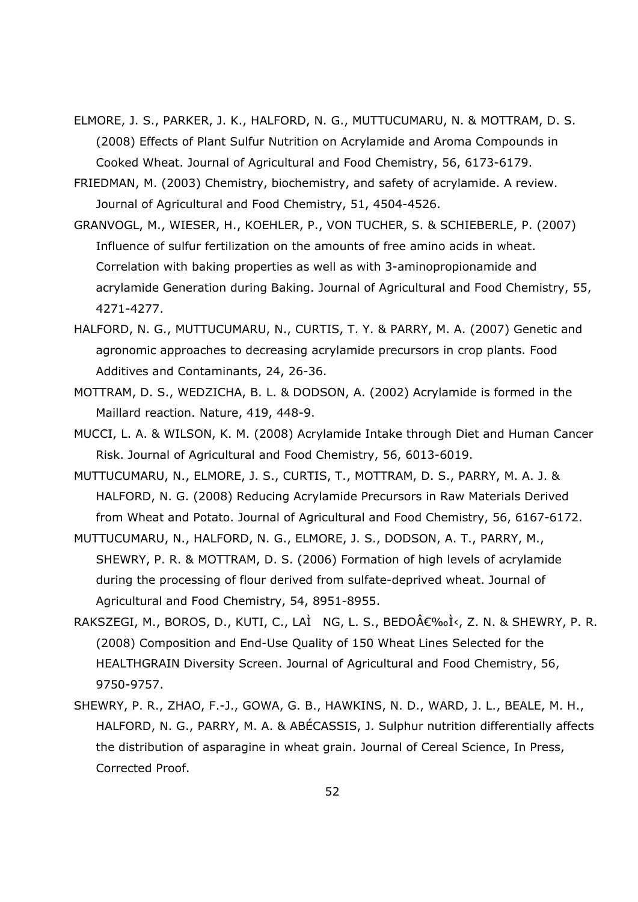ELMORE, J. S., PARKER, J. K., HALFORD, N. G., MUTTUCUMARU, N. & MOTTRAM, D. S. (2008) Effects of Plant Sulfur Nutrition on Acrylamide and Aroma Compounds in Cooked Wheat. Journal of Agricultural and Food Chemistry, 56, 6173-6179.

FRIEDMAN, M. (2003) Chemistry, biochemistry, and safety of acrylamide. A review. Journal of Agricultural and Food Chemistry, 51, 4504-4526.

GRANVOGL, M., WIESER, H., KOEHLER, P., VON TUCHER, S. & SCHIEBERLE, P. (2007) Influence of sulfur fertilization on the amounts of free amino acids in wheat. Correlation with baking properties as well as with 3-aminopropionamide and acrylamide Generation during Baking. Journal of Agricultural and Food Chemistry, 55, 4271-4277.

HALFORD, N. G., MUTTUCUMARU, N., CURTIS, T. Y. & PARRY, M. A. (2007) Genetic and agronomic approaches to decreasing acrylamide precursors in crop plants. Food Additives and Contaminants, 24, 26-36.

MOTTRAM, D. S., WEDZICHA, B. L. & DODSON, A. (2002) Acrylamide is formed in the Maillard reaction. Nature, 419, 448-9.

MUCCI, L. A. & WILSON, K. M. (2008) Acrylamide Intake through Diet and Human Cancer Risk. Journal of Agricultural and Food Chemistry, 56, 6013-6019.

MUTTUCUMARU, N., ELMORE, J. S., CURTIS, T., MOTTRAM, D. S., PARRY, M. A. J. & HALFORD, N. G. (2008) Reducing Acrylamide Precursors in Raw Materials Derived from Wheat and Potato. Journal of Agricultural and Food Chemistry, 56, 6167-6172.

MUTTUCUMARU, N., HALFORD, N. G., ELMORE, J. S., DODSON, A. T., PARRY, M., SHEWRY, P. R. & MOTTRAM, D. S. (2006) Formation of high levels of acrylamide during the processing of flour derived from sulfate-deprived wheat. Journal of Agricultural and Food Chemistry, 54, 8951-8955.

RAKSZEGI, M., BOROS, D., KUTI, C., LAÌ NG, L. S., BEDOÂ€‰Ì‹, Z. N. & SHEWRY, P. R. (2008) Composition and End-Use Quality of 150 Wheat Lines Selected for the HEALTHGRAIN Diversity Screen. Journal of Agricultural and Food Chemistry, 56, 9750-9757.

SHEWRY, P. R., ZHAO, F.-J., GOWA, G. B., HAWKINS, N. D., WARD, J. L., BEALE, M. H., HALFORD, N. G., PARRY, M. A. & ABÉCASSIS, J. Sulphur nutrition differentially affects the distribution of asparagine in wheat grain. Journal of Cereal Science, In Press, Corrected Proof.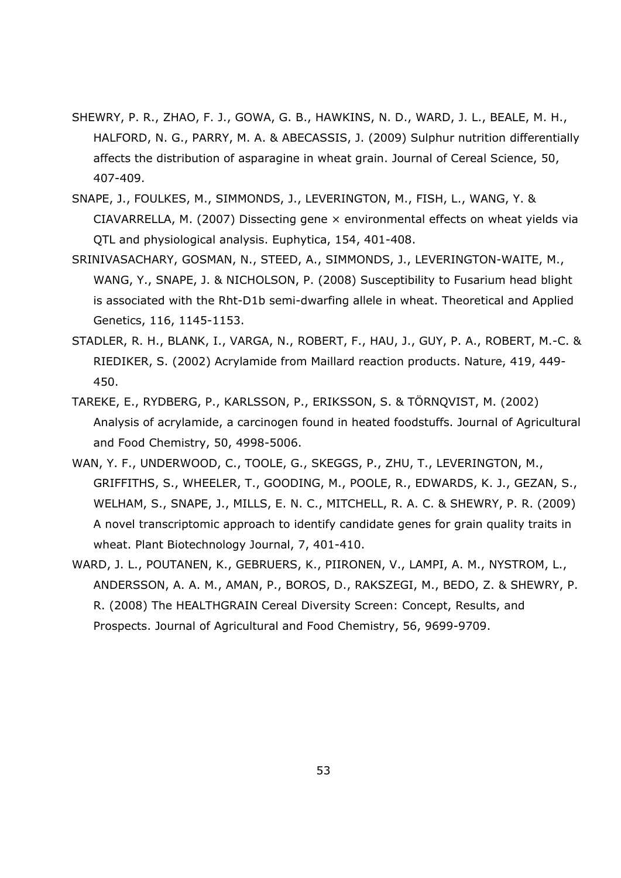SHEWRY, P. R., ZHAO, F. J., GOWA, G. B., HAWKINS, N. D., WARD, J. L., BEALE, M. H., HALFORD, N. G., PARRY, M. A. & ABECASSIS, J. (2009) Sulphur nutrition differentially affects the distribution of asparagine in wheat grain. Journal of Cereal Science, 50, 407-409.

SNAPE, J., FOULKES, M., SIMMONDS, J., LEVERINGTON, M., FISH, L., WANG, Y. & CIAVARRELLA, M. (2007) Dissecting gene × environmental effects on wheat yields via QTL and physiological analysis. Euphytica, 154, 401-408.

SRINIVASACHARY, GOSMAN, N., STEED, A., SIMMONDS, J., LEVERINGTON-WAITE, M., WANG, Y., SNAPE, J. & NICHOLSON, P. (2008) Susceptibility to Fusarium head blight is associated with the Rht-D1b semi-dwarfing allele in wheat. Theoretical and Applied Genetics, 116, 1145-1153.

STADLER, R. H., BLANK, I., VARGA, N., ROBERT, F., HAU, J., GUY, P. A., ROBERT, M.-C. & RIEDIKER, S. (2002) Acrylamide from Maillard reaction products. Nature, 419, 449-450.

TAREKE, E., RYDBERG, P., KARLSSON, P., ERIKSSON, S. & TÖRNQVIST, M. (2002) Analysis of acrylamide, a carcinogen found in heated foodstuffs. Journal of Agricultural and Food Chemistry, 50, 4998-5006.

WAN, Y. F., UNDERWOOD, C., TOOLE, G., SKEGGS, P., ZHU, T., LEVERINGTON, M., GRIFFITHS, S., WHEELER, T., GOODING, M., POOLE, R., EDWARDS, K. J., GEZAN, S., WELHAM, S., SNAPE, J., MILLS, E. N. C., MITCHELL, R. A. C. & SHEWRY, P. R. (2009) A novel transcriptomic approach to identify candidate genes for grain quality traits in wheat. Plant Biotechnology Journal, 7, 401-410.

WARD, J. L., POUTANEN, K., GEBRUERS, K., PIIRONEN, V., LAMPI, A. M., NYSTROM, L., ANDERSSON, A. A. M., AMAN, P., BOROS, D., RAKSZEGI, M., BEDO, Z. & SHEWRY, P. R. (2008) The HEALTHGRAIN Cereal Diversity Screen: Concept, Results, and Prospects. Journal of Agricultural and Food Chemistry, 56, 9699-9709.